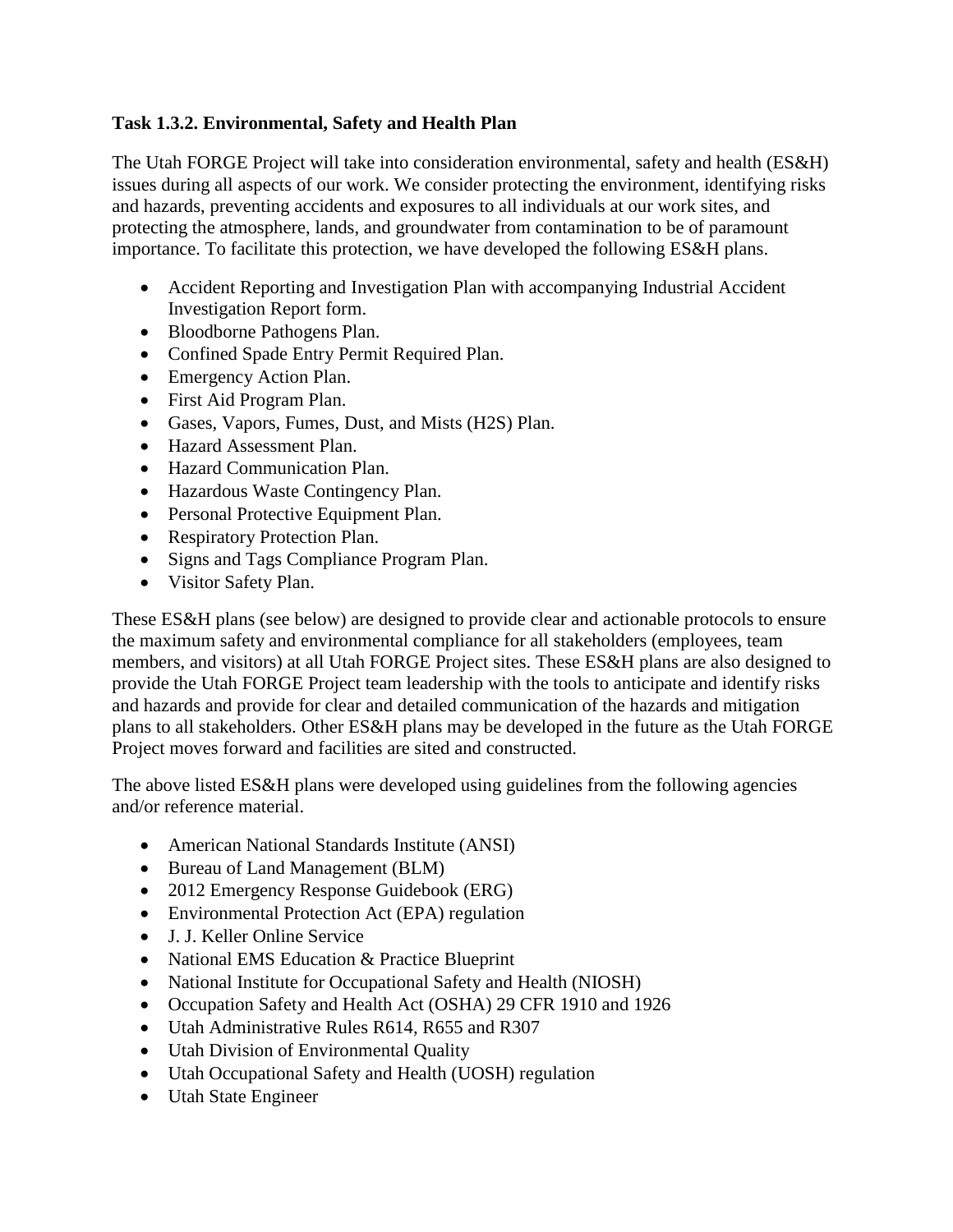**Task 1.3.2. Environmental, Safety and Health Plan**

The Utah FORGE Project will take into consideration environmental, safety and health (ES&H) issues during all aspects of our work. We consider protecting the environment, identifying risks and hazards, preventing accidents and exposures to all individuals at our work sites, and protecting the atmosphere, lands, and groundwater from contamination to be of paramount importance. To facilitate this protection, we have developed the following ES&H plans.

- Accident Reporting and Investigation Plan with accompanying Industrial Accident Investigation Report form.
- Bloodborne Pathogens Plan.
- Confined Spade Entry Permit Required Plan.
- Emergency Action Plan.
- First Aid Program Plan.
- Gases, Vapors, Fumes, Dust, and Mists (H2S) Plan.
- Hazard Assessment Plan.
- Hazard Communication Plan.
- Hazardous Waste Contingency Plan.
- Personal Protective Equipment Plan.
- Respiratory Protection Plan.
- Signs and Tags Compliance Program Plan.
- Visitor Safety Plan.

These ES&H plans (see below) are designed to provide clear and actionable protocols to ensure the maximum safety and environmental compliance for all stakeholders (employees, team members, and visitors) at all Utah FORGE Project sites. These ES&H plans are also designed to provide the Utah FORGE Project team leadership with the tools to anticipate and identify risks and hazards and provide for clear and detailed communication of the hazards and mitigation plans to all stakeholders. Other ES&H plans may be developed in the future as the Utah FORGE Project moves forward and facilities are sited and constructed.

The above listed ES&H plans were developed using guidelines from the following agencies and/or reference material.

- American National Standards Institute (ANSI)
- Bureau of Land Management (BLM)
- 2012 Emergency Response Guidebook (ERG)
- Environmental Protection Act (EPA) regulation
- J. J. Keller Online Service
- National EMS Education & Practice Blueprint
- National Institute for Occupational Safety and Health (NIOSH)
- Occupation Safety and Health Act (OSHA) 29 CFR 1910 and 1926
- Utah Administrative Rules R614, R655 and R307
- Utah Division of Environmental Quality
- Utah Occupational Safety and Health (UOSH) regulation
- Utah State Engineer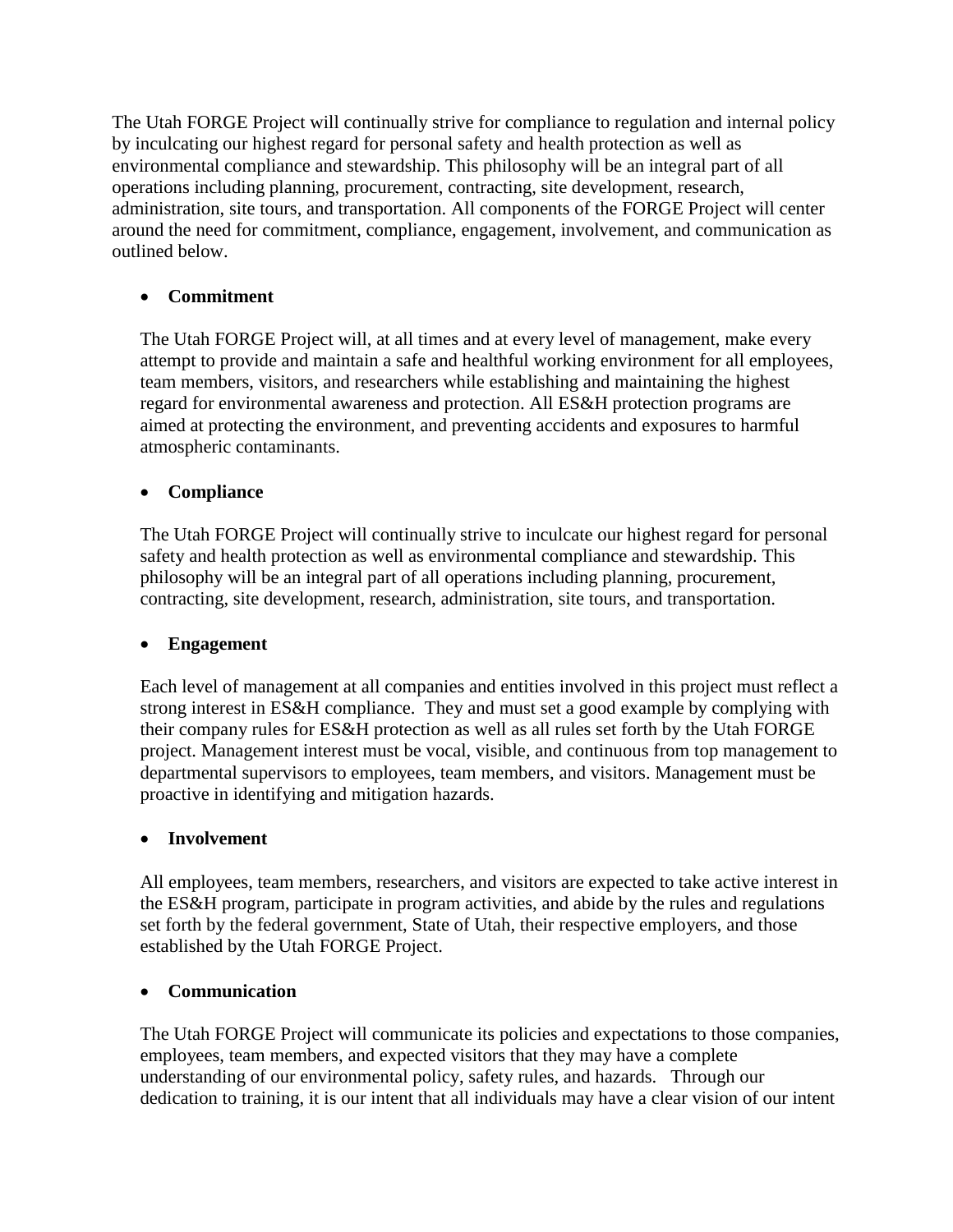The Utah FORGE Project will continually strive for compliance to regulation and internal policy by inculcating our highest regard for personal safety and health protection as well as environmental compliance and stewardship. This philosophy will be an integral part of all operations including planning, procurement, contracting, site development, research, administration, site tours, and transportation. All components of the FORGE Project will center around the need for commitment, compliance, engagement, involvement, and communication as outlined below.

- **Commitment**

  The Utah FORGE Project will, at all times and at every level of management, make every attempt to provide and maintain a safe and healthful working environment for all employees, team members, visitors, and researchers while establishing and maintaining the highest regard for environmental awareness and protection. All ES&H protection programs are aimed at protecting the environment, and preventing accidents and exposures to harmful atmospheric contaminants.

- **Compliance**

  The Utah FORGE Project will continually strive to inculcate our highest regard for personal safety and health protection as well as environmental compliance and stewardship. This philosophy will be an integral part of all operations including planning, procurement, contracting, site development, research, administration, site tours, and transportation.

- **Engagement**

  Each level of management at all companies and entities involved in this project must reflect a strong interest in ES&H compliance. They and must set a good example by complying with their company rules for ES&H protection as well as all rules set forth by the Utah FORGE project. Management interest must be vocal, visible, and continuous from top management to departmental supervisors to employees, team members, and visitors. Management must be proactive in identifying and mitigation hazards.

- **Involvement**

  All employees, team members, researchers, and visitors are expected to take active interest in the ES&H program, participate in program activities, and abide by the rules and regulations set forth by the federal government, State of Utah, their respective employers, and those established by the Utah FORGE Project.

- **Communication**

  The Utah FORGE Project will communicate its policies and expectations to those companies, employees, team members, and expected visitors that they may have a complete understanding of our environmental policy, safety rules, and hazards. Through our dedication to training, it is our intent that all individuals may have a clear vision of our intent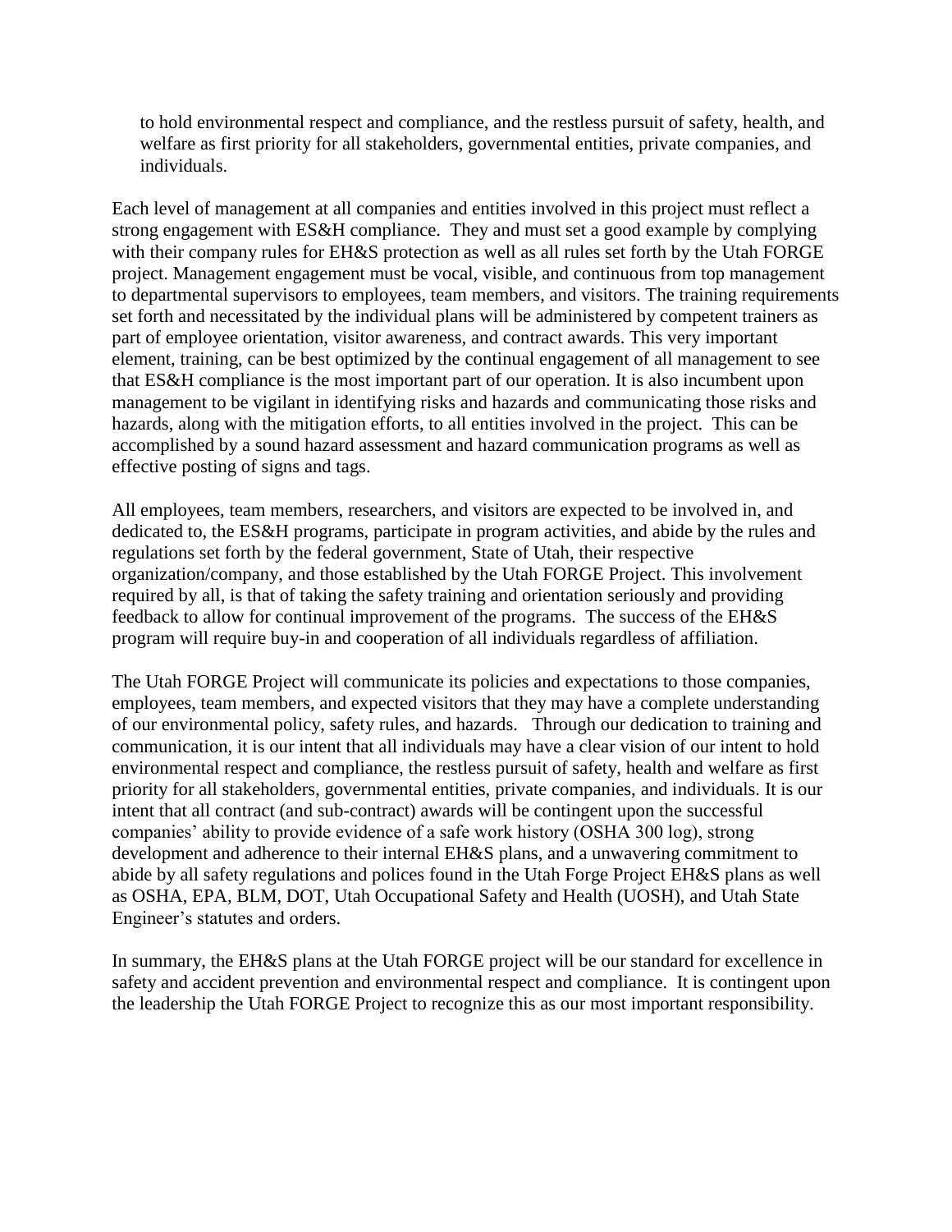to hold environmental respect and compliance, and the restless pursuit of safety, health, and welfare as first priority for all stakeholders, governmental entities, private companies, and individuals.

Each level of management at all companies and entities involved in this project must reflect a strong engagement with ES&H compliance. They and must set a good example by complying with their company rules for EH&S protection as well as all rules set forth by the Utah FORGE project. Management engagement must be vocal, visible, and continuous from top management to departmental supervisors to employees, team members, and visitors. The training requirements set forth and necessitated by the individual plans will be administered by competent trainers as part of employee orientation, visitor awareness, and contract awards. This very important element, training, can be best optimized by the continual engagement of all management to see that ES&H compliance is the most important part of our operation. It is also incumbent upon management to be vigilant in identifying risks and hazards and communicating those risks and hazards, along with the mitigation efforts, to all entities involved in the project. This can be accomplished by a sound hazard assessment and hazard communication programs as well as effective posting of signs and tags.

All employees, team members, researchers, and visitors are expected to be involved in, and dedicated to, the ES&H programs, participate in program activities, and abide by the rules and regulations set forth by the federal government, State of Utah, their respective organization/company, and those established by the Utah FORGE Project. This involvement required by all, is that of taking the safety training and orientation seriously and providing feedback to allow for continual improvement of the programs. The success of the EH&S program will require buy-in and cooperation of all individuals regardless of affiliation.

The Utah FORGE Project will communicate its policies and expectations to those companies, employees, team members, and expected visitors that they may have a complete understanding of our environmental policy, safety rules, and hazards. Through our dedication to training and communication, it is our intent that all individuals may have a clear vision of our intent to hold environmental respect and compliance, the restless pursuit of safety, health and welfare as first priority for all stakeholders, governmental entities, private companies, and individuals. It is our intent that all contract (and sub-contract) awards will be contingent upon the successful companies' ability to provide evidence of a safe work history (OSHA 300 log), strong development and adherence to their internal EH&S plans, and a unwavering commitment to abide by all safety regulations and polices found in the Utah Forge Project EH&S plans as well as OSHA, EPA, BLM, DOT, Utah Occupational Safety and Health (UOSH), and Utah State Engineer's statutes and orders.

In summary, the EH&S plans at the Utah FORGE project will be our standard for excellence in safety and accident prevention and environmental respect and compliance. It is contingent upon the leadership the Utah FORGE Project to recognize this as our most important responsibility.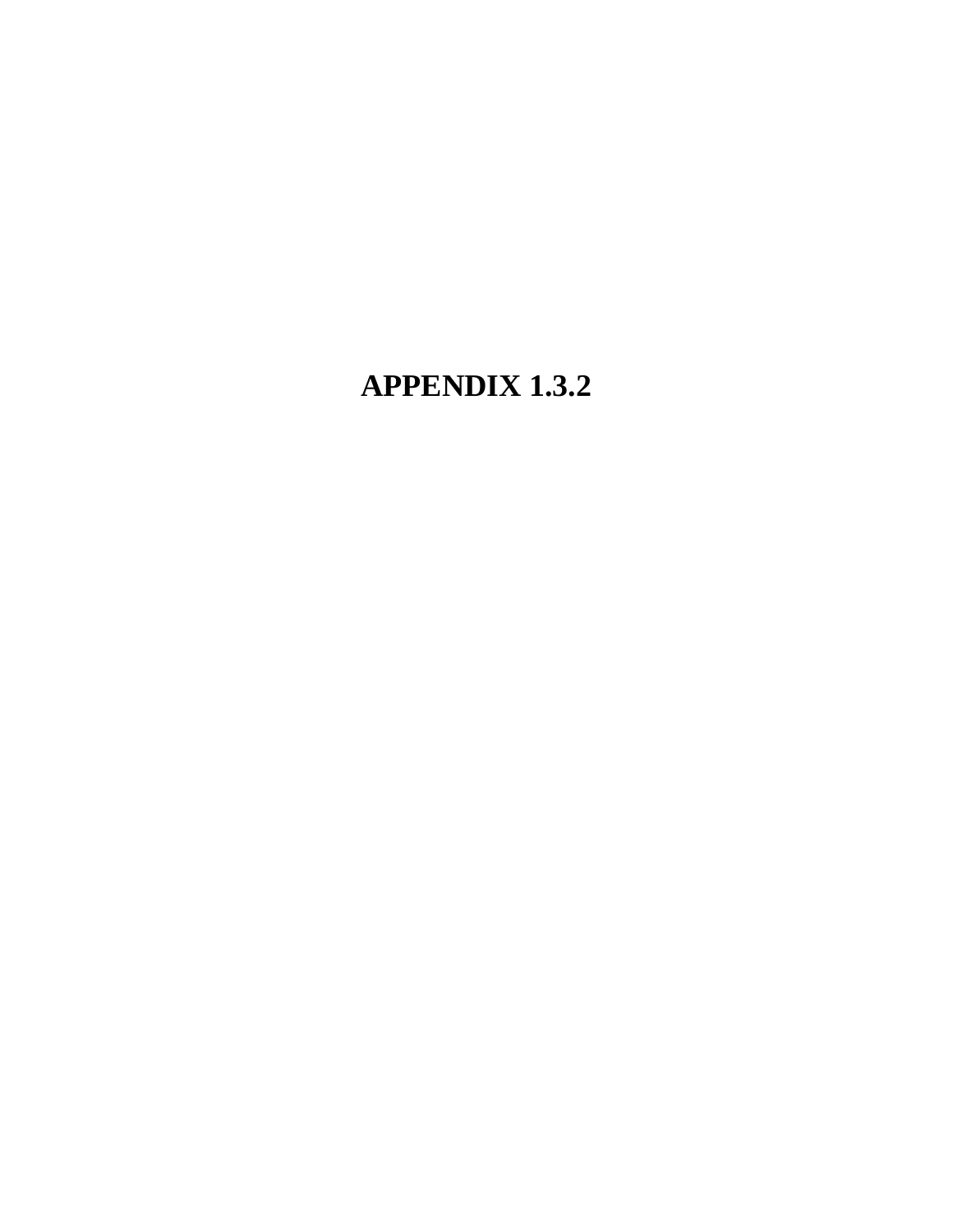# APPENDIX 1.3.2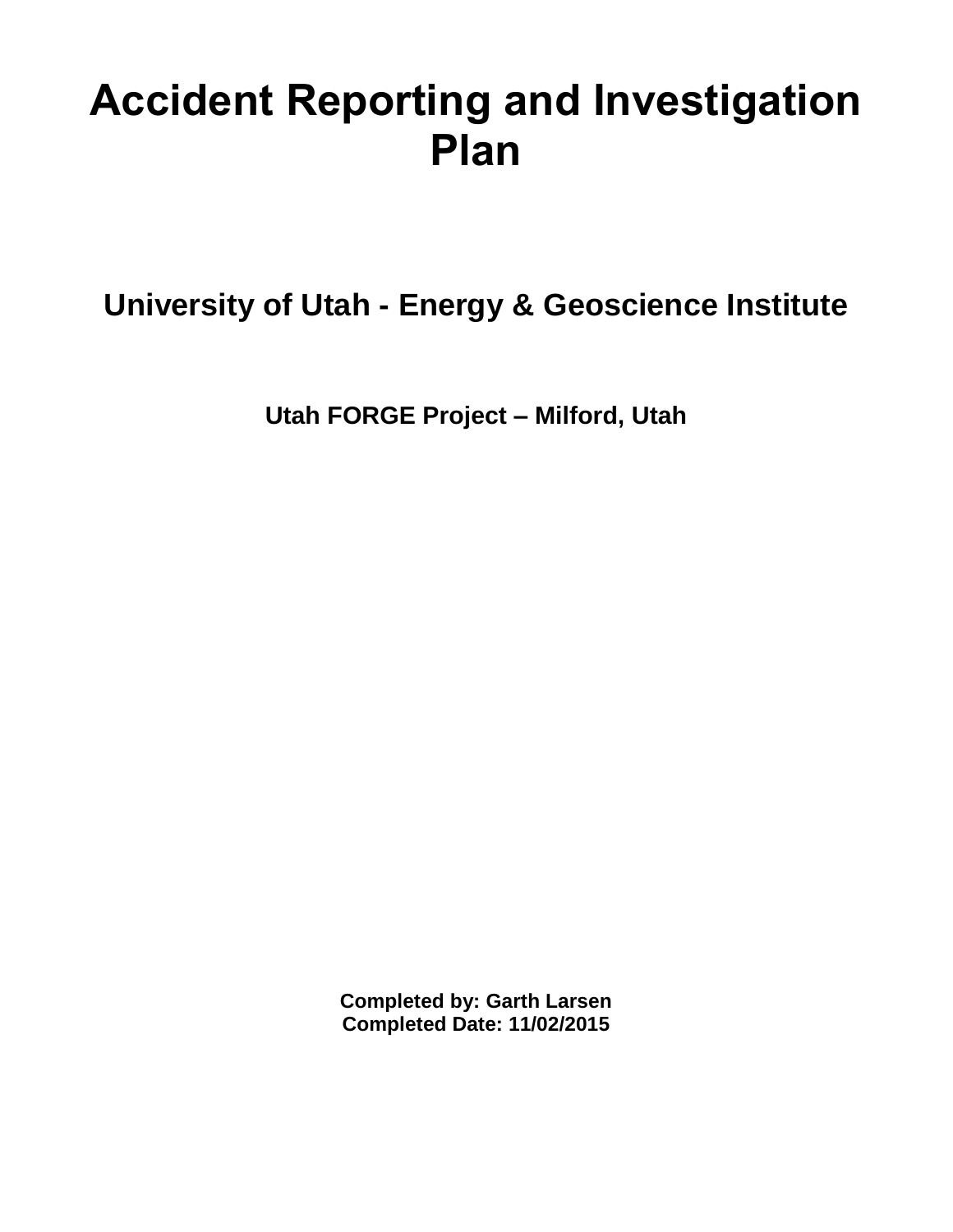# Accident Reporting and Investigation Plan

## University of Utah - Energy & Geoscience Institute

### Utah FORGE Project – Milford, Utah

**Completed by: Garth Larsen**
**Completed Date: 11/02/2015**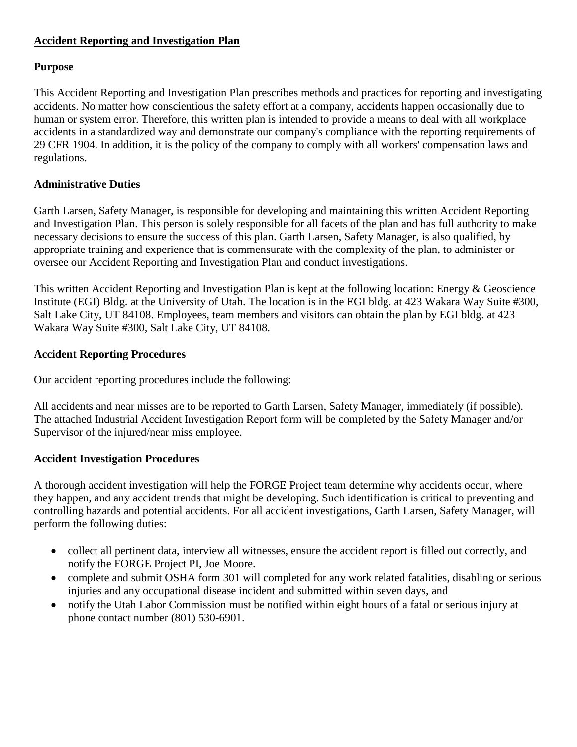**Accident Reporting and Investigation Plan**

**Purpose**

This Accident Reporting and Investigation Plan prescribes methods and practices for reporting and investigating accidents. No matter how conscientious the safety effort at a company, accidents happen occasionally due to human or system error. Therefore, this written plan is intended to provide a means to deal with all workplace accidents in a standardized way and demonstrate our company's compliance with the reporting requirements of 29 CFR 1904. In addition, it is the policy of the company to comply with all workers' compensation laws and regulations.

**Administrative Duties**

Garth Larsen, Safety Manager, is responsible for developing and maintaining this written Accident Reporting and Investigation Plan. This person is solely responsible for all facets of the plan and has full authority to make necessary decisions to ensure the success of this plan. Garth Larsen, Safety Manager, is also qualified, by appropriate training and experience that is commensurate with the complexity of the plan, to administer or oversee our Accident Reporting and Investigation Plan and conduct investigations.

This written Accident Reporting and Investigation Plan is kept at the following location: Energy & Geoscience Institute (EGI) Bldg. at the University of Utah. The location is in the EGI bldg. at 423 Wakara Way Suite #300, Salt Lake City, UT 84108. Employees, team members and visitors can obtain the plan by EGI bldg. at 423 Wakara Way Suite #300, Salt Lake City, UT 84108.

**Accident Reporting Procedures**

Our accident reporting procedures include the following:

All accidents and near misses are to be reported to Garth Larsen, Safety Manager, immediately (if possible). The attached Industrial Accident Investigation Report form will be completed by the Safety Manager and/or Supervisor of the injured/near miss employee.

**Accident Investigation Procedures**

A thorough accident investigation will help the FORGE Project team determine why accidents occur, where they happen, and any accident trends that might be developing. Such identification is critical to preventing and controlling hazards and potential accidents. For all accident investigations, Garth Larsen, Safety Manager, will perform the following duties:

- collect all pertinent data, interview all witnesses, ensure the accident report is filled out correctly, and notify the FORGE Project PI, Joe Moore.
- complete and submit OSHA form 301 will completed for any work related fatalities, disabling or serious injuries and any occupational disease incident and submitted within seven days, and
- notify the Utah Labor Commission must be notified within eight hours of a fatal or serious injury at phone contact number (801) 530-6901.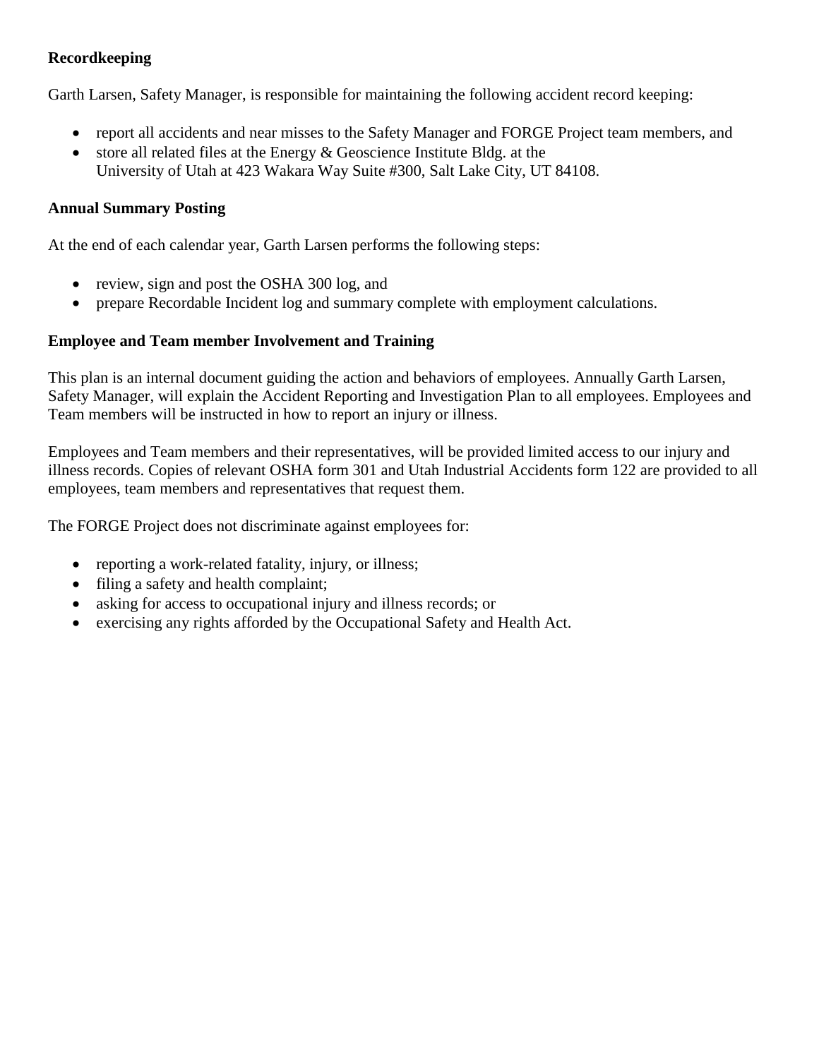**Recordkeeping**

Garth Larsen, Safety Manager, is responsible for maintaining the following accident record keeping:

- report all accidents and near misses to the Safety Manager and FORGE Project team members, and
- store all related files at the Energy & Geoscience Institute Bldg. at the University of Utah at 423 Wakara Way Suite #300, Salt Lake City, UT 84108.

**Annual Summary Posting**

At the end of each calendar year, Garth Larsen performs the following steps:

- review, sign and post the OSHA 300 log, and
- prepare Recordable Incident log and summary complete with employment calculations.

**Employee and Team member Involvement and Training**

This plan is an internal document guiding the action and behaviors of employees. Annually Garth Larsen, Safety Manager, will explain the Accident Reporting and Investigation Plan to all employees. Employees and Team members will be instructed in how to report an injury or illness.

Employees and Team members and their representatives, will be provided limited access to our injury and illness records. Copies of relevant OSHA form 301 and Utah Industrial Accidents form 122 are provided to all employees, team members and representatives that request them.

The FORGE Project does not discriminate against employees for:

- reporting a work-related fatality, injury, or illness;
- filing a safety and health complaint;
- asking for access to occupational injury and illness records; or
- exercising any rights afforded by the Occupational Safety and Health Act.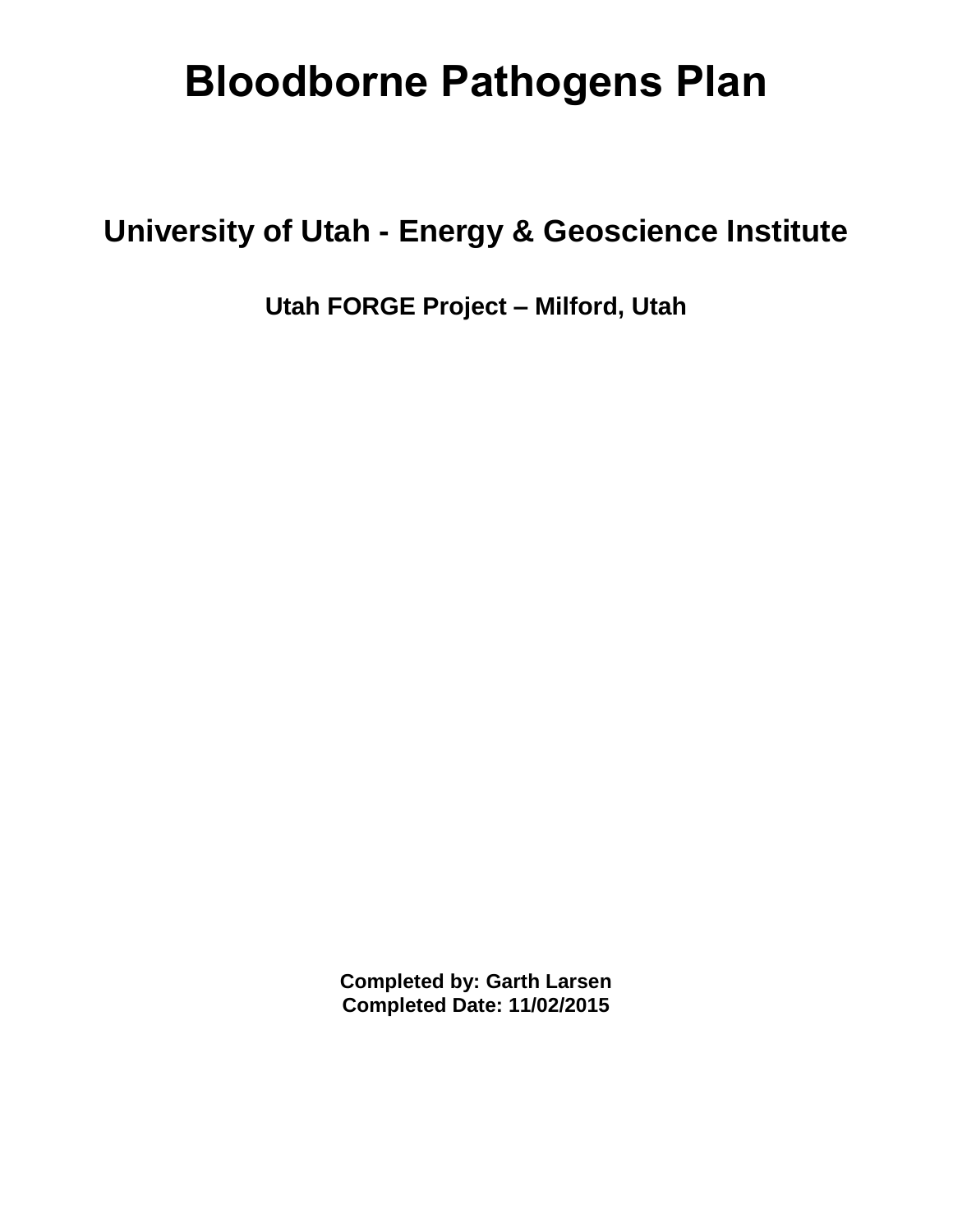# Bloodborne Pathogens Plan

## University of Utah - Energy & Geoscience Institute

### Utah FORGE Project – Milford, Utah

**Completed by: Garth Larsen**
**Completed Date: 11/02/2015**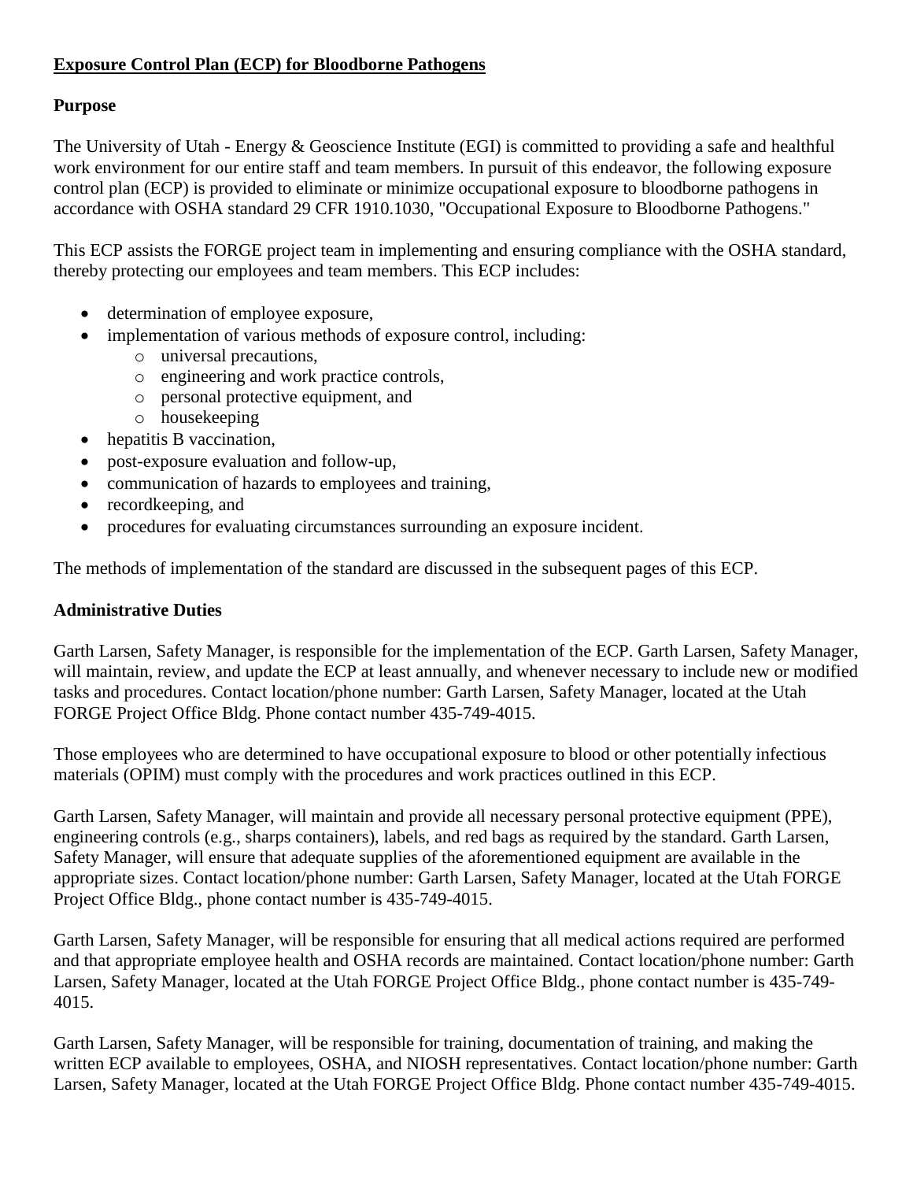**Exposure Control Plan (ECP) for Bloodborne Pathogens**

**Purpose**

The University of Utah - Energy & Geoscience Institute (EGI) is committed to providing a safe and healthful work environment for our entire staff and team members. In pursuit of this endeavor, the following exposure control plan (ECP) is provided to eliminate or minimize occupational exposure to bloodborne pathogens in accordance with OSHA standard 29 CFR 1910.1030, "Occupational Exposure to Bloodborne Pathogens."

This ECP assists the FORGE project team in implementing and ensuring compliance with the OSHA standard, thereby protecting our employees and team members. This ECP includes:

- determination of employee exposure,
- implementation of various methods of exposure control, including:
  - universal precautions,
  - engineering and work practice controls,
  - personal protective equipment, and
  - housekeeping
- hepatitis B vaccination,
- post-exposure evaluation and follow-up,
- communication of hazards to employees and training,
- recordkeeping, and
- procedures for evaluating circumstances surrounding an exposure incident.

The methods of implementation of the standard are discussed in the subsequent pages of this ECP.

**Administrative Duties**

Garth Larsen, Safety Manager, is responsible for the implementation of the ECP. Garth Larsen, Safety Manager, will maintain, review, and update the ECP at least annually, and whenever necessary to include new or modified tasks and procedures. Contact location/phone number: Garth Larsen, Safety Manager, located at the Utah FORGE Project Office Bldg. Phone contact number 435-749-4015.

Those employees who are determined to have occupational exposure to blood or other potentially infectious materials (OPIM) must comply with the procedures and work practices outlined in this ECP.

Garth Larsen, Safety Manager, will maintain and provide all necessary personal protective equipment (PPE), engineering controls (e.g., sharps containers), labels, and red bags as required by the standard. Garth Larsen, Safety Manager, will ensure that adequate supplies of the aforementioned equipment are available in the appropriate sizes. Contact location/phone number: Garth Larsen, Safety Manager, located at the Utah FORGE Project Office Bldg., phone contact number is 435-749-4015.

Garth Larsen, Safety Manager, will be responsible for ensuring that all medical actions required are performed and that appropriate employee health and OSHA records are maintained. Contact location/phone number: Garth Larsen, Safety Manager, located at the Utah FORGE Project Office Bldg., phone contact number is 435-749-4015.

Garth Larsen, Safety Manager, will be responsible for training, documentation of training, and making the written ECP available to employees, OSHA, and NIOSH representatives. Contact location/phone number: Garth Larsen, Safety Manager, located at the Utah FORGE Project Office Bldg. Phone contact number 435-749-4015.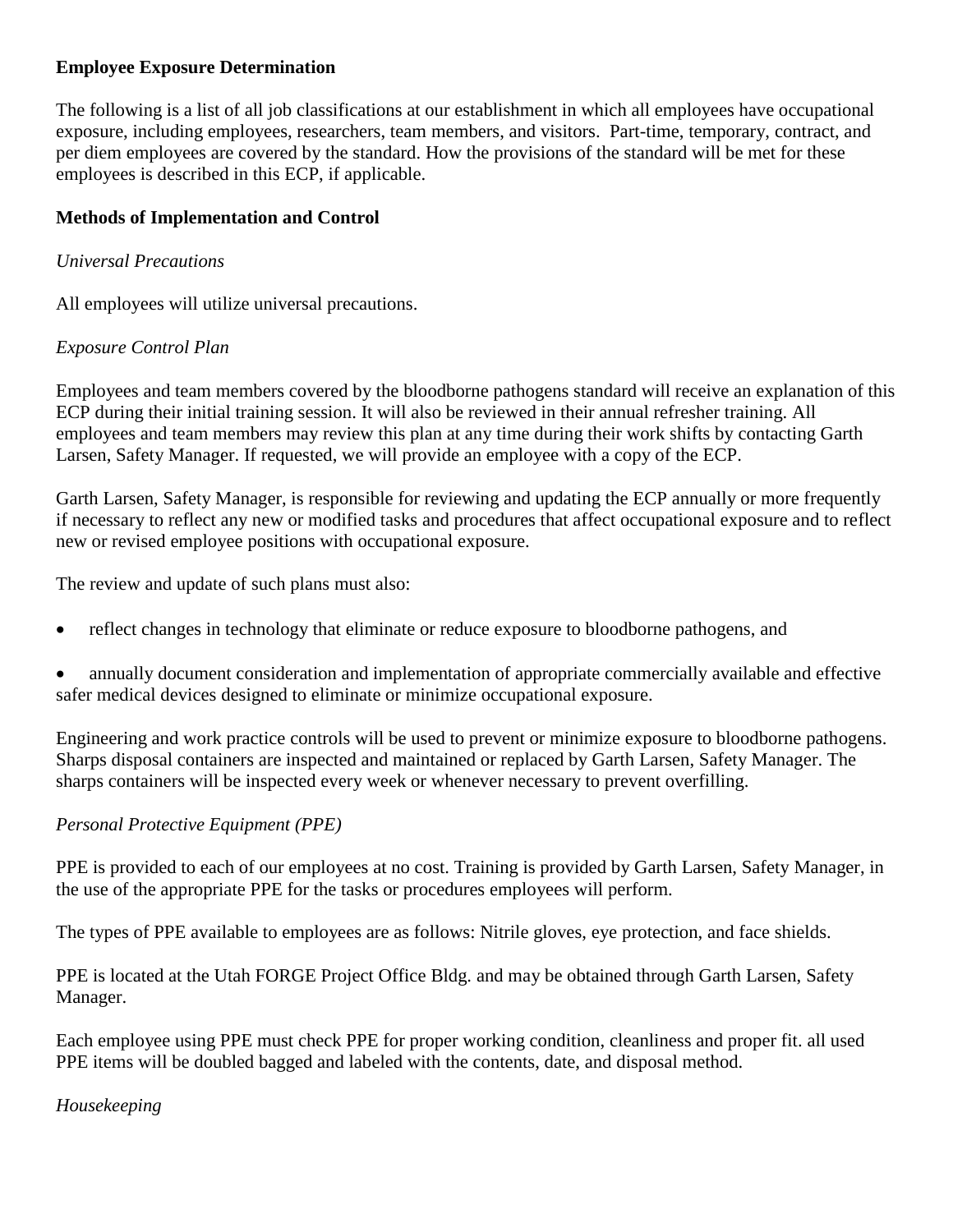**Employee Exposure Determination**

The following is a list of all job classifications at our establishment in which all employees have occupational exposure, including employees, researchers, team members, and visitors. Part-time, temporary, contract, and per diem employees are covered by the standard. How the provisions of the standard will be met for these employees is described in this ECP, if applicable.

**Methods of Implementation and Control**

*Universal Precautions*

All employees will utilize universal precautions.

*Exposure Control Plan*

Employees and team members covered by the bloodborne pathogens standard will receive an explanation of this ECP during their initial training session. It will also be reviewed in their annual refresher training. All employees and team members may review this plan at any time during their work shifts by contacting Garth Larsen, Safety Manager. If requested, we will provide an employee with a copy of the ECP.

Garth Larsen, Safety Manager, is responsible for reviewing and updating the ECP annually or more frequently if necessary to reflect any new or modified tasks and procedures that affect occupational exposure and to reflect new or revised employee positions with occupational exposure.

The review and update of such plans must also:

- reflect changes in technology that eliminate or reduce exposure to bloodborne pathogens, and
- annually document consideration and implementation of appropriate commercially available and effective safer medical devices designed to eliminate or minimize occupational exposure.

Engineering and work practice controls will be used to prevent or minimize exposure to bloodborne pathogens. Sharps disposal containers are inspected and maintained or replaced by Garth Larsen, Safety Manager. The sharps containers will be inspected every week or whenever necessary to prevent overfilling.

*Personal Protective Equipment (PPE)*

PPE is provided to each of our employees at no cost. Training is provided by Garth Larsen, Safety Manager, in the use of the appropriate PPE for the tasks or procedures employees will perform.

The types of PPE available to employees are as follows: Nitrile gloves, eye protection, and face shields.

PPE is located at the Utah FORGE Project Office Bldg. and may be obtained through Garth Larsen, Safety Manager.

Each employee using PPE must check PPE for proper working condition, cleanliness and proper fit. all used PPE items will be doubled bagged and labeled with the contents, date, and disposal method.

*Housekeeping*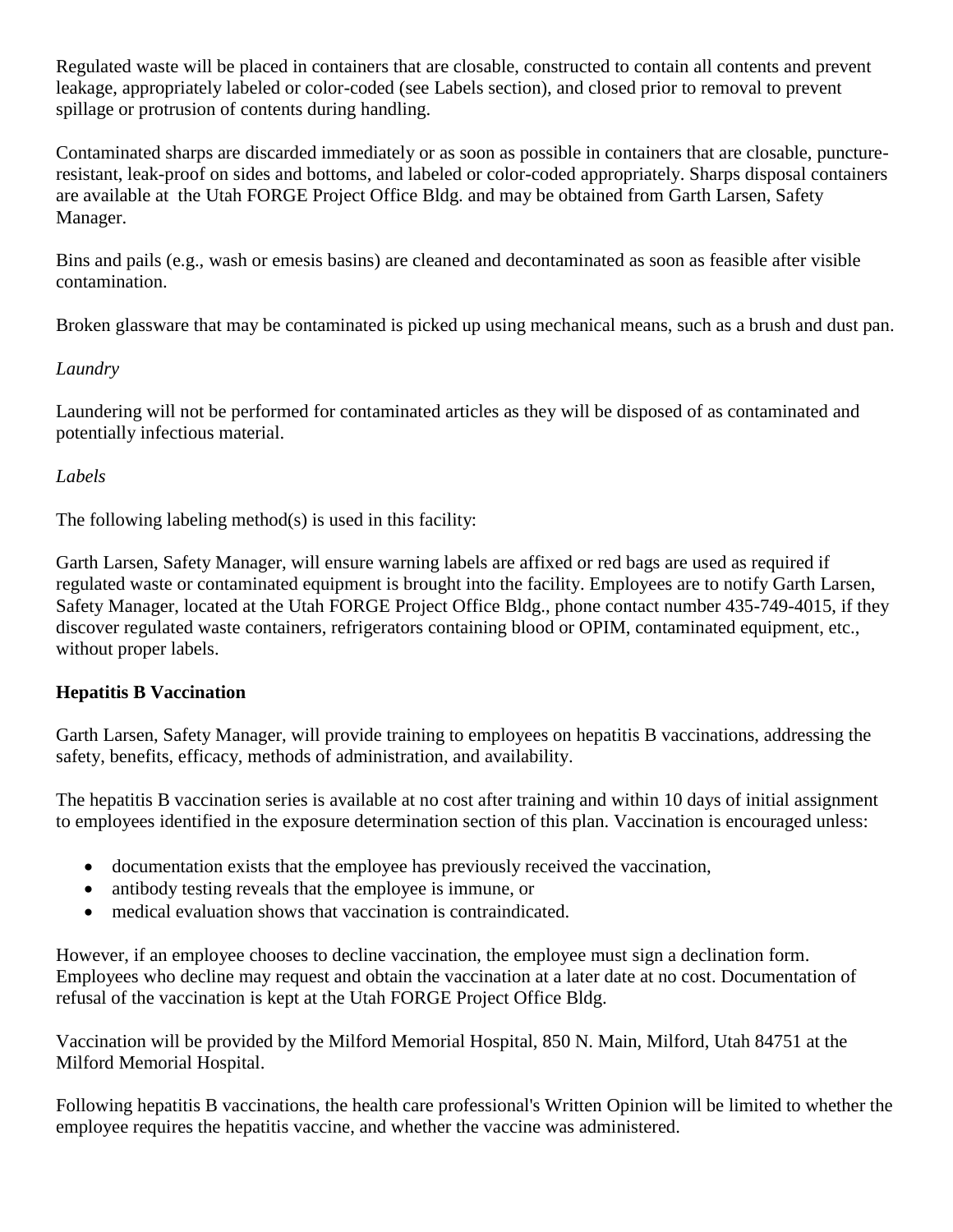Regulated waste will be placed in containers that are closable, constructed to contain all contents and prevent leakage, appropriately labeled or color-coded (see Labels section), and closed prior to removal to prevent spillage or protrusion of contents during handling.

Contaminated sharps are discarded immediately or as soon as possible in containers that are closable, puncture-resistant, leak-proof on sides and bottoms, and labeled or color-coded appropriately. Sharps disposal containers are available at the Utah FORGE Project Office Bldg. and may be obtained from Garth Larsen, Safety Manager.

Bins and pails (e.g., wash or emesis basins) are cleaned and decontaminated as soon as feasible after visible contamination.

Broken glassware that may be contaminated is picked up using mechanical means, such as a brush and dust pan.

*Laundry*

Laundering will not be performed for contaminated articles as they will be disposed of as contaminated and potentially infectious material.

*Labels*

The following labeling method(s) is used in this facility:

Garth Larsen, Safety Manager, will ensure warning labels are affixed or red bags are used as required if regulated waste or contaminated equipment is brought into the facility. Employees are to notify Garth Larsen, Safety Manager, located at the Utah FORGE Project Office Bldg., phone contact number 435-749-4015, if they discover regulated waste containers, refrigerators containing blood or OPIM, contaminated equipment, etc., without proper labels.

**Hepatitis B Vaccination**

Garth Larsen, Safety Manager, will provide training to employees on hepatitis B vaccinations, addressing the safety, benefits, efficacy, methods of administration, and availability.

The hepatitis B vaccination series is available at no cost after training and within 10 days of initial assignment to employees identified in the exposure determination section of this plan. Vaccination is encouraged unless:

- documentation exists that the employee has previously received the vaccination,
- antibody testing reveals that the employee is immune, or
- medical evaluation shows that vaccination is contraindicated.

However, if an employee chooses to decline vaccination, the employee must sign a declination form. Employees who decline may request and obtain the vaccination at a later date at no cost. Documentation of refusal of the vaccination is kept at the Utah FORGE Project Office Bldg.

Vaccination will be provided by the Milford Memorial Hospital, 850 N. Main, Milford, Utah 84751 at the Milford Memorial Hospital.

Following hepatitis B vaccinations, the health care professional's Written Opinion will be limited to whether the employee requires the hepatitis vaccine, and whether the vaccine was administered.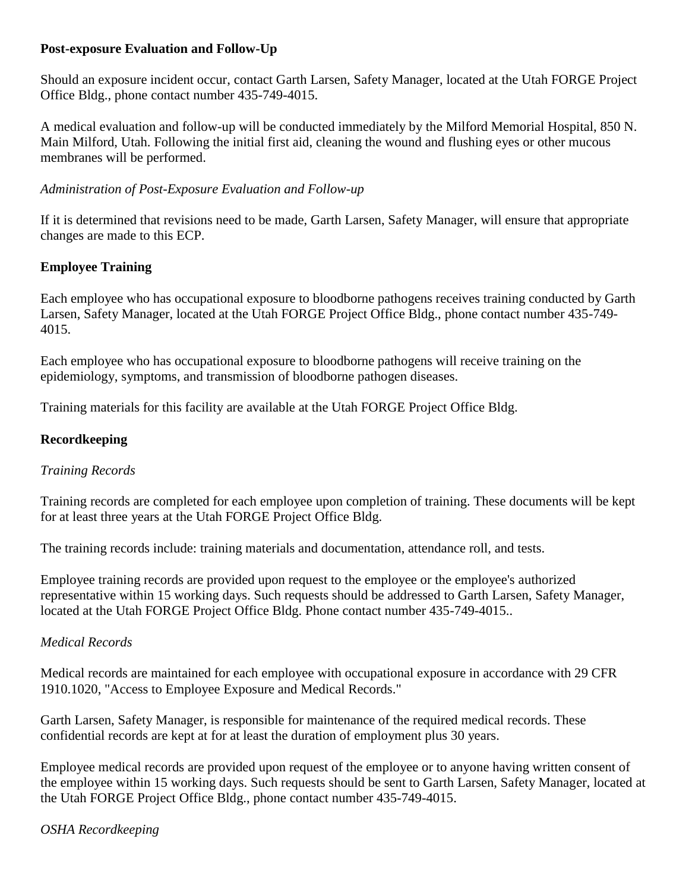**Post-exposure Evaluation and Follow-Up**

Should an exposure incident occur, contact Garth Larsen, Safety Manager, located at the Utah FORGE Project Office Bldg., phone contact number 435-749-4015.

A medical evaluation and follow-up will be conducted immediately by the Milford Memorial Hospital, 850 N. Main Milford, Utah. Following the initial first aid, cleaning the wound and flushing eyes or other mucous membranes will be performed.

*Administration of Post-Exposure Evaluation and Follow-up*

If it is determined that revisions need to be made, Garth Larsen, Safety Manager, will ensure that appropriate changes are made to this ECP.

**Employee Training**

Each employee who has occupational exposure to bloodborne pathogens receives training conducted by Garth Larsen, Safety Manager, located at the Utah FORGE Project Office Bldg., phone contact number 435-749-4015.

Each employee who has occupational exposure to bloodborne pathogens will receive training on the epidemiology, symptoms, and transmission of bloodborne pathogen diseases.

Training materials for this facility are available at the Utah FORGE Project Office Bldg.

**Recordkeeping**

*Training Records*

Training records are completed for each employee upon completion of training. These documents will be kept for at least three years at the Utah FORGE Project Office Bldg.

The training records include: training materials and documentation, attendance roll, and tests.

Employee training records are provided upon request to the employee or the employee's authorized representative within 15 working days. Such requests should be addressed to Garth Larsen, Safety Manager, located at the Utah FORGE Project Office Bldg. Phone contact number 435-749-4015..

*Medical Records*

Medical records are maintained for each employee with occupational exposure in accordance with 29 CFR 1910.1020, "Access to Employee Exposure and Medical Records."

Garth Larsen, Safety Manager, is responsible for maintenance of the required medical records. These confidential records are kept at for at least the duration of employment plus 30 years.

Employee medical records are provided upon request of the employee or to anyone having written consent of the employee within 15 working days. Such requests should be sent to Garth Larsen, Safety Manager, located at the Utah FORGE Project Office Bldg., phone contact number 435-749-4015.

*OSHA Recordkeeping*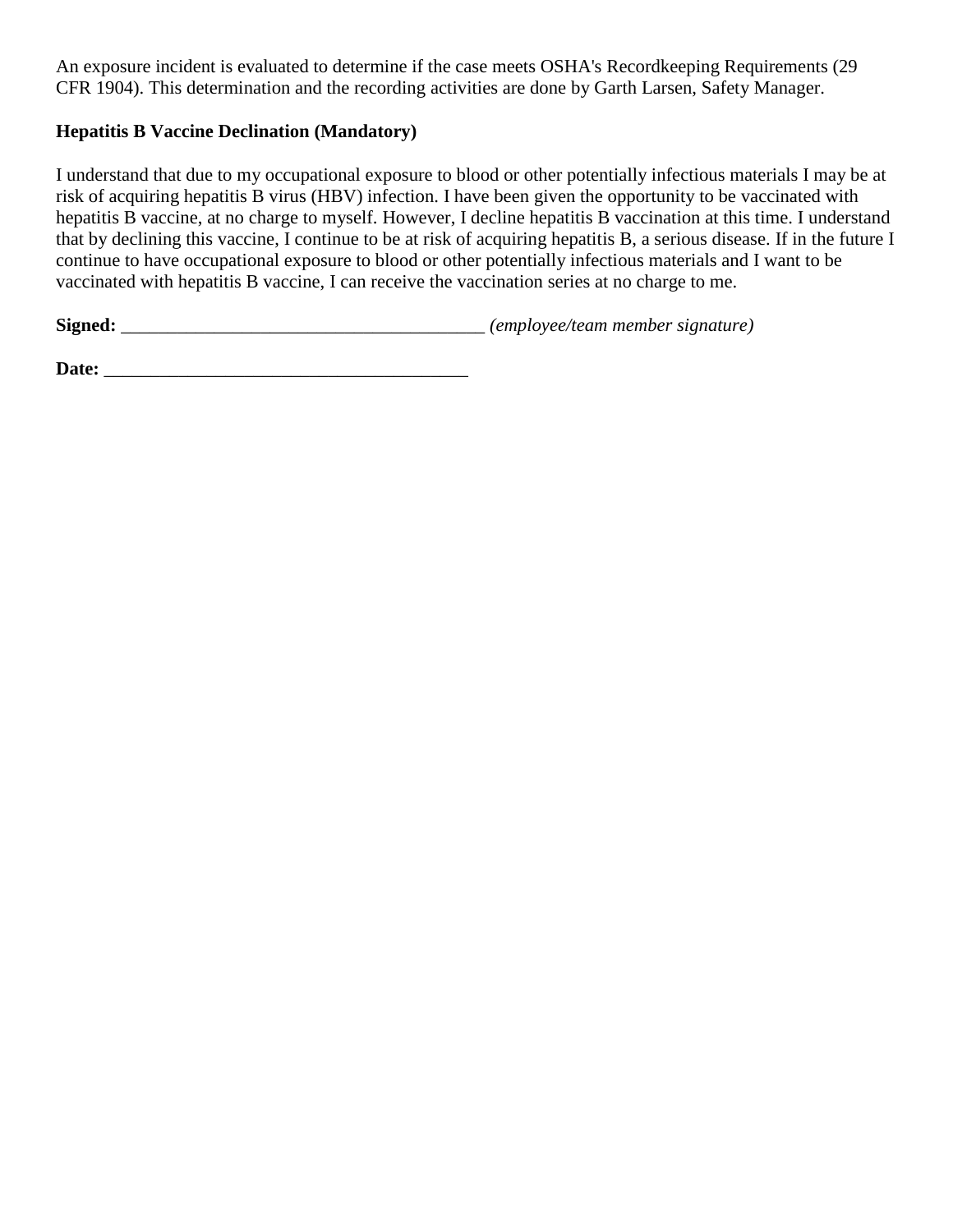An exposure incident is evaluated to determine if the case meets OSHA's Recordkeeping Requirements (29 CFR 1904). This determination and the recording activities are done by Garth Larsen, Safety Manager.

**Hepatitis B Vaccine Declination (Mandatory)**

I understand that due to my occupational exposure to blood or other potentially infectious materials I may be at risk of acquiring hepatitis B virus (HBV) infection. I have been given the opportunity to be vaccinated with hepatitis B vaccine, at no charge to myself. However, I decline hepatitis B vaccination at this time. I understand that by declining this vaccine, I continue to be at risk of acquiring hepatitis B, a serious disease. If in the future I continue to have occupational exposure to blood or other potentially infectious materials and I want to be vaccinated with hepatitis B vaccine, I can receive the vaccination series at no charge to me.

**Signed:** ________________________________________ *(employee/team member signature)*

**Date:** ________________________________________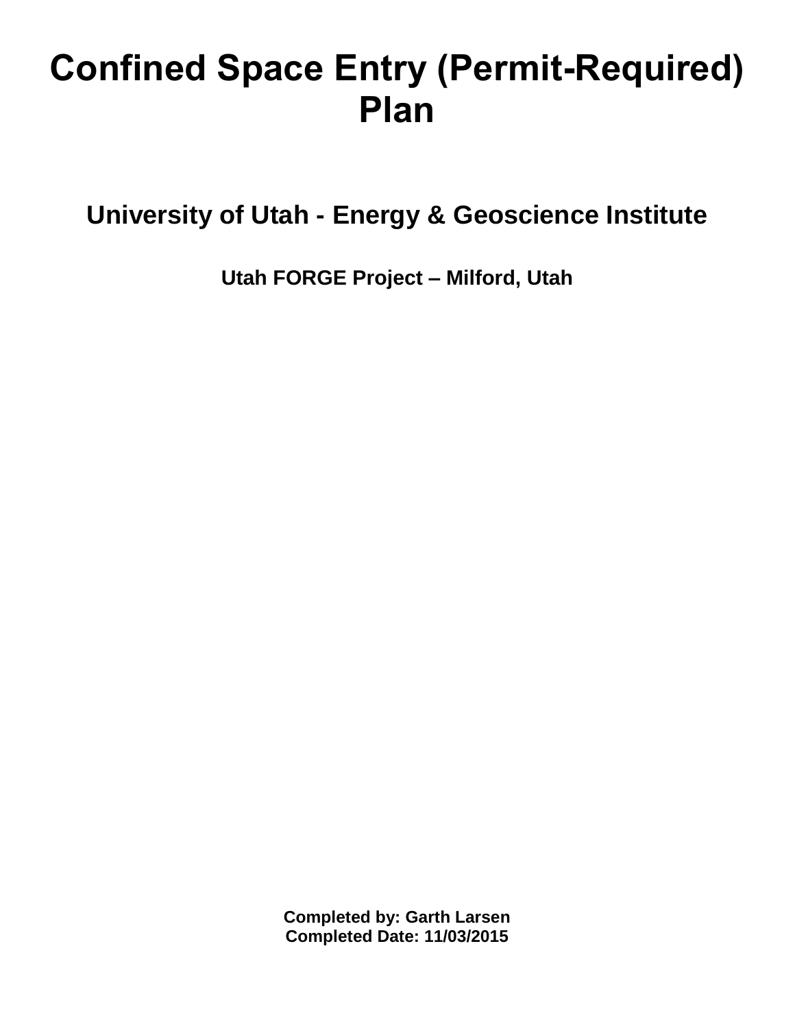# Confined Space Entry (Permit-Required) Plan

## University of Utah - Energy & Geoscience Institute

### Utah FORGE Project – Milford, Utah

**Completed by: Garth Larsen**
**Completed Date: 11/03/2015**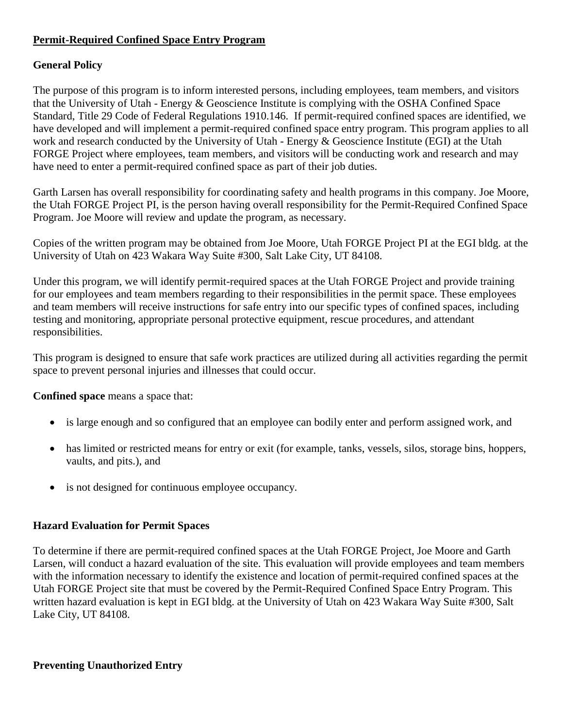**Permit-Required Confined Space Entry Program**

**General Policy**

The purpose of this program is to inform interested persons, including employees, team members, and visitors that the University of Utah - Energy & Geoscience Institute is complying with the OSHA Confined Space Standard, Title 29 Code of Federal Regulations 1910.146. If permit-required confined spaces are identified, we have developed and will implement a permit-required confined space entry program. This program applies to all work and research conducted by the University of Utah - Energy & Geoscience Institute (EGI) at the Utah FORGE Project where employees, team members, and visitors will be conducting work and research and may have need to enter a permit-required confined space as part of their job duties.

Garth Larsen has overall responsibility for coordinating safety and health programs in this company. Joe Moore, the Utah FORGE Project PI, is the person having overall responsibility for the Permit-Required Confined Space Program. Joe Moore will review and update the program, as necessary.

Copies of the written program may be obtained from Joe Moore, Utah FORGE Project PI at the EGI bldg. at the University of Utah on 423 Wakara Way Suite #300, Salt Lake City, UT 84108.

Under this program, we will identify permit-required spaces at the Utah FORGE Project and provide training for our employees and team members regarding to their responsibilities in the permit space. These employees and team members will receive instructions for safe entry into our specific types of confined spaces, including testing and monitoring, appropriate personal protective equipment, rescue procedures, and attendant responsibilities.

This program is designed to ensure that safe work practices are utilized during all activities regarding the permit space to prevent personal injuries and illnesses that could occur.

**Confined space** means a space that:

- is large enough and so configured that an employee can bodily enter and perform assigned work, and
- has limited or restricted means for entry or exit (for example, tanks, vessels, silos, storage bins, hoppers, vaults, and pits.), and
- is not designed for continuous employee occupancy.

**Hazard Evaluation for Permit Spaces**

To determine if there are permit-required confined spaces at the Utah FORGE Project, Joe Moore and Garth Larsen, will conduct a hazard evaluation of the site. This evaluation will provide employees and team members with the information necessary to identify the existence and location of permit-required confined spaces at the Utah FORGE Project site that must be covered by the Permit-Required Confined Space Entry Program. This written hazard evaluation is kept in EGI bldg. at the University of Utah on 423 Wakara Way Suite #300, Salt Lake City, UT 84108.

**Preventing Unauthorized Entry**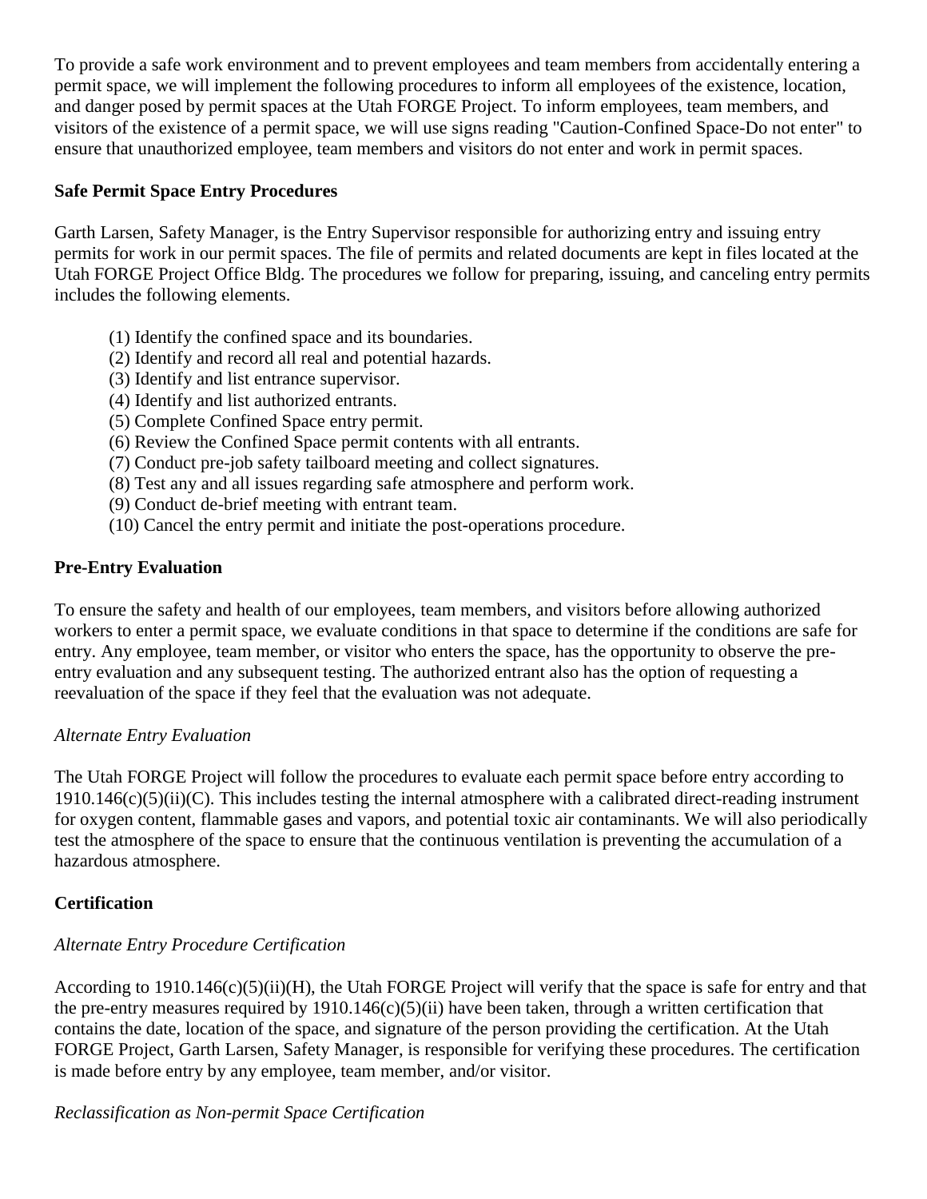To provide a safe work environment and to prevent employees and team members from accidentally entering a permit space, we will implement the following procedures to inform all employees of the existence, location, and danger posed by permit spaces at the Utah FORGE Project. To inform employees, team members, and visitors of the existence of a permit space, we will use signs reading "Caution-Confined Space-Do not enter" to ensure that unauthorized employee, team members and visitors do not enter and work in permit spaces.

**Safe Permit Space Entry Procedures**

Garth Larsen, Safety Manager, is the Entry Supervisor responsible for authorizing entry and issuing entry permits for work in our permit spaces. The file of permits and related documents are kept in files located at the Utah FORGE Project Office Bldg. The procedures we follow for preparing, issuing, and canceling entry permits includes the following elements.

(1) Identify the confined space and its boundaries.
(2) Identify and record all real and potential hazards.
(3) Identify and list entrance supervisor.
(4) Identify and list authorized entrants.
(5) Complete Confined Space entry permit.
(6) Review the Confined Space permit contents with all entrants.
(7) Conduct pre-job safety tailboard meeting and collect signatures.
(8) Test any and all issues regarding safe atmosphere and perform work.
(9) Conduct de-brief meeting with entrant team.
(10) Cancel the entry permit and initiate the post-operations procedure.

**Pre-Entry Evaluation**

To ensure the safety and health of our employees, team members, and visitors before allowing authorized workers to enter a permit space, we evaluate conditions in that space to determine if the conditions are safe for entry. Any employee, team member, or visitor who enters the space, has the opportunity to observe the pre-entry evaluation and any subsequent testing. The authorized entrant also has the option of requesting a reevaluation of the space if they feel that the evaluation was not adequate.

*Alternate Entry Evaluation*

The Utah FORGE Project will follow the procedures to evaluate each permit space before entry according to 1910.146(c)(5)(ii)(C). This includes testing the internal atmosphere with a calibrated direct-reading instrument for oxygen content, flammable gases and vapors, and potential toxic air contaminants. We will also periodically test the atmosphere of the space to ensure that the continuous ventilation is preventing the accumulation of a hazardous atmosphere.

**Certification**

*Alternate Entry Procedure Certification*

According to 1910.146(c)(5)(ii)(H), the Utah FORGE Project will verify that the space is safe for entry and that the pre-entry measures required by 1910.146(c)(5)(ii) have been taken, through a written certification that contains the date, location of the space, and signature of the person providing the certification. At the Utah FORGE Project, Garth Larsen, Safety Manager, is responsible for verifying these procedures. The certification is made before entry by any employee, team member, and/or visitor.

*Reclassification as Non-permit Space Certification*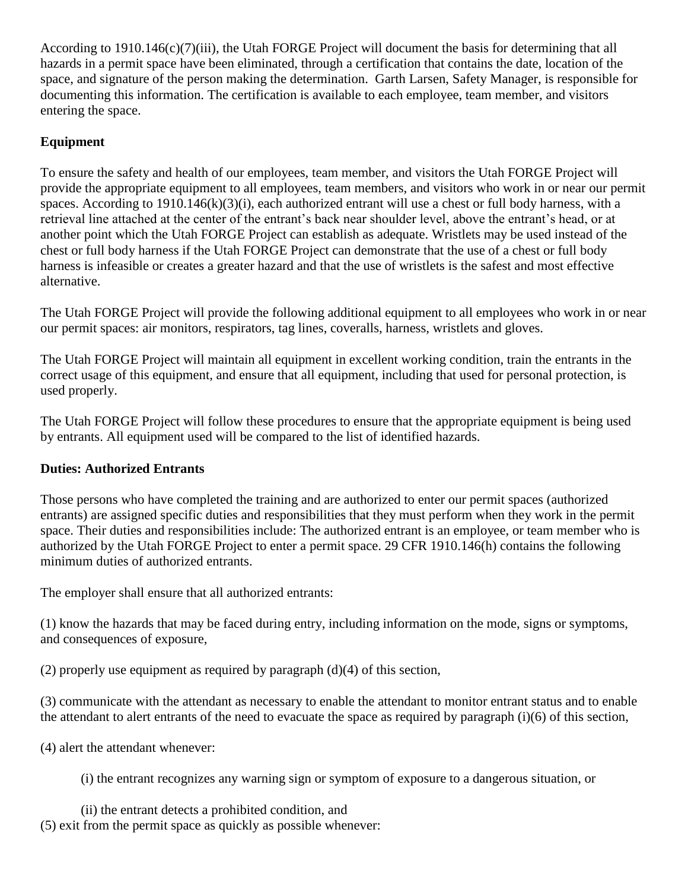According to 1910.146(c)(7)(iii), the Utah FORGE Project will document the basis for determining that all hazards in a permit space have been eliminated, through a certification that contains the date, location of the space, and signature of the person making the determination. Garth Larsen, Safety Manager, is responsible for documenting this information. The certification is available to each employee, team member, and visitors entering the space.

**Equipment**

To ensure the safety and health of our employees, team member, and visitors the Utah FORGE Project will provide the appropriate equipment to all employees, team members, and visitors who work in or near our permit spaces. According to 1910.146(k)(3)(i), each authorized entrant will use a chest or full body harness, with a retrieval line attached at the center of the entrant's back near shoulder level, above the entrant's head, or at another point which the Utah FORGE Project can establish as adequate. Wristlets may be used instead of the chest or full body harness if the Utah FORGE Project can demonstrate that the use of a chest or full body harness is infeasible or creates a greater hazard and that the use of wristlets is the safest and most effective alternative.

The Utah FORGE Project will provide the following additional equipment to all employees who work in or near our permit spaces: air monitors, respirators, tag lines, coveralls, harness, wristlets and gloves.

The Utah FORGE Project will maintain all equipment in excellent working condition, train the entrants in the correct usage of this equipment, and ensure that all equipment, including that used for personal protection, is used properly.

The Utah FORGE Project will follow these procedures to ensure that the appropriate equipment is being used by entrants. All equipment used will be compared to the list of identified hazards.

**Duties: Authorized Entrants**

Those persons who have completed the training and are authorized to enter our permit spaces (authorized entrants) are assigned specific duties and responsibilities that they must perform when they work in the permit space. Their duties and responsibilities include: The authorized entrant is an employee, or team member who is authorized by the Utah FORGE Project to enter a permit space. 29 CFR 1910.146(h) contains the following minimum duties of authorized entrants.

The employer shall ensure that all authorized entrants:

(1) know the hazards that may be faced during entry, including information on the mode, signs or symptoms, and consequences of exposure,

(2) properly use equipment as required by paragraph (d)(4) of this section,

(3) communicate with the attendant as necessary to enable the attendant to monitor entrant status and to enable the attendant to alert entrants of the need to evacuate the space as required by paragraph (i)(6) of this section,

(4) alert the attendant whenever:

   (i) the entrant recognizes any warning sign or symptom of exposure to a dangerous situation, or

   (ii) the entrant detects a prohibited condition, and

(5) exit from the permit space as quickly as possible whenever: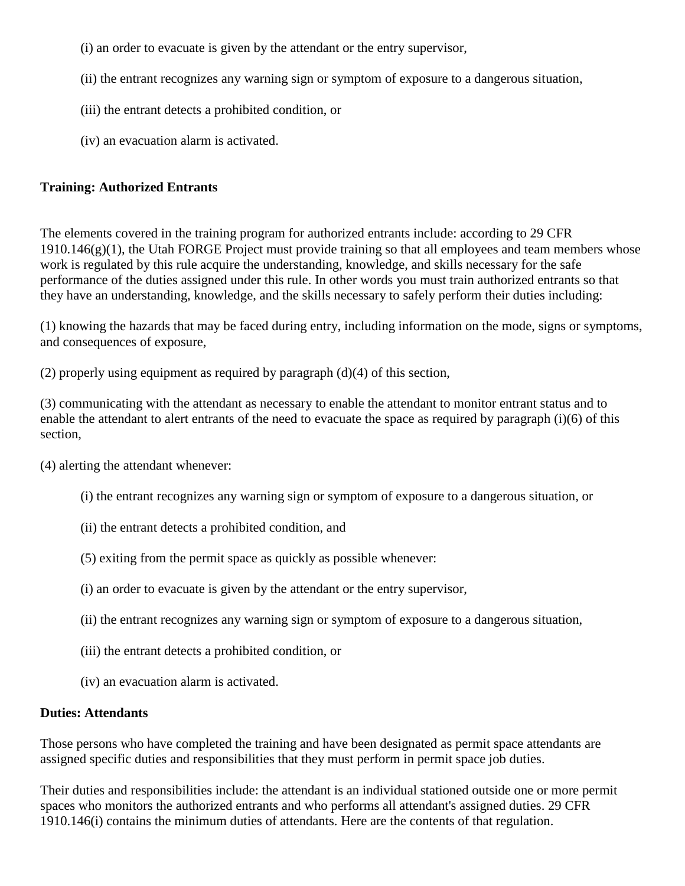(i) an order to evacuate is given by the attendant or the entry supervisor,

(ii) the entrant recognizes any warning sign or symptom of exposure to a dangerous situation,

(iii) the entrant detects a prohibited condition, or

(iv) an evacuation alarm is activated.

**Training: Authorized Entrants**

The elements covered in the training program for authorized entrants include: according to 29 CFR 1910.146(g)(1), the Utah FORGE Project must provide training so that all employees and team members whose work is regulated by this rule acquire the understanding, knowledge, and skills necessary for the safe performance of the duties assigned under this rule. In other words you must train authorized entrants so that they have an understanding, knowledge, and the skills necessary to safely perform their duties including:

(1) knowing the hazards that may be faced during entry, including information on the mode, signs or symptoms, and consequences of exposure,

(2) properly using equipment as required by paragraph (d)(4) of this section,

(3) communicating with the attendant as necessary to enable the attendant to monitor entrant status and to enable the attendant to alert entrants of the need to evacuate the space as required by paragraph (i)(6) of this section,

(4) alerting the attendant whenever:

(i) the entrant recognizes any warning sign or symptom of exposure to a dangerous situation, or

(ii) the entrant detects a prohibited condition, and

(5) exiting from the permit space as quickly as possible whenever:

(i) an order to evacuate is given by the attendant or the entry supervisor,

(ii) the entrant recognizes any warning sign or symptom of exposure to a dangerous situation,

(iii) the entrant detects a prohibited condition, or

(iv) an evacuation alarm is activated.

**Duties: Attendants**

Those persons who have completed the training and have been designated as permit space attendants are assigned specific duties and responsibilities that they must perform in permit space job duties.

Their duties and responsibilities include: the attendant is an individual stationed outside one or more permit spaces who monitors the authorized entrants and who performs all attendant's assigned duties. 29 CFR 1910.146(i) contains the minimum duties of attendants. Here are the contents of that regulation.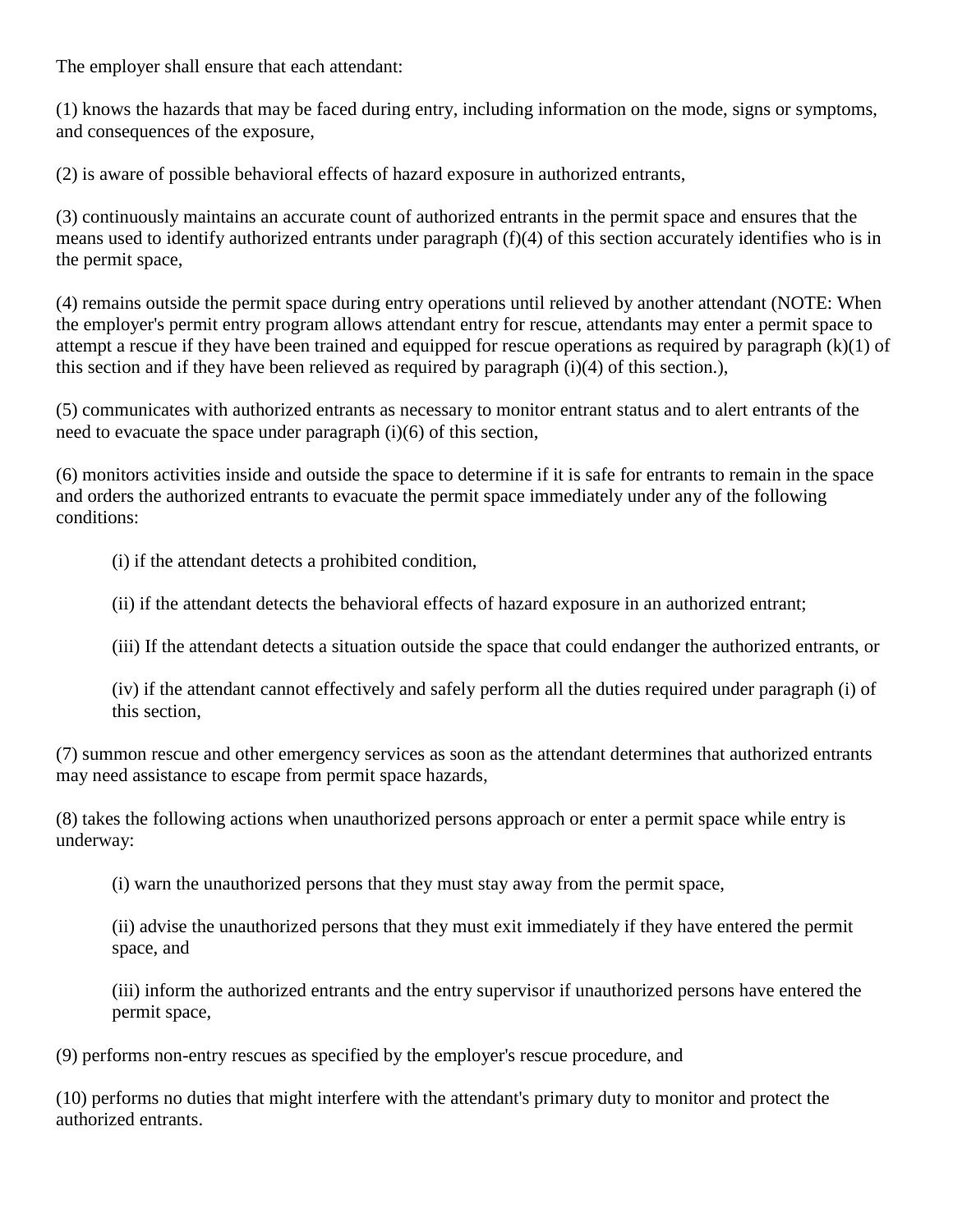The employer shall ensure that each attendant:

(1) knows the hazards that may be faced during entry, including information on the mode, signs or symptoms, and consequences of the exposure,

(2) is aware of possible behavioral effects of hazard exposure in authorized entrants,

(3) continuously maintains an accurate count of authorized entrants in the permit space and ensures that the means used to identify authorized entrants under paragraph (f)(4) of this section accurately identifies who is in the permit space,

(4) remains outside the permit space during entry operations until relieved by another attendant (NOTE: When the employer's permit entry program allows attendant entry for rescue, attendants may enter a permit space to attempt a rescue if they have been trained and equipped for rescue operations as required by paragraph (k)(1) of this section and if they have been relieved as required by paragraph (i)(4) of this section.),

(5) communicates with authorized entrants as necessary to monitor entrant status and to alert entrants of the need to evacuate the space under paragraph (i)(6) of this section,

(6) monitors activities inside and outside the space to determine if it is safe for entrants to remain in the space and orders the authorized entrants to evacuate the permit space immediately under any of the following conditions:

> (i) if the attendant detects a prohibited condition,
>
> (ii) if the attendant detects the behavioral effects of hazard exposure in an authorized entrant;
>
> (iii) If the attendant detects a situation outside the space that could endanger the authorized entrants, or
>
> (iv) if the attendant cannot effectively and safely perform all the duties required under paragraph (i) of this section,

(7) summon rescue and other emergency services as soon as the attendant determines that authorized entrants may need assistance to escape from permit space hazards,

(8) takes the following actions when unauthorized persons approach or enter a permit space while entry is underway:

> (i) warn the unauthorized persons that they must stay away from the permit space,
>
> (ii) advise the unauthorized persons that they must exit immediately if they have entered the permit space, and
>
> (iii) inform the authorized entrants and the entry supervisor if unauthorized persons have entered the permit space,

(9) performs non-entry rescues as specified by the employer's rescue procedure, and

(10) performs no duties that might interfere with the attendant's primary duty to monitor and protect the authorized entrants.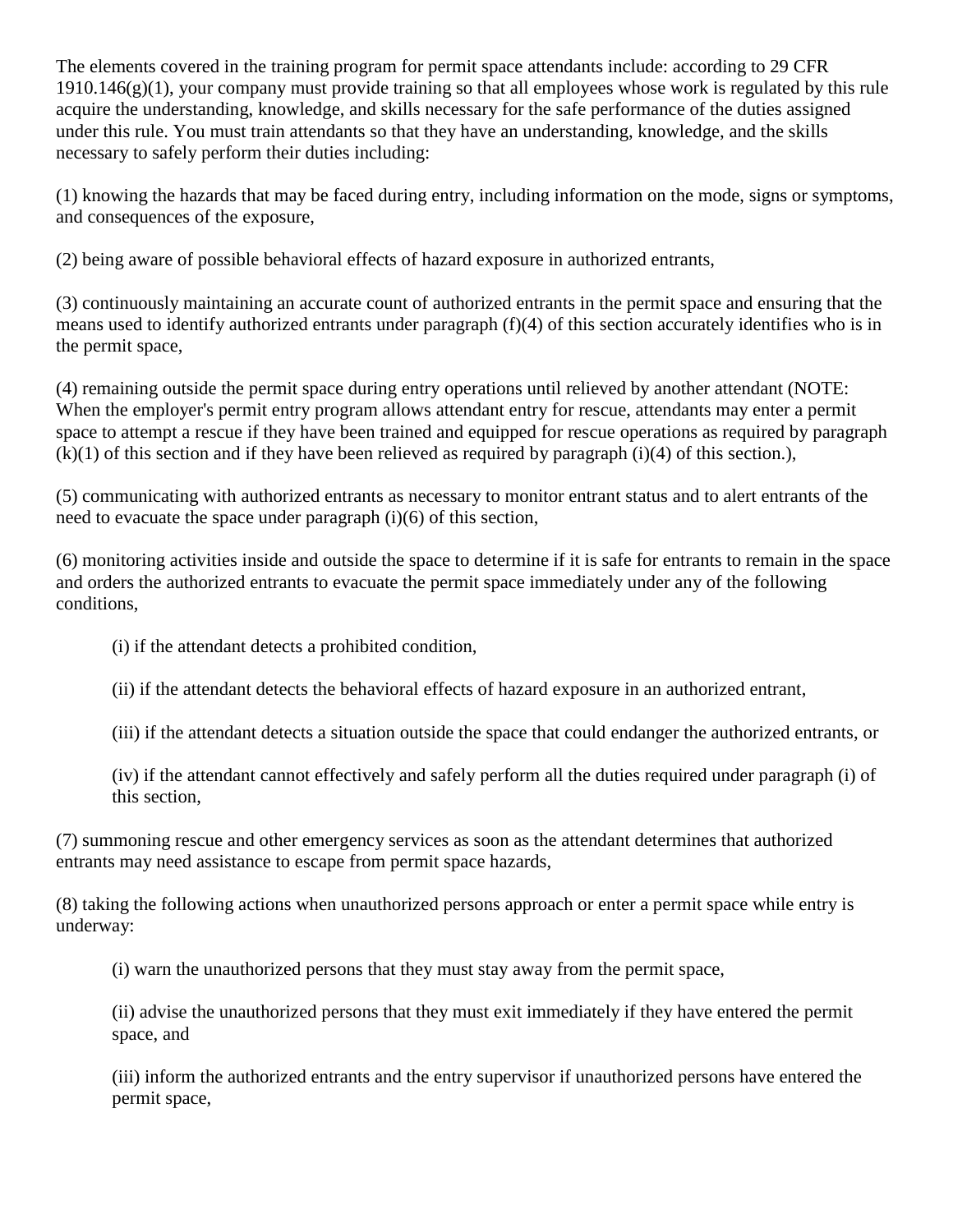The elements covered in the training program for permit space attendants include: according to 29 CFR 1910.146(g)(1), your company must provide training so that all employees whose work is regulated by this rule acquire the understanding, knowledge, and skills necessary for the safe performance of the duties assigned under this rule. You must train attendants so that they have an understanding, knowledge, and the skills necessary to safely perform their duties including:

(1) knowing the hazards that may be faced during entry, including information on the mode, signs or symptoms, and consequences of the exposure,

(2) being aware of possible behavioral effects of hazard exposure in authorized entrants,

(3) continuously maintaining an accurate count of authorized entrants in the permit space and ensuring that the means used to identify authorized entrants under paragraph (f)(4) of this section accurately identifies who is in the permit space,

(4) remaining outside the permit space during entry operations until relieved by another attendant (NOTE: When the employer's permit entry program allows attendant entry for rescue, attendants may enter a permit space to attempt a rescue if they have been trained and equipped for rescue operations as required by paragraph (k)(1) of this section and if they have been relieved as required by paragraph (i)(4) of this section.),

(5) communicating with authorized entrants as necessary to monitor entrant status and to alert entrants of the need to evacuate the space under paragraph (i)(6) of this section,

(6) monitoring activities inside and outside the space to determine if it is safe for entrants to remain in the space and orders the authorized entrants to evacuate the permit space immediately under any of the following conditions,

> (i) if the attendant detects a prohibited condition,
>
> (ii) if the attendant detects the behavioral effects of hazard exposure in an authorized entrant,
>
> (iii) if the attendant detects a situation outside the space that could endanger the authorized entrants, or
>
> (iv) if the attendant cannot effectively and safely perform all the duties required under paragraph (i) of this section,

(7) summoning rescue and other emergency services as soon as the attendant determines that authorized entrants may need assistance to escape from permit space hazards,

(8) taking the following actions when unauthorized persons approach or enter a permit space while entry is underway:

> (i) warn the unauthorized persons that they must stay away from the permit space,
>
> (ii) advise the unauthorized persons that they must exit immediately if they have entered the permit space, and
>
> (iii) inform the authorized entrants and the entry supervisor if unauthorized persons have entered the permit space,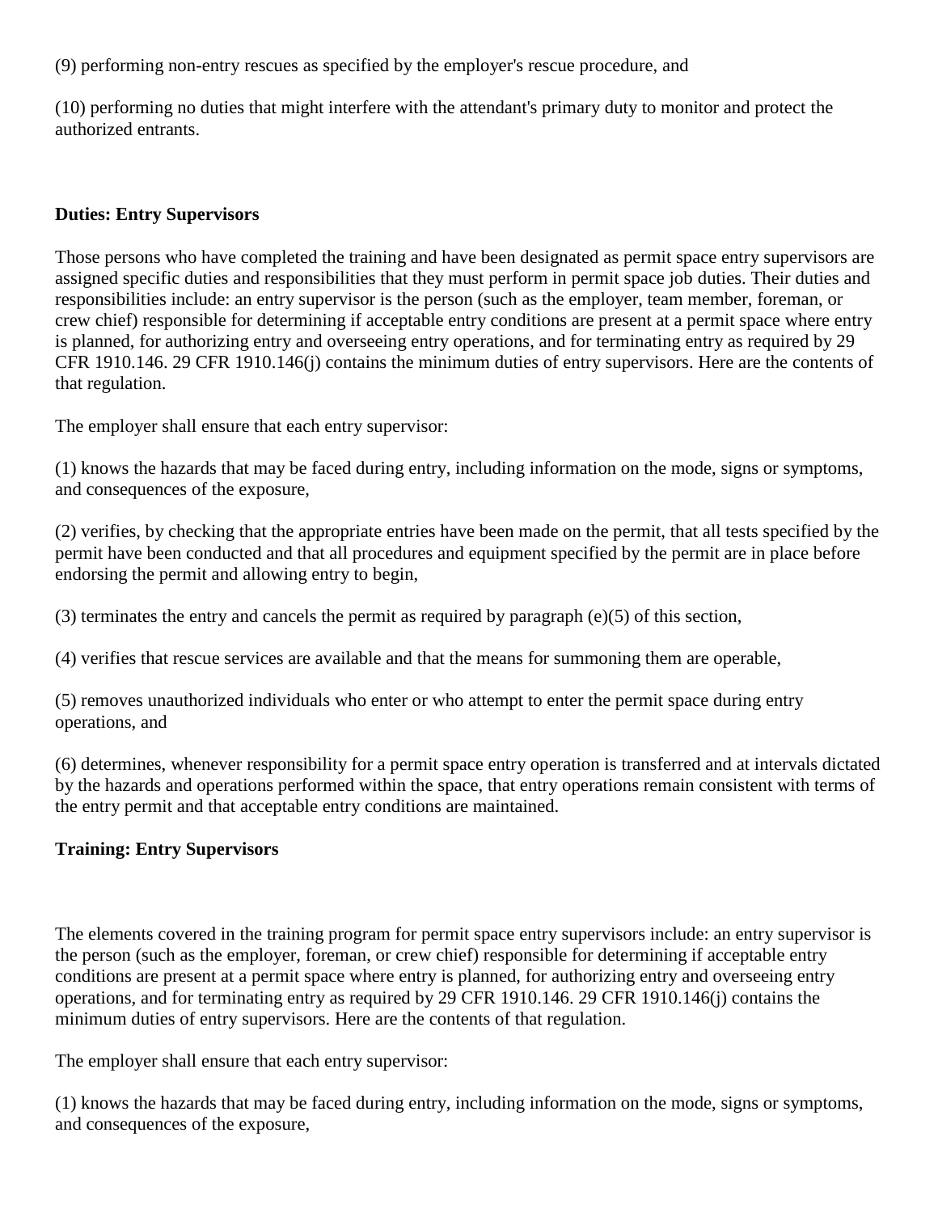(9) performing non-entry rescues as specified by the employer's rescue procedure, and

(10) performing no duties that might interfere with the attendant's primary duty to monitor and protect the authorized entrants.

**Duties: Entry Supervisors**

Those persons who have completed the training and have been designated as permit space entry supervisors are assigned specific duties and responsibilities that they must perform in permit space job duties. Their duties and responsibilities include: an entry supervisor is the person (such as the employer, team member, foreman, or crew chief) responsible for determining if acceptable entry conditions are present at a permit space where entry is planned, for authorizing entry and overseeing entry operations, and for terminating entry as required by 29 CFR 1910.146. 29 CFR 1910.146(j) contains the minimum duties of entry supervisors. Here are the contents of that regulation.

The employer shall ensure that each entry supervisor:

(1) knows the hazards that may be faced during entry, including information on the mode, signs or symptoms, and consequences of the exposure,

(2) verifies, by checking that the appropriate entries have been made on the permit, that all tests specified by the permit have been conducted and that all procedures and equipment specified by the permit are in place before endorsing the permit and allowing entry to begin,

(3) terminates the entry and cancels the permit as required by paragraph (e)(5) of this section,

(4) verifies that rescue services are available and that the means for summoning them are operable,

(5) removes unauthorized individuals who enter or who attempt to enter the permit space during entry operations, and

(6) determines, whenever responsibility for a permit space entry operation is transferred and at intervals dictated by the hazards and operations performed within the space, that entry operations remain consistent with terms of the entry permit and that acceptable entry conditions are maintained.

**Training: Entry Supervisors**

The elements covered in the training program for permit space entry supervisors include: an entry supervisor is the person (such as the employer, foreman, or crew chief) responsible for determining if acceptable entry conditions are present at a permit space where entry is planned, for authorizing entry and overseeing entry operations, and for terminating entry as required by 29 CFR 1910.146. 29 CFR 1910.146(j) contains the minimum duties of entry supervisors. Here are the contents of that regulation.

The employer shall ensure that each entry supervisor:

(1) knows the hazards that may be faced during entry, including information on the mode, signs or symptoms, and consequences of the exposure,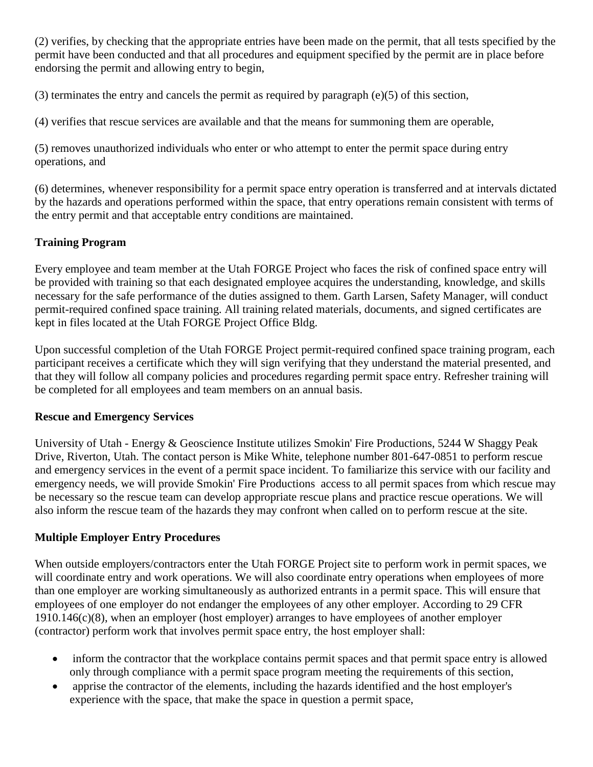(2) verifies, by checking that the appropriate entries have been made on the permit, that all tests specified by the permit have been conducted and that all procedures and equipment specified by the permit are in place before endorsing the permit and allowing entry to begin,

(3) terminates the entry and cancels the permit as required by paragraph (e)(5) of this section,

(4) verifies that rescue services are available and that the means for summoning them are operable,

(5) removes unauthorized individuals who enter or who attempt to enter the permit space during entry operations, and

(6) determines, whenever responsibility for a permit space entry operation is transferred and at intervals dictated by the hazards and operations performed within the space, that entry operations remain consistent with terms of the entry permit and that acceptable entry conditions are maintained.

**Training Program**

Every employee and team member at the Utah FORGE Project who faces the risk of confined space entry will be provided with training so that each designated employee acquires the understanding, knowledge, and skills necessary for the safe performance of the duties assigned to them. Garth Larsen, Safety Manager, will conduct permit-required confined space training. All training related materials, documents, and signed certificates are kept in files located at the Utah FORGE Project Office Bldg.

Upon successful completion of the Utah FORGE Project permit-required confined space training program, each participant receives a certificate which they will sign verifying that they understand the material presented, and that they will follow all company policies and procedures regarding permit space entry. Refresher training will be completed for all employees and team members on an annual basis.

**Rescue and Emergency Services**

University of Utah - Energy & Geoscience Institute utilizes Smokin' Fire Productions, 5244 W Shaggy Peak Drive, Riverton, Utah. The contact person is Mike White, telephone number 801-647-0851 to perform rescue and emergency services in the event of a permit space incident. To familiarize this service with our facility and emergency needs, we will provide Smokin' Fire Productions access to all permit spaces from which rescue may be necessary so the rescue team can develop appropriate rescue plans and practice rescue operations. We will also inform the rescue team of the hazards they may confront when called on to perform rescue at the site.

**Multiple Employer Entry Procedures**

When outside employers/contractors enter the Utah FORGE Project site to perform work in permit spaces, we will coordinate entry and work operations. We will also coordinate entry operations when employees of more than one employer are working simultaneously as authorized entrants in a permit space. This will ensure that employees of one employer do not endanger the employees of any other employer. According to 29 CFR 1910.146(c)(8), when an employer (host employer) arranges to have employees of another employer (contractor) perform work that involves permit space entry, the host employer shall:

- inform the contractor that the workplace contains permit spaces and that permit space entry is allowed only through compliance with a permit space program meeting the requirements of this section,
- apprise the contractor of the elements, including the hazards identified and the host employer's experience with the space, that make the space in question a permit space,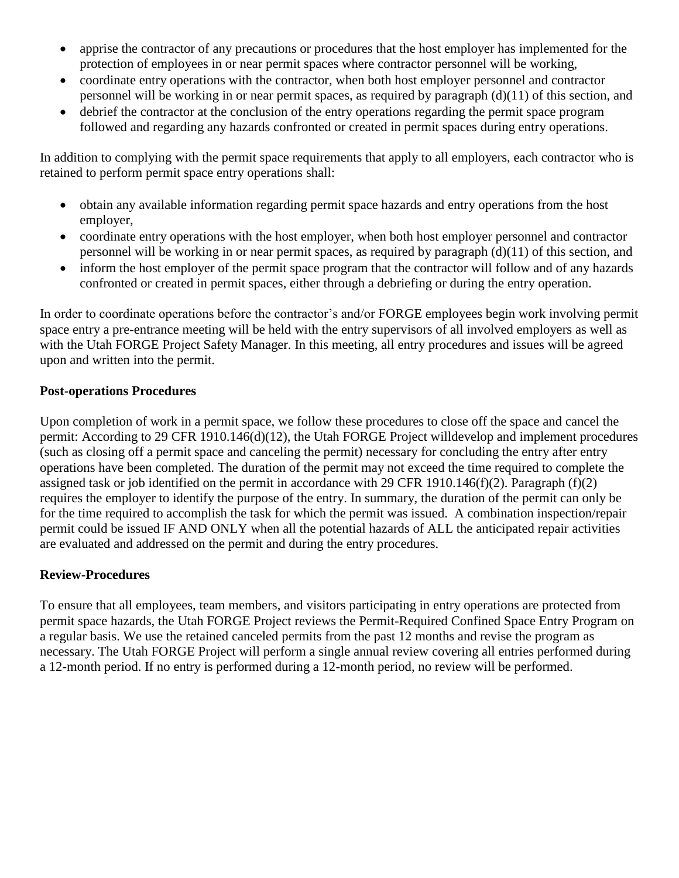- apprise the contractor of any precautions or procedures that the host employer has implemented for the protection of employees in or near permit spaces where contractor personnel will be working,
- coordinate entry operations with the contractor, when both host employer personnel and contractor personnel will be working in or near permit spaces, as required by paragraph (d)(11) of this section, and
- debrief the contractor at the conclusion of the entry operations regarding the permit space program followed and regarding any hazards confronted or created in permit spaces during entry operations.

In addition to complying with the permit space requirements that apply to all employers, each contractor who is retained to perform permit space entry operations shall:

- obtain any available information regarding permit space hazards and entry operations from the host employer,
- coordinate entry operations with the host employer, when both host employer personnel and contractor personnel will be working in or near permit spaces, as required by paragraph (d)(11) of this section, and
- inform the host employer of the permit space program that the contractor will follow and of any hazards confronted or created in permit spaces, either through a debriefing or during the entry operation.

In order to coordinate operations before the contractor's and/or FORGE employees begin work involving permit space entry a pre-entrance meeting will be held with the entry supervisors of all involved employers as well as with the Utah FORGE Project Safety Manager. In this meeting, all entry procedures and issues will be agreed upon and written into the permit.

**Post-operations Procedures**

Upon completion of work in a permit space, we follow these procedures to close off the space and cancel the permit: According to 29 CFR 1910.146(d)(12), the Utah FORGE Project willdevelop and implement procedures (such as closing off a permit space and canceling the permit) necessary for concluding the entry after entry operations have been completed. The duration of the permit may not exceed the time required to complete the assigned task or job identified on the permit in accordance with 29 CFR 1910.146(f)(2). Paragraph (f)(2) requires the employer to identify the purpose of the entry. In summary, the duration of the permit can only be for the time required to accomplish the task for which the permit was issued. A combination inspection/repair permit could be issued IF AND ONLY when all the potential hazards of ALL the anticipated repair activities are evaluated and addressed on the permit and during the entry procedures.

**Review-Procedures**

To ensure that all employees, team members, and visitors participating in entry operations are protected from permit space hazards, the Utah FORGE Project reviews the Permit-Required Confined Space Entry Program on a regular basis. We use the retained canceled permits from the past 12 months and revise the program as necessary. The Utah FORGE Project will perform a single annual review covering all entries performed during a 12-month period. If no entry is performed during a 12-month period, no review will be performed.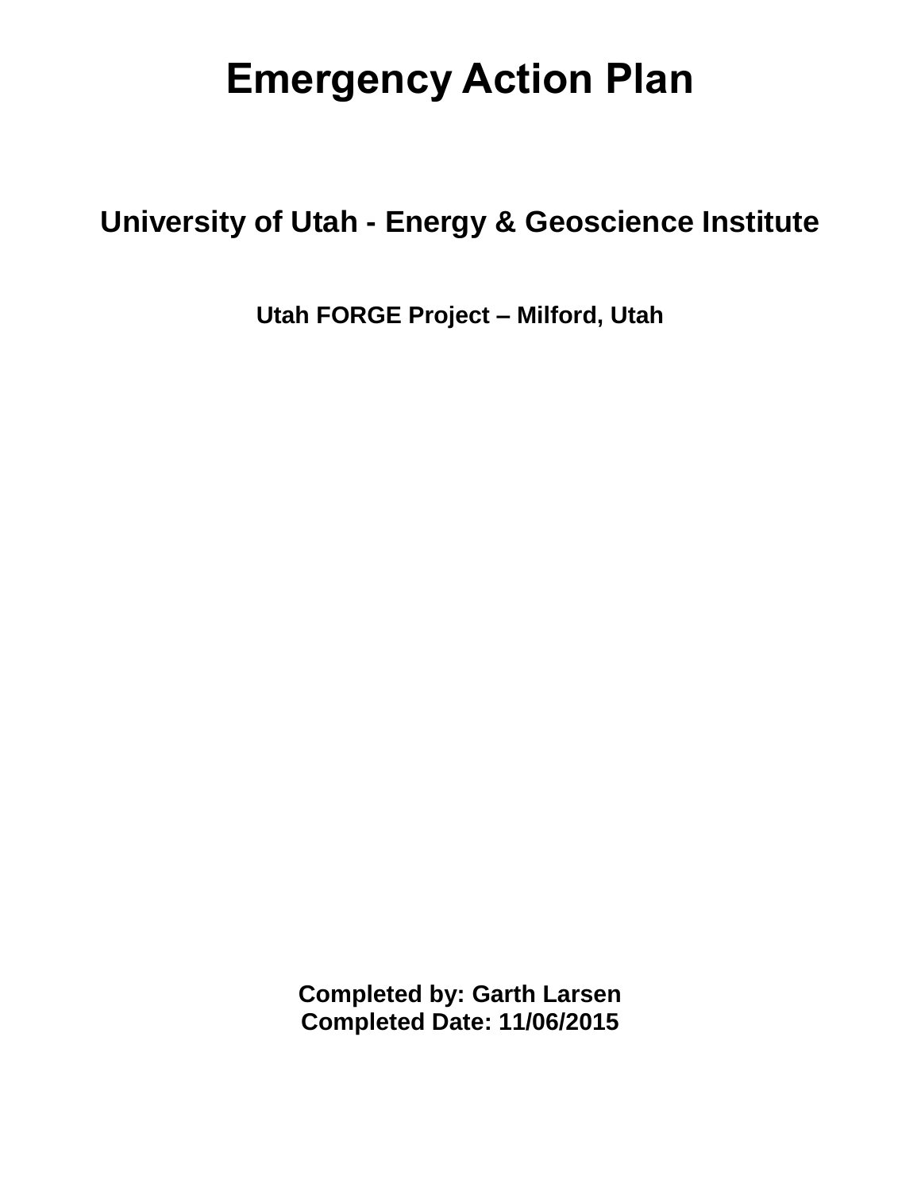# Emergency Action Plan

## University of Utah - Energy & Geoscience Institute

### Utah FORGE Project – Milford, Utah

**Completed by: Garth Larsen**
**Completed Date: 11/06/2015**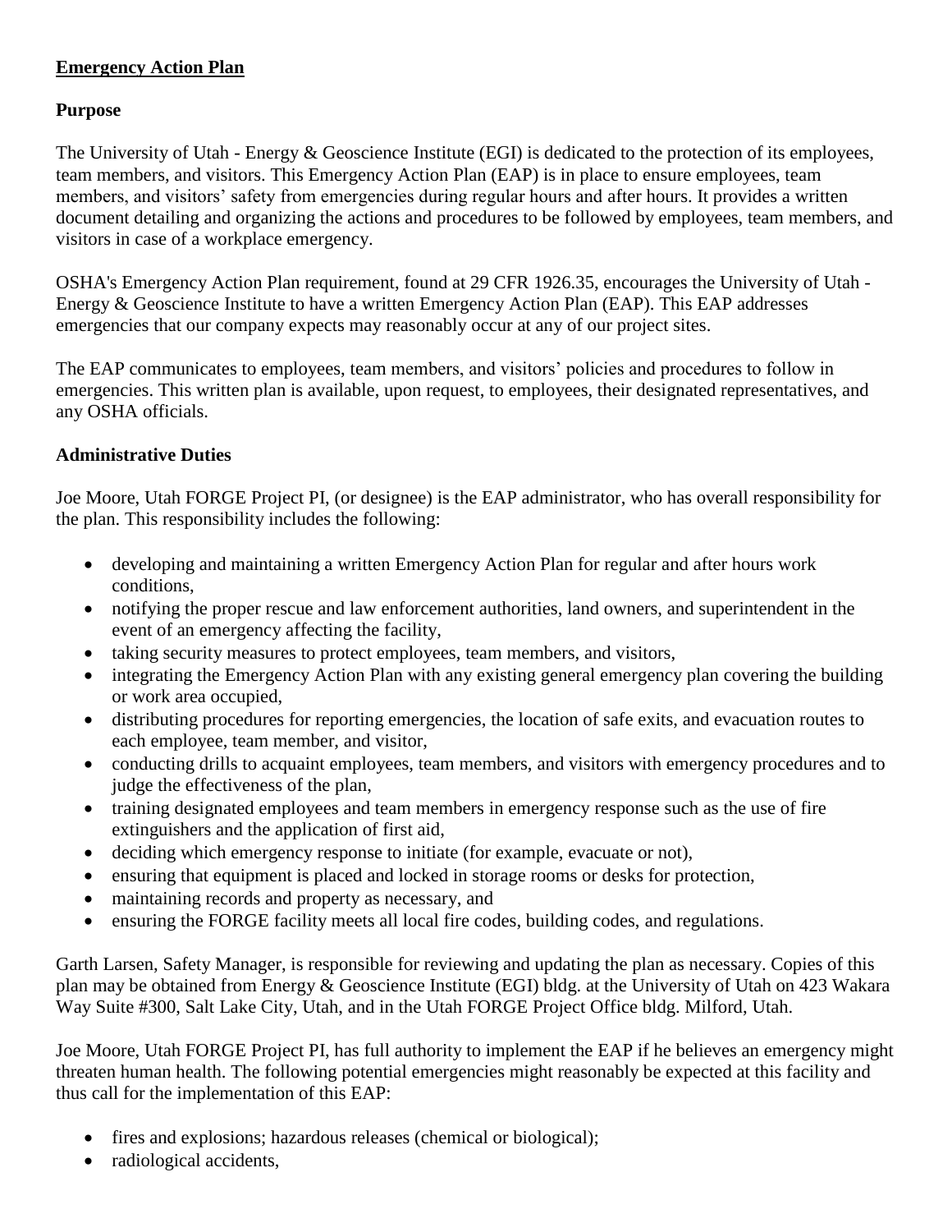## Emergency Action Plan

### Purpose

The University of Utah - Energy & Geoscience Institute (EGI) is dedicated to the protection of its employees, team members, and visitors. This Emergency Action Plan (EAP) is in place to ensure employees, team members, and visitors' safety from emergencies during regular hours and after hours. It provides a written document detailing and organizing the actions and procedures to be followed by employees, team members, and visitors in case of a workplace emergency.

OSHA's Emergency Action Plan requirement, found at 29 CFR 1926.35, encourages the University of Utah - Energy & Geoscience Institute to have a written Emergency Action Plan (EAP). This EAP addresses emergencies that our company expects may reasonably occur at any of our project sites.

The EAP communicates to employees, team members, and visitors' policies and procedures to follow in emergencies. This written plan is available, upon request, to employees, their designated representatives, and any OSHA officials.

### Administrative Duties

Joe Moore, Utah FORGE Project PI, (or designee) is the EAP administrator, who has overall responsibility for the plan. This responsibility includes the following:

- developing and maintaining a written Emergency Action Plan for regular and after hours work conditions,
- notifying the proper rescue and law enforcement authorities, land owners, and superintendent in the event of an emergency affecting the facility,
- taking security measures to protect employees, team members, and visitors,
- integrating the Emergency Action Plan with any existing general emergency plan covering the building or work area occupied,
- distributing procedures for reporting emergencies, the location of safe exits, and evacuation routes to each employee, team member, and visitor,
- conducting drills to acquaint employees, team members, and visitors with emergency procedures and to judge the effectiveness of the plan,
- training designated employees and team members in emergency response such as the use of fire extinguishers and the application of first aid,
- deciding which emergency response to initiate (for example, evacuate or not),
- ensuring that equipment is placed and locked in storage rooms or desks for protection,
- maintaining records and property as necessary, and
- ensuring the FORGE facility meets all local fire codes, building codes, and regulations.

Garth Larsen, Safety Manager, is responsible for reviewing and updating the plan as necessary. Copies of this plan may be obtained from Energy & Geoscience Institute (EGI) bldg. at the University of Utah on 423 Wakara Way Suite #300, Salt Lake City, Utah, and in the Utah FORGE Project Office bldg. Milford, Utah.

Joe Moore, Utah FORGE Project PI, has full authority to implement the EAP if he believes an emergency might threaten human health. The following potential emergencies might reasonably be expected at this facility and thus call for the implementation of this EAP:

- fires and explosions; hazardous releases (chemical or biological);
- radiological accidents,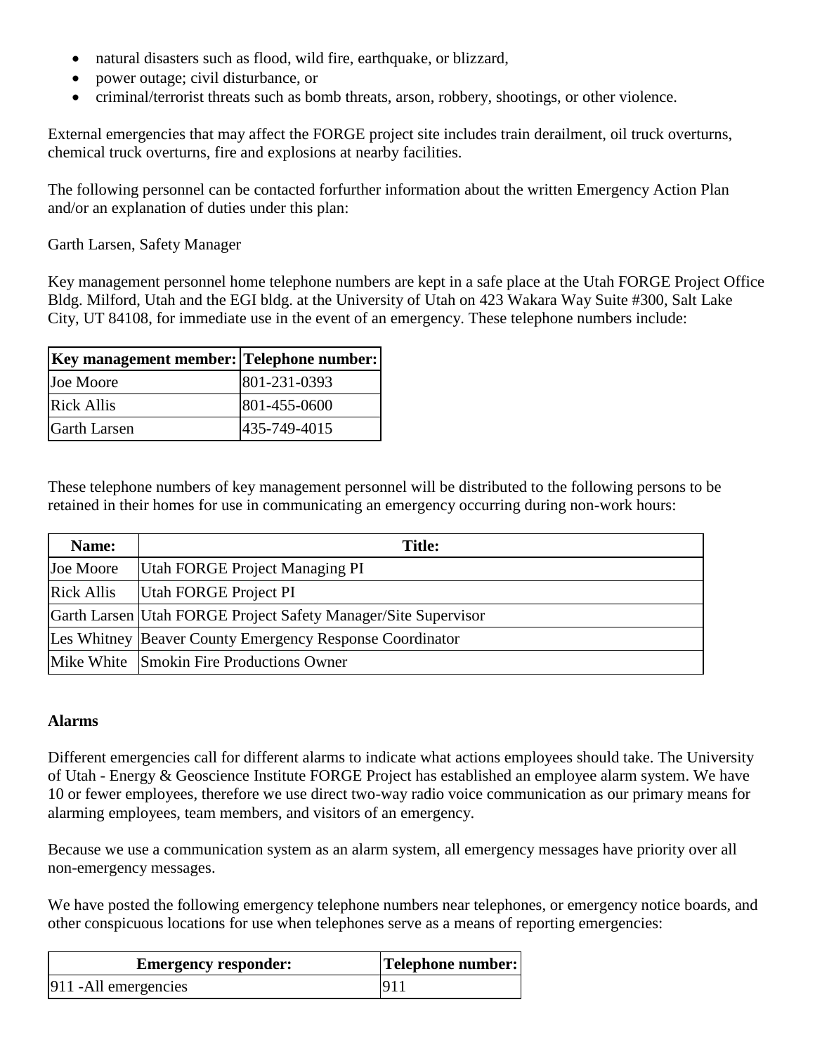- natural disasters such as flood, wild fire, earthquake, or blizzard,
- power outage; civil disturbance, or
- criminal/terrorist threats such as bomb threats, arson, robbery, shootings, or other violence.

External emergencies that may affect the FORGE project site includes train derailment, oil truck overturns, chemical truck overturns, fire and explosions at nearby facilities.

The following personnel can be contacted forfurther information about the written Emergency Action Plan and/or an explanation of duties under this plan:

Garth Larsen, Safety Manager

Key management personnel home telephone numbers are kept in a safe place at the Utah FORGE Project Office Bldg. Milford, Utah and the EGI bldg. at the University of Utah on 423 Wakara Way Suite #300, Salt Lake City, UT 84108, for immediate use in the event of an emergency. These telephone numbers include:

| Key management member: | Telephone number: |
|---|---|
| Joe Moore | 801-231-0393 |
| Rick Allis | 801-455-0600 |
| Garth Larsen | 435-749-4015 |

These telephone numbers of key management personnel will be distributed to the following persons to be retained in their homes for use in communicating an emergency occurring during non-work hours:

| Name: | Title: |
|---|---|
| Joe Moore | Utah FORGE Project Managing PI |
| Rick Allis | Utah FORGE Project PI |
| Garth Larsen | Utah FORGE Project Safety Manager/Site Supervisor |
| Les Whitney | Beaver County Emergency Response Coordinator |
| Mike White | Smokin Fire Productions Owner |

**Alarms**

Different emergencies call for different alarms to indicate what actions employees should take. The University of Utah - Energy & Geoscience Institute FORGE Project has established an employee alarm system. We have 10 or fewer employees, therefore we use direct two-way radio voice communication as our primary means for alarming employees, team members, and visitors of an emergency.

Because we use a communication system as an alarm system, all emergency messages have priority over all non-emergency messages.

We have posted the following emergency telephone numbers near telephones, or emergency notice boards, and other conspicuous locations for use when telephones serve as a means of reporting emergencies:

| Emergency responder: | Telephone number: |
|---|---|
| 911 -All emergencies | 911 |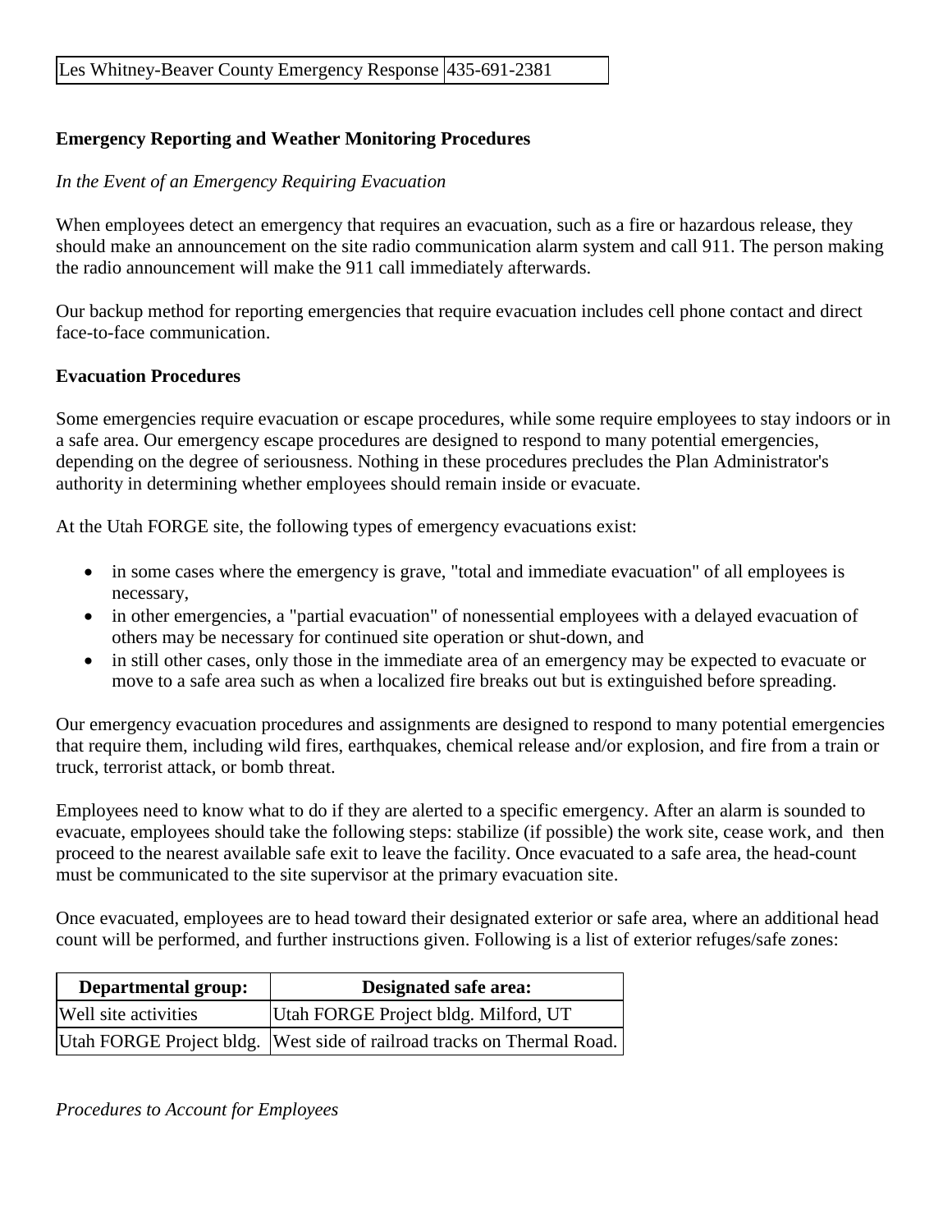| Les Whitney-Beaver County Emergency Response | 435-691-2381 |
|---|---|

**Emergency Reporting and Weather Monitoring Procedures**

*In the Event of an Emergency Requiring Evacuation*

When employees detect an emergency that requires an evacuation, such as a fire or hazardous release, they should make an announcement on the site radio communication alarm system and call 911. The person making the radio announcement will make the 911 call immediately afterwards.

Our backup method for reporting emergencies that require evacuation includes cell phone contact and direct face-to-face communication.

**Evacuation Procedures**

Some emergencies require evacuation or escape procedures, while some require employees to stay indoors or in a safe area. Our emergency escape procedures are designed to respond to many potential emergencies, depending on the degree of seriousness. Nothing in these procedures precludes the Plan Administrator's authority in determining whether employees should remain inside or evacuate.

At the Utah FORGE site, the following types of emergency evacuations exist:

- in some cases where the emergency is grave, "total and immediate evacuation" of all employees is necessary,
- in other emergencies, a "partial evacuation" of nonessential employees with a delayed evacuation of others may be necessary for continued site operation or shut-down, and
- in still other cases, only those in the immediate area of an emergency may be expected to evacuate or move to a safe area such as when a localized fire breaks out but is extinguished before spreading.

Our emergency evacuation procedures and assignments are designed to respond to many potential emergencies that require them, including wild fires, earthquakes, chemical release and/or explosion, and fire from a train or truck, terrorist attack, or bomb threat.

Employees need to know what to do if they are alerted to a specific emergency. After an alarm is sounded to evacuate, employees should take the following steps: stabilize (if possible) the work site, cease work, and then proceed to the nearest available safe exit to leave the facility. Once evacuated to a safe area, the head-count must be communicated to the site supervisor at the primary evacuation site.

Once evacuated, employees are to head toward their designated exterior or safe area, where an additional head count will be performed, and further instructions given. Following is a list of exterior refuges/safe zones:

| Departmental group: | Designated safe area: |
|---|---|
| Well site activities | Utah FORGE Project bldg. Milford, UT |
| Utah FORGE Project bldg. | West side of railroad tracks on Thermal Road. |

*Procedures to Account for Employees*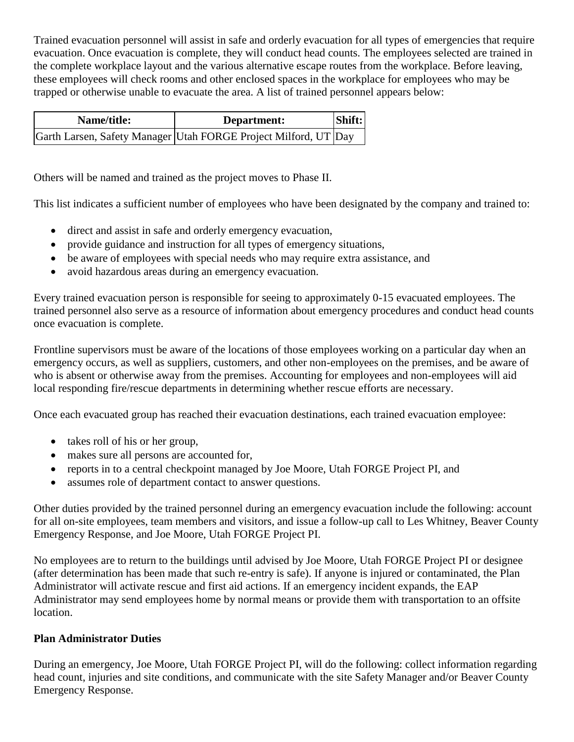Trained evacuation personnel will assist in safe and orderly evacuation for all types of emergencies that require evacuation. Once evacuation is complete, they will conduct head counts. The employees selected are trained in the complete workplace layout and the various alternative escape routes from the workplace. Before leaving, these employees will check rooms and other enclosed spaces in the workplace for employees who may be trapped or otherwise unable to evacuate the area. A list of trained personnel appears below:

| Name/title: | Department: | Shift: |
|---|---|---|
| Garth Larsen, Safety Manager | Utah FORGE Project Milford, UT | Day |

Others will be named and trained as the project moves to Phase II.

This list indicates a sufficient number of employees who have been designated by the company and trained to:

- direct and assist in safe and orderly emergency evacuation,
- provide guidance and instruction for all types of emergency situations,
- be aware of employees with special needs who may require extra assistance, and
- avoid hazardous areas during an emergency evacuation.

Every trained evacuation person is responsible for seeing to approximately 0-15 evacuated employees. The trained personnel also serve as a resource of information about emergency procedures and conduct head counts once evacuation is complete.

Frontline supervisors must be aware of the locations of those employees working on a particular day when an emergency occurs, as well as suppliers, customers, and other non-employees on the premises, and be aware of who is absent or otherwise away from the premises. Accounting for employees and non-employees will aid local responding fire/rescue departments in determining whether rescue efforts are necessary.

Once each evacuated group has reached their evacuation destinations, each trained evacuation employee:

- takes roll of his or her group,
- makes sure all persons are accounted for,
- reports in to a central checkpoint managed by Joe Moore, Utah FORGE Project PI, and
- assumes role of department contact to answer questions.

Other duties provided by the trained personnel during an emergency evacuation include the following: account for all on-site employees, team members and visitors, and issue a follow-up call to Les Whitney, Beaver County Emergency Response, and Joe Moore, Utah FORGE Project PI.

No employees are to return to the buildings until advised by Joe Moore, Utah FORGE Project PI or designee (after determination has been made that such re-entry is safe). If anyone is injured or contaminated, the Plan Administrator will activate rescue and first aid actions. If an emergency incident expands, the EAP Administrator may send employees home by normal means or provide them with transportation to an offsite location.

**Plan Administrator Duties**

During an emergency, Joe Moore, Utah FORGE Project PI, will do the following: collect information regarding head count, injuries and site conditions, and communicate with the site Safety Manager and/or Beaver County Emergency Response.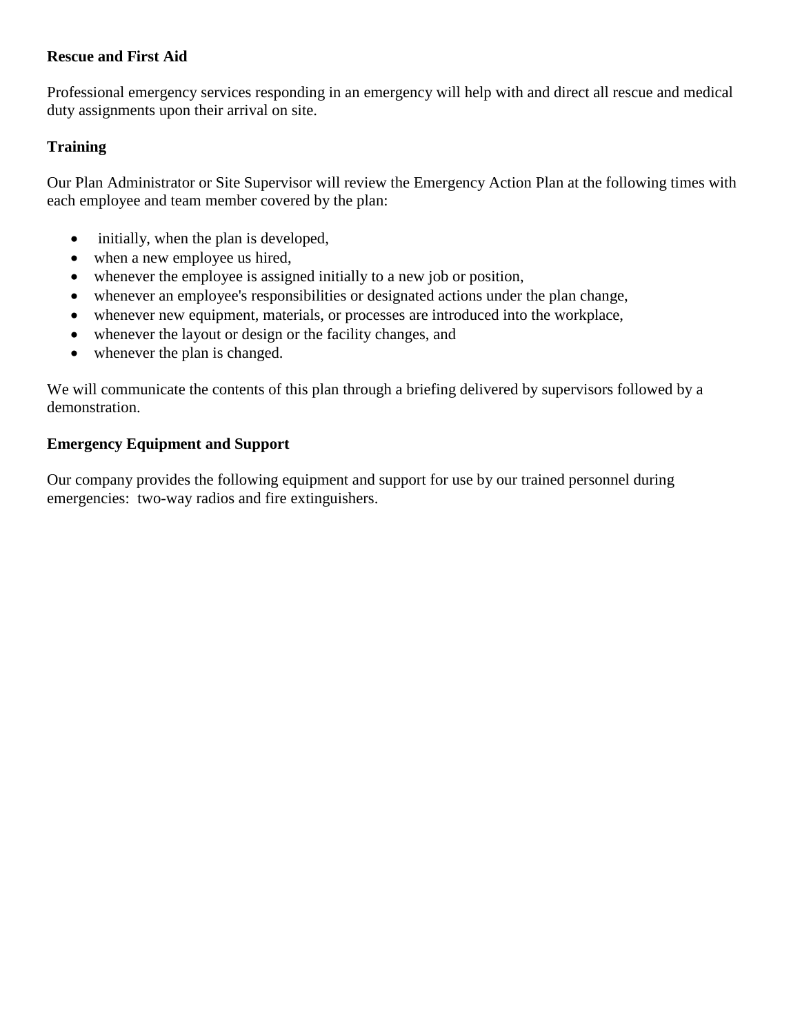**Rescue and First Aid**

Professional emergency services responding in an emergency will help with and direct all rescue and medical duty assignments upon their arrival on site.

**Training**

Our Plan Administrator or Site Supervisor will review the Emergency Action Plan at the following times with each employee and team member covered by the plan:

- initially, when the plan is developed,
- when a new employee us hired,
- whenever the employee is assigned initially to a new job or position,
- whenever an employee's responsibilities or designated actions under the plan change,
- whenever new equipment, materials, or processes are introduced into the workplace,
- whenever the layout or design or the facility changes, and
- whenever the plan is changed.

We will communicate the contents of this plan through a briefing delivered by supervisors followed by a demonstration.

**Emergency Equipment and Support**

Our company provides the following equipment and support for use by our trained personnel during emergencies: two-way radios and fire extinguishers.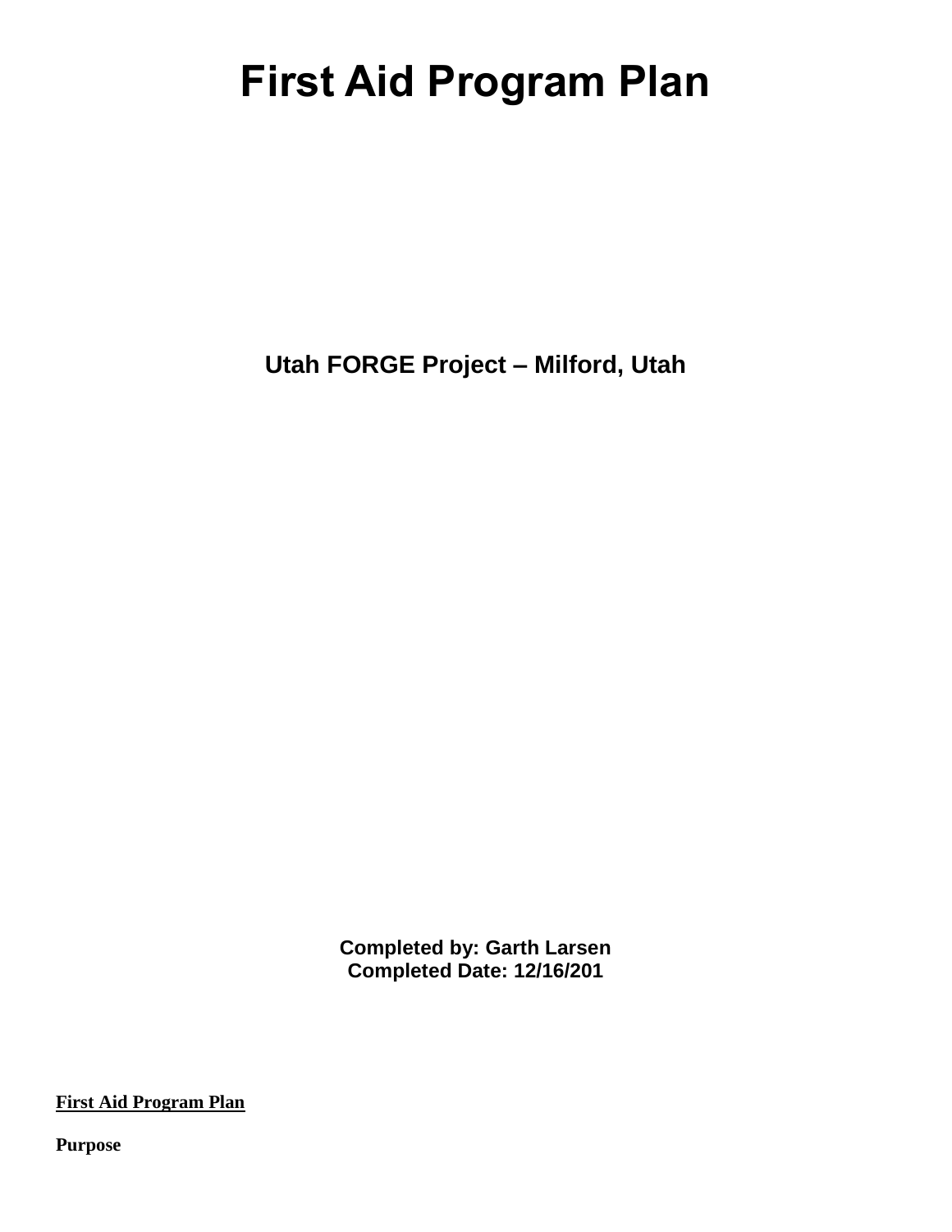# First Aid Program Plan

## Utah FORGE Project – Milford, Utah

**Completed by: Garth Larsen**
**Completed Date: 12/16/201**

**First Aid Program Plan**

**Purpose**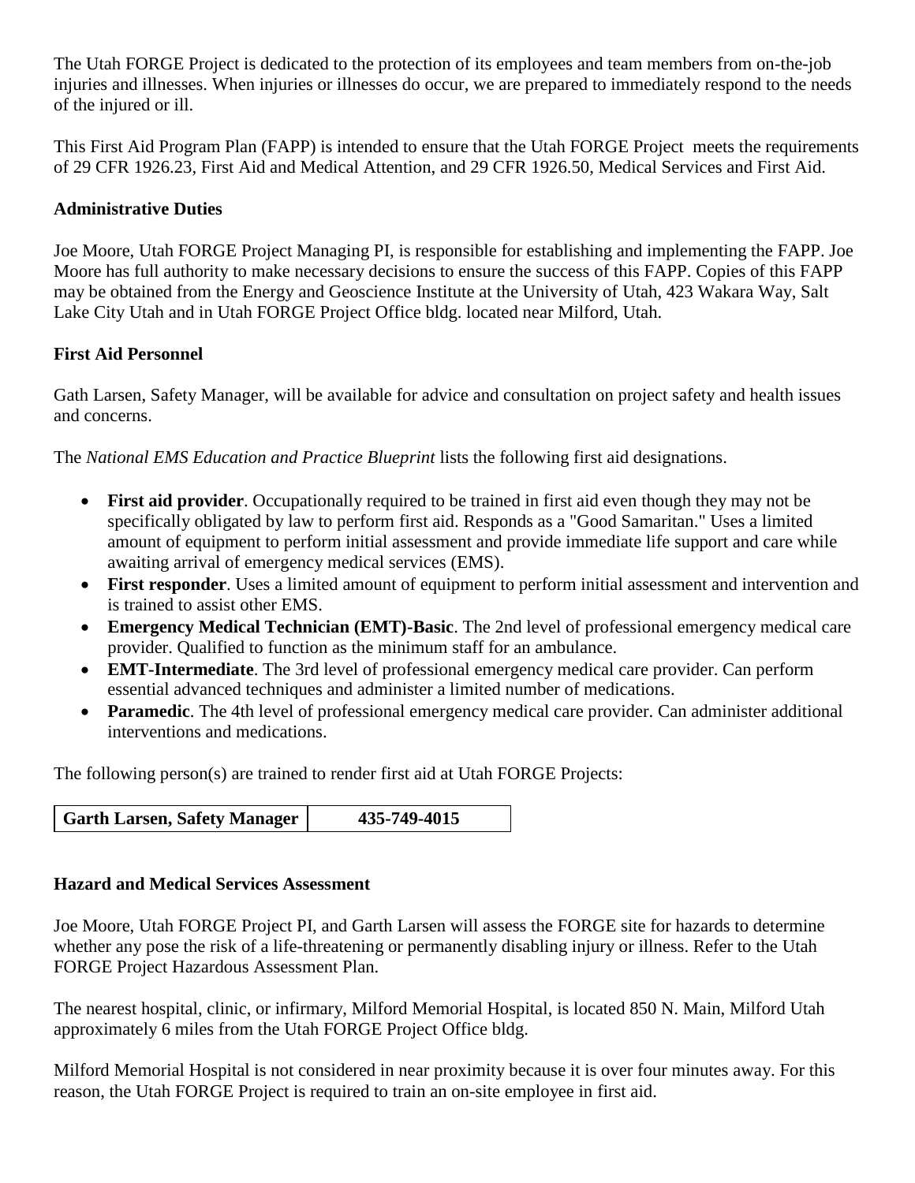The Utah FORGE Project is dedicated to the protection of its employees and team members from on-the-job injuries and illnesses. When injuries or illnesses do occur, we are prepared to immediately respond to the needs of the injured or ill.

This First Aid Program Plan (FAPP) is intended to ensure that the Utah FORGE Project meets the requirements of 29 CFR 1926.23, First Aid and Medical Attention, and 29 CFR 1926.50, Medical Services and First Aid.

**Administrative Duties**

Joe Moore, Utah FORGE Project Managing PI, is responsible for establishing and implementing the FAPP. Joe Moore has full authority to make necessary decisions to ensure the success of this FAPP. Copies of this FAPP may be obtained from the Energy and Geoscience Institute at the University of Utah, 423 Wakara Way, Salt Lake City Utah and in Utah FORGE Project Office bldg. located near Milford, Utah.

**First Aid Personnel**

Gath Larsen, Safety Manager, will be available for advice and consultation on project safety and health issues and concerns.

The *National EMS Education and Practice Blueprint* lists the following first aid designations.

- **First aid provider**. Occupationally required to be trained in first aid even though they may not be specifically obligated by law to perform first aid. Responds as a "Good Samaritan." Uses a limited amount of equipment to perform initial assessment and provide immediate life support and care while awaiting arrival of emergency medical services (EMS).
- **First responder**. Uses a limited amount of equipment to perform initial assessment and intervention and is trained to assist other EMS.
- **Emergency Medical Technician (EMT)-Basic**. The 2nd level of professional emergency medical care provider. Qualified to function as the minimum staff for an ambulance.
- **EMT-Intermediate**. The 3rd level of professional emergency medical care provider. Can perform essential advanced techniques and administer a limited number of medications.
- **Paramedic**. The 4th level of professional emergency medical care provider. Can administer additional interventions and medications.

The following person(s) are trained to render first aid at Utah FORGE Projects:

| **Garth Larsen, Safety Manager** | **435-749-4015** |
|---|---|

**Hazard and Medical Services Assessment**

Joe Moore, Utah FORGE Project PI, and Garth Larsen will assess the FORGE site for hazards to determine whether any pose the risk of a life-threatening or permanently disabling injury or illness. Refer to the Utah FORGE Project Hazardous Assessment Plan.

The nearest hospital, clinic, or infirmary, Milford Memorial Hospital, is located 850 N. Main, Milford Utah approximately 6 miles from the Utah FORGE Project Office bldg.

Milford Memorial Hospital is not considered in near proximity because it is over four minutes away. For this reason, the Utah FORGE Project is required to train an on-site employee in first aid.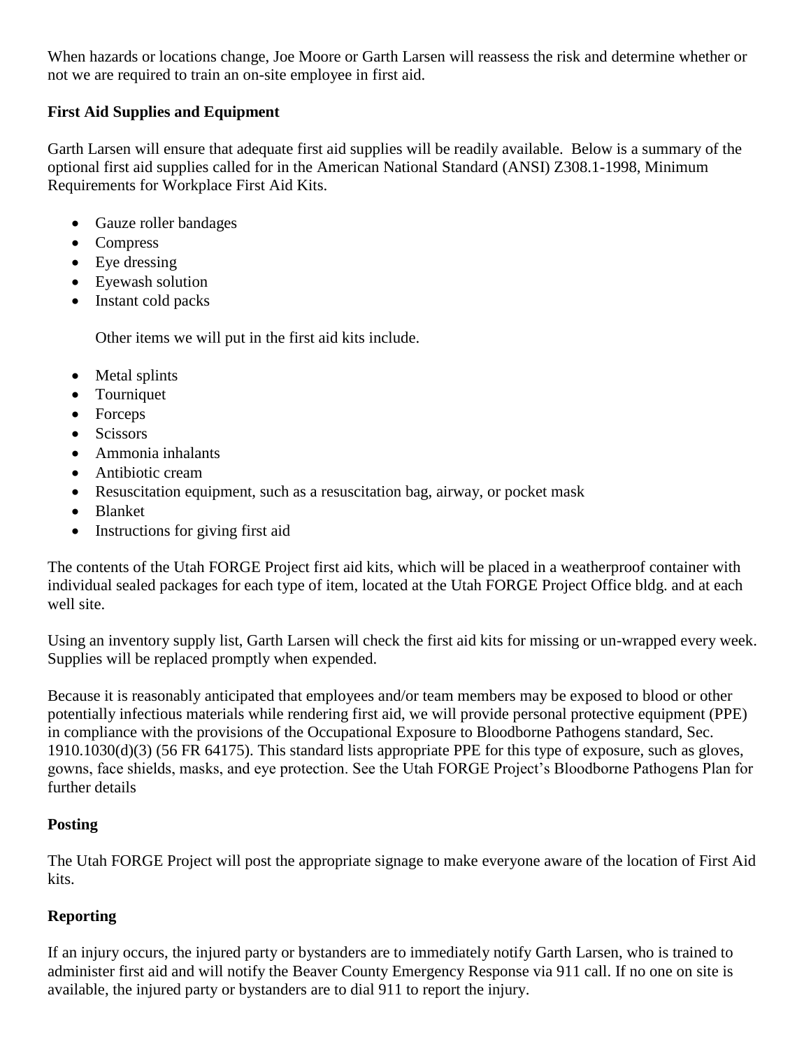When hazards or locations change, Joe Moore or Garth Larsen will reassess the risk and determine whether or not we are required to train an on-site employee in first aid.

**First Aid Supplies and Equipment**

Garth Larsen will ensure that adequate first aid supplies will be readily available. Below is a summary of the optional first aid supplies called for in the American National Standard (ANSI) Z308.1-1998, Minimum Requirements for Workplace First Aid Kits.

- Gauze roller bandages
- Compress
- Eye dressing
- Eyewash solution
- Instant cold packs

Other items we will put in the first aid kits include.

- Metal splints
- Tourniquet
- Forceps
- Scissors
- Ammonia inhalants
- Antibiotic cream
- Resuscitation equipment, such as a resuscitation bag, airway, or pocket mask
- Blanket
- Instructions for giving first aid

The contents of the Utah FORGE Project first aid kits, which will be placed in a weatherproof container with individual sealed packages for each type of item, located at the Utah FORGE Project Office bldg. and at each well site.

Using an inventory supply list, Garth Larsen will check the first aid kits for missing or un-wrapped every week. Supplies will be replaced promptly when expended.

Because it is reasonably anticipated that employees and/or team members may be exposed to blood or other potentially infectious materials while rendering first aid, we will provide personal protective equipment (PPE) in compliance with the provisions of the Occupational Exposure to Bloodborne Pathogens standard, Sec. 1910.1030(d)(3) (56 FR 64175). This standard lists appropriate PPE for this type of exposure, such as gloves, gowns, face shields, masks, and eye protection. See the Utah FORGE Project's Bloodborne Pathogens Plan for further details

**Posting**

The Utah FORGE Project will post the appropriate signage to make everyone aware of the location of First Aid kits.

**Reporting**

If an injury occurs, the injured party or bystanders are to immediately notify Garth Larsen, who is trained to administer first aid and will notify the Beaver County Emergency Response via 911 call. If no one on site is available, the injured party or bystanders are to dial 911 to report the injury.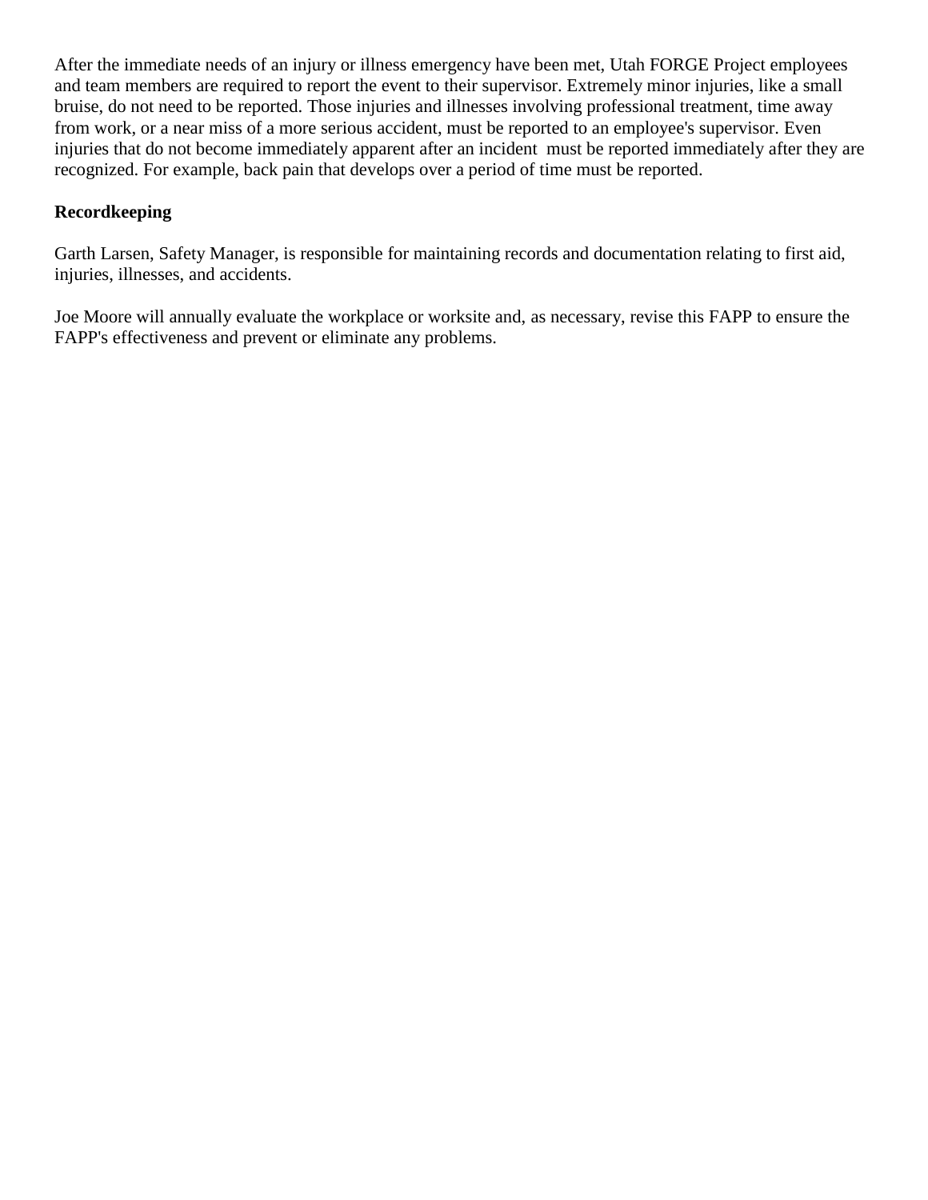After the immediate needs of an injury or illness emergency have been met, Utah FORGE Project employees and team members are required to report the event to their supervisor. Extremely minor injuries, like a small bruise, do not need to be reported. Those injuries and illnesses involving professional treatment, time away from work, or a near miss of a more serious accident, must be reported to an employee's supervisor. Even injuries that do not become immediately apparent after an incident must be reported immediately after they are recognized. For example, back pain that develops over a period of time must be reported.

**Recordkeeping**

Garth Larsen, Safety Manager, is responsible for maintaining records and documentation relating to first aid, injuries, illnesses, and accidents.

Joe Moore will annually evaluate the workplace or worksite and, as necessary, revise this FAPP to ensure the FAPP's effectiveness and prevent or eliminate any problems.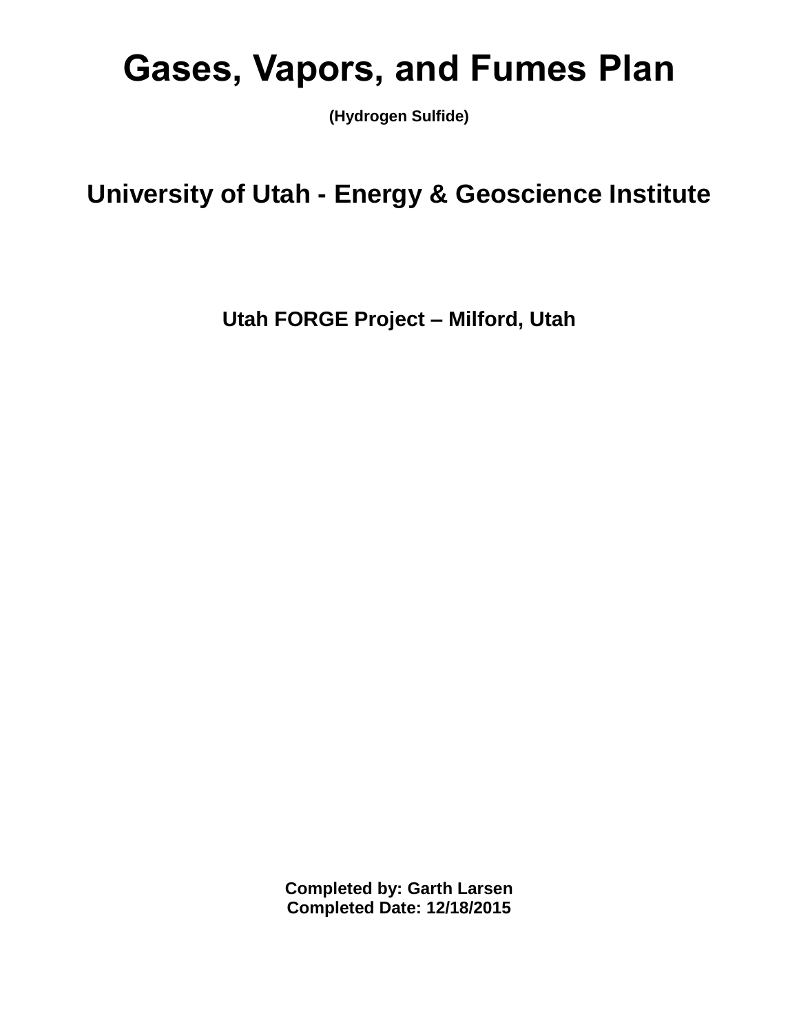# Gases, Vapors, and Fumes Plan

**(Hydrogen Sulfide)**

## University of Utah - Energy & Geoscience Institute

**Utah FORGE Project – Milford, Utah**

**Completed by: Garth Larsen**
**Completed Date: 12/18/2015**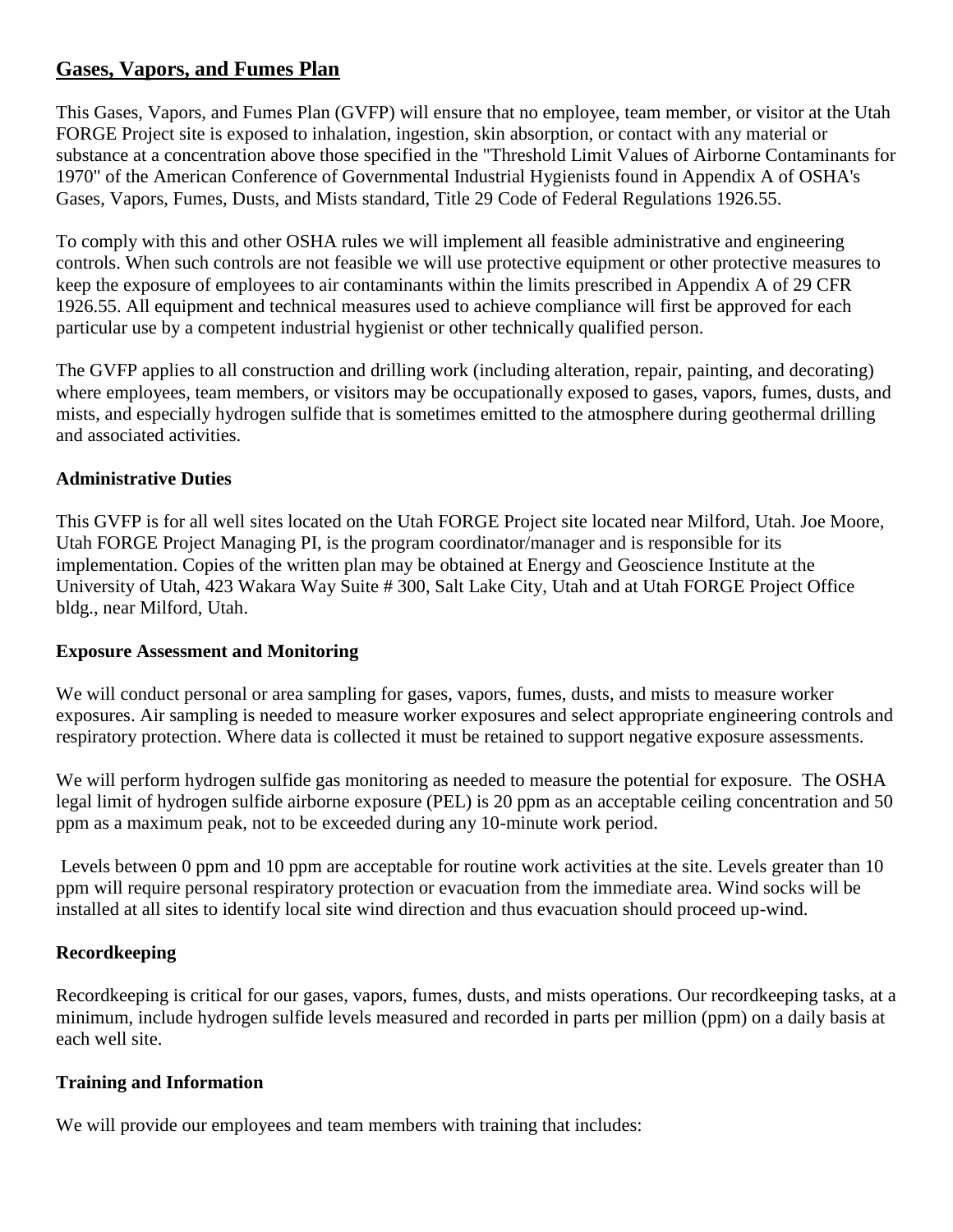## Gases, Vapors, and Fumes Plan

This Gases, Vapors, and Fumes Plan (GVFP) will ensure that no employee, team member, or visitor at the Utah FORGE Project site is exposed to inhalation, ingestion, skin absorption, or contact with any material or substance at a concentration above those specified in the "Threshold Limit Values of Airborne Contaminants for 1970" of the American Conference of Governmental Industrial Hygienists found in Appendix A of OSHA's Gases, Vapors, Fumes, Dusts, and Mists standard, Title 29 Code of Federal Regulations 1926.55.

To comply with this and other OSHA rules we will implement all feasible administrative and engineering controls. When such controls are not feasible we will use protective equipment or other protective measures to keep the exposure of employees to air contaminants within the limits prescribed in Appendix A of 29 CFR 1926.55. All equipment and technical measures used to achieve compliance will first be approved for each particular use by a competent industrial hygienist or other technically qualified person.

The GVFP applies to all construction and drilling work (including alteration, repair, painting, and decorating) where employees, team members, or visitors may be occupationally exposed to gases, vapors, fumes, dusts, and mists, and especially hydrogen sulfide that is sometimes emitted to the atmosphere during geothermal drilling and associated activities.

**Administrative Duties**

This GVFP is for all well sites located on the Utah FORGE Project site located near Milford, Utah. Joe Moore, Utah FORGE Project Managing PI, is the program coordinator/manager and is responsible for its implementation. Copies of the written plan may be obtained at Energy and Geoscience Institute at the University of Utah, 423 Wakara Way Suite # 300, Salt Lake City, Utah and at Utah FORGE Project Office bldg., near Milford, Utah.

**Exposure Assessment and Monitoring**

We will conduct personal or area sampling for gases, vapors, fumes, dusts, and mists to measure worker exposures. Air sampling is needed to measure worker exposures and select appropriate engineering controls and respiratory protection. Where data is collected it must be retained to support negative exposure assessments.

We will perform hydrogen sulfide gas monitoring as needed to measure the potential for exposure. The OSHA legal limit of hydrogen sulfide airborne exposure (PEL) is 20 ppm as an acceptable ceiling concentration and 50 ppm as a maximum peak, not to be exceeded during any 10-minute work period.

Levels between 0 ppm and 10 ppm are acceptable for routine work activities at the site. Levels greater than 10 ppm will require personal respiratory protection or evacuation from the immediate area. Wind socks will be installed at all sites to identify local site wind direction and thus evacuation should proceed up-wind.

**Recordkeeping**

Recordkeeping is critical for our gases, vapors, fumes, dusts, and mists operations. Our recordkeeping tasks, at a minimum, include hydrogen sulfide levels measured and recorded in parts per million (ppm) on a daily basis at each well site.

**Training and Information**

We will provide our employees and team members with training that includes: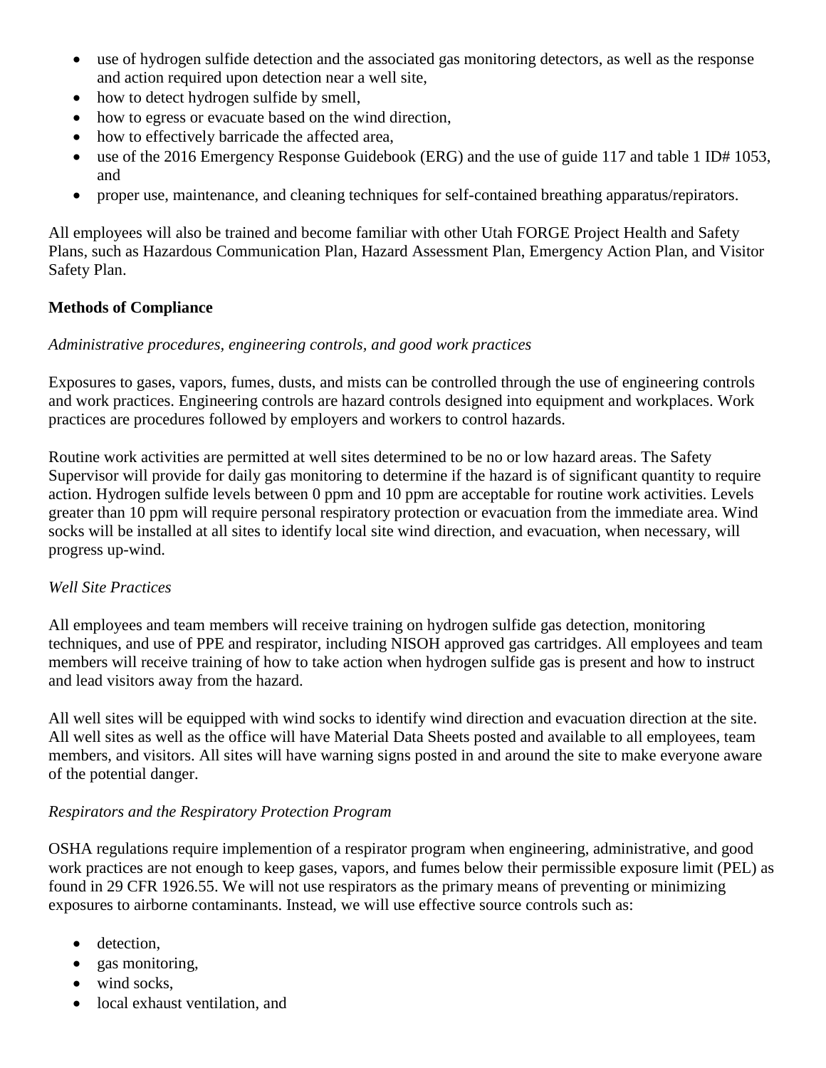- use of hydrogen sulfide detection and the associated gas monitoring detectors, as well as the response and action required upon detection near a well site,
- how to detect hydrogen sulfide by smell,
- how to egress or evacuate based on the wind direction,
- how to effectively barricade the affected area,
- use of the 2016 Emergency Response Guidebook (ERG) and the use of guide 117 and table 1 ID# 1053, and
- proper use, maintenance, and cleaning techniques for self-contained breathing apparatus/repirators.

All employees will also be trained and become familiar with other Utah FORGE Project Health and Safety Plans, such as Hazardous Communication Plan, Hazard Assessment Plan, Emergency Action Plan, and Visitor Safety Plan.

**Methods of Compliance**

*Administrative procedures, engineering controls, and good work practices*

Exposures to gases, vapors, fumes, dusts, and mists can be controlled through the use of engineering controls and work practices. Engineering controls are hazard controls designed into equipment and workplaces. Work practices are procedures followed by employers and workers to control hazards.

Routine work activities are permitted at well sites determined to be no or low hazard areas. The Safety Supervisor will provide for daily gas monitoring to determine if the hazard is of significant quantity to require action. Hydrogen sulfide levels between 0 ppm and 10 ppm are acceptable for routine work activities. Levels greater than 10 ppm will require personal respiratory protection or evacuation from the immediate area. Wind socks will be installed at all sites to identify local site wind direction, and evacuation, when necessary, will progress up-wind.

*Well Site Practices*

All employees and team members will receive training on hydrogen sulfide gas detection, monitoring techniques, and use of PPE and respirator, including NISOH approved gas cartridges. All employees and team members will receive training of how to take action when hydrogen sulfide gas is present and how to instruct and lead visitors away from the hazard.

All well sites will be equipped with wind socks to identify wind direction and evacuation direction at the site. All well sites as well as the office will have Material Data Sheets posted and available to all employees, team members, and visitors. All sites will have warning signs posted in and around the site to make everyone aware of the potential danger.

*Respirators and the Respiratory Protection Program*

OSHA regulations require implemention of a respirator program when engineering, administrative, and good work practices are not enough to keep gases, vapors, and fumes below their permissible exposure limit (PEL) as found in 29 CFR 1926.55. We will not use respirators as the primary means of preventing or minimizing exposures to airborne contaminants. Instead, we will use effective source controls such as:

- detection,
- gas monitoring,
- wind socks,
- local exhaust ventilation, and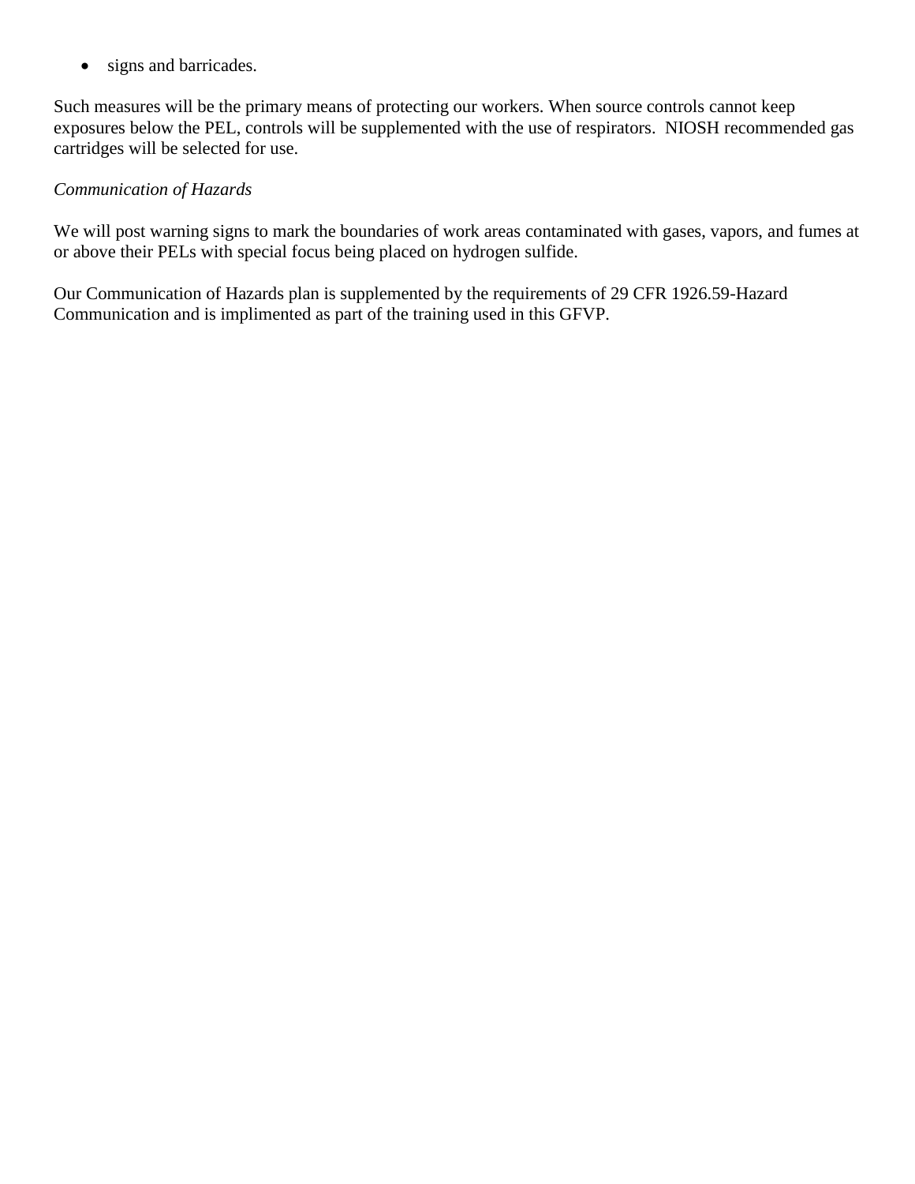- signs and barricades.

Such measures will be the primary means of protecting our workers. When source controls cannot keep exposures below the PEL, controls will be supplemented with the use of respirators. NIOSH recommended gas cartridges will be selected for use.

*Communication of Hazards*

We will post warning signs to mark the boundaries of work areas contaminated with gases, vapors, and fumes at or above their PELs with special focus being placed on hydrogen sulfide.

Our Communication of Hazards plan is supplemented by the requirements of 29 CFR 1926.59-Hazard Communication and is implimented as part of the training used in this GFVP.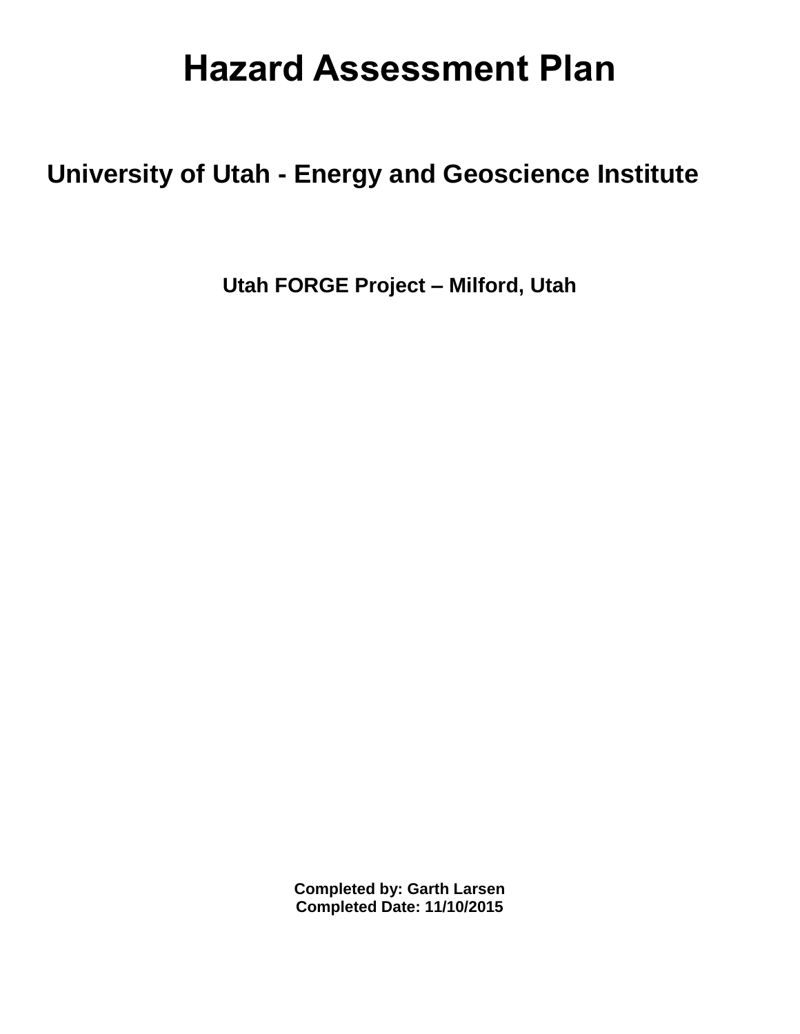# Hazard Assessment Plan

## University of Utah - Energy and Geoscience Institute

### Utah FORGE Project – Milford, Utah

**Completed by: Garth Larsen**
**Completed Date: 11/10/2015**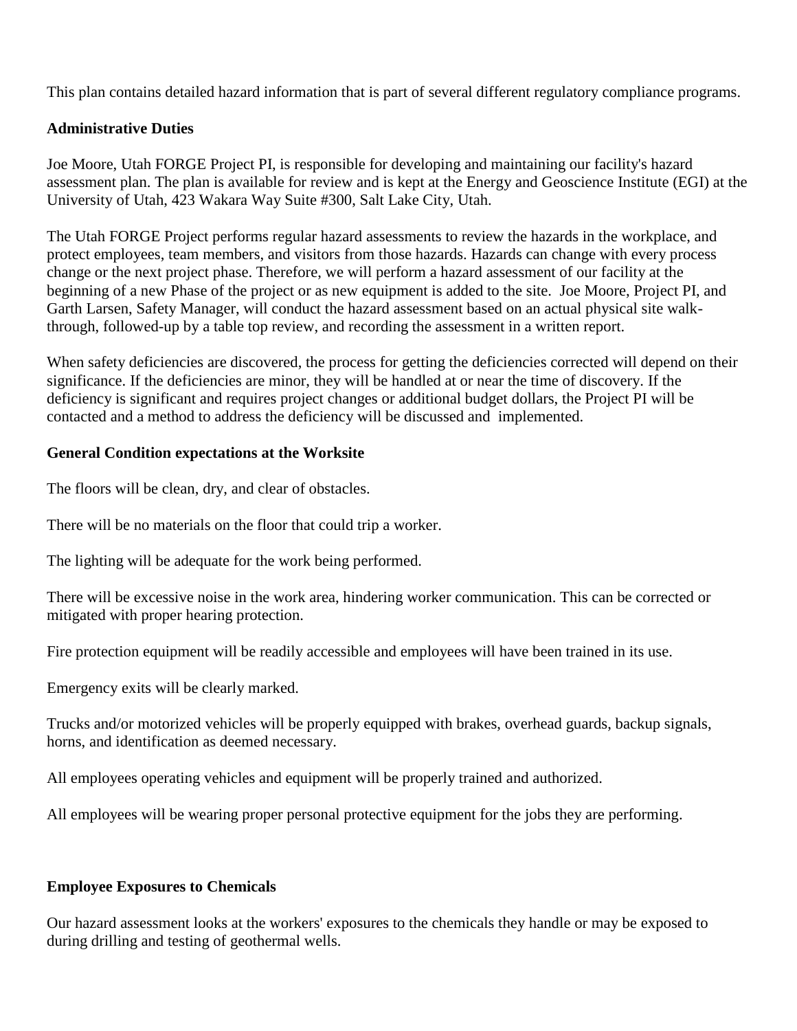This plan contains detailed hazard information that is part of several different regulatory compliance programs.

**Administrative Duties**

Joe Moore, Utah FORGE Project PI, is responsible for developing and maintaining our facility's hazard assessment plan. The plan is available for review and is kept at the Energy and Geoscience Institute (EGI) at the University of Utah, 423 Wakara Way Suite #300, Salt Lake City, Utah.

The Utah FORGE Project performs regular hazard assessments to review the hazards in the workplace, and protect employees, team members, and visitors from those hazards. Hazards can change with every process change or the next project phase. Therefore, we will perform a hazard assessment of our facility at the beginning of a new Phase of the project or as new equipment is added to the site. Joe Moore, Project PI, and Garth Larsen, Safety Manager, will conduct the hazard assessment based on an actual physical site walk-through, followed-up by a table top review, and recording the assessment in a written report.

When safety deficiencies are discovered, the process for getting the deficiencies corrected will depend on their significance. If the deficiencies are minor, they will be handled at or near the time of discovery. If the deficiency is significant and requires project changes or additional budget dollars, the Project PI will be contacted and a method to address the deficiency will be discussed and implemented.

**General Condition expectations at the Worksite**

The floors will be clean, dry, and clear of obstacles.

There will be no materials on the floor that could trip a worker.

The lighting will be adequate for the work being performed.

There will be excessive noise in the work area, hindering worker communication. This can be corrected or mitigated with proper hearing protection.

Fire protection equipment will be readily accessible and employees will have been trained in its use.

Emergency exits will be clearly marked.

Trucks and/or motorized vehicles will be properly equipped with brakes, overhead guards, backup signals, horns, and identification as deemed necessary.

All employees operating vehicles and equipment will be properly trained and authorized.

All employees will be wearing proper personal protective equipment for the jobs they are performing.

**Employee Exposures to Chemicals**

Our hazard assessment looks at the workers' exposures to the chemicals they handle or may be exposed to during drilling and testing of geothermal wells.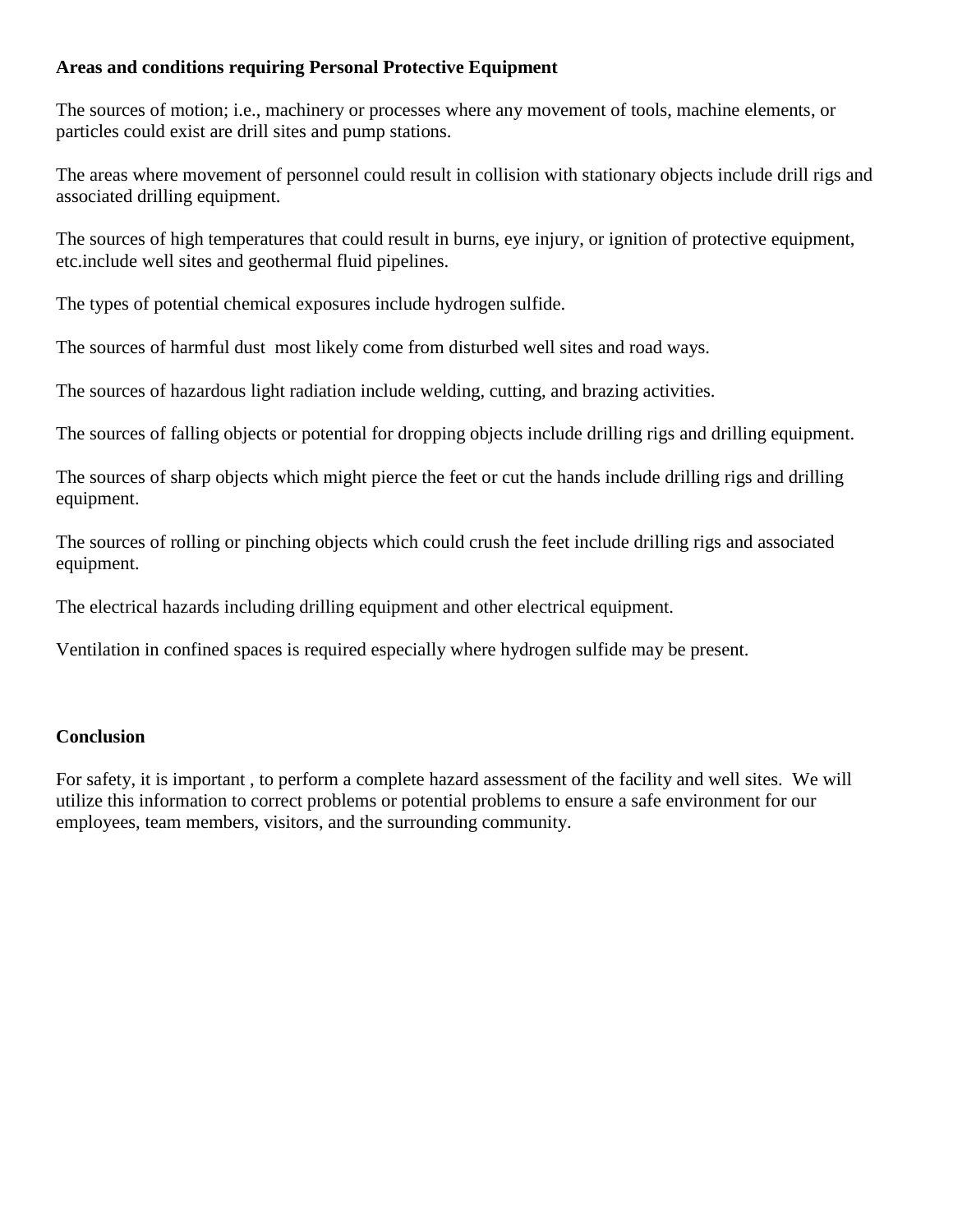**Areas and conditions requiring Personal Protective Equipment**

The sources of motion; i.e., machinery or processes where any movement of tools, machine elements, or particles could exist are drill sites and pump stations.

The areas where movement of personnel could result in collision with stationary objects include drill rigs and associated drilling equipment.

The sources of high temperatures that could result in burns, eye injury, or ignition of protective equipment, etc.include well sites and geothermal fluid pipelines.

The types of potential chemical exposures include hydrogen sulfide.

The sources of harmful dust most likely come from disturbed well sites and road ways.

The sources of hazardous light radiation include welding, cutting, and brazing activities.

The sources of falling objects or potential for dropping objects include drilling rigs and drilling equipment.

The sources of sharp objects which might pierce the feet or cut the hands include drilling rigs and drilling equipment.

The sources of rolling or pinching objects which could crush the feet include drilling rigs and associated equipment.

The electrical hazards including drilling equipment and other electrical equipment.

Ventilation in confined spaces is required especially where hydrogen sulfide may be present.

**Conclusion**

For safety, it is important , to perform a complete hazard assessment of the facility and well sites. We will utilize this information to correct problems or potential problems to ensure a safe environment for our employees, team members, visitors, and the surrounding community.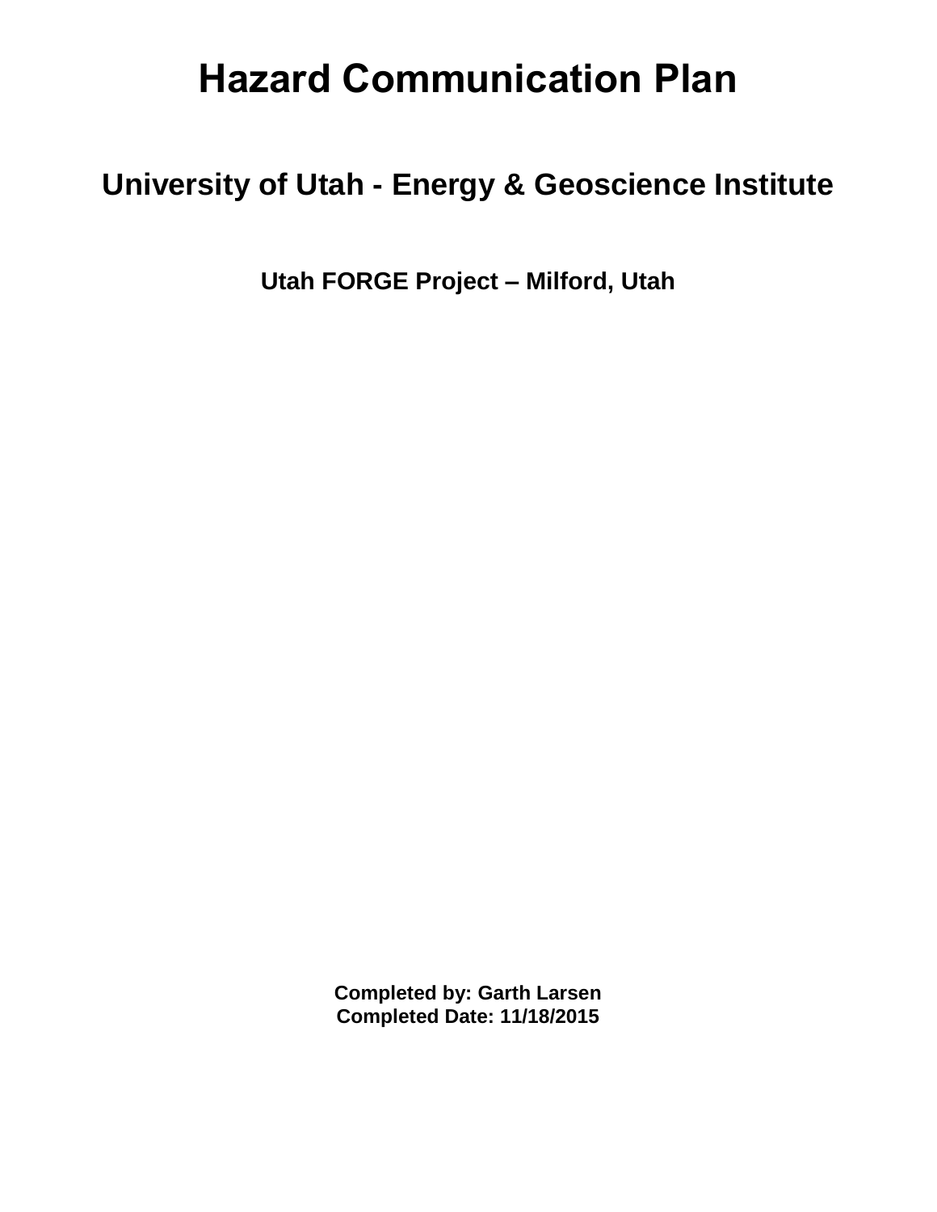# Hazard Communication Plan

## University of Utah - Energy & Geoscience Institute

### Utah FORGE Project – Milford, Utah

**Completed by: Garth Larsen**
**Completed Date: 11/18/2015**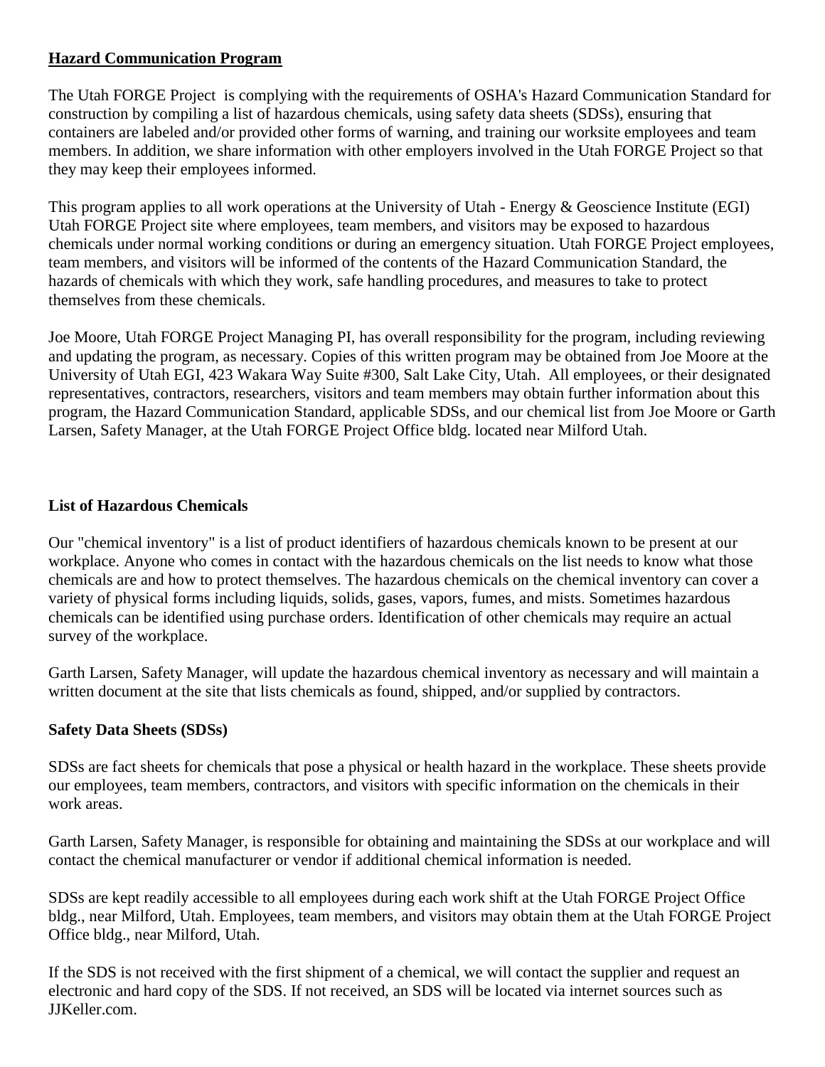## **Hazard Communication Program**

The Utah FORGE Project is complying with the requirements of OSHA's Hazard Communication Standard for construction by compiling a list of hazardous chemicals, using safety data sheets (SDSs), ensuring that containers are labeled and/or provided other forms of warning, and training our worksite employees and team members. In addition, we share information with other employers involved in the Utah FORGE Project so that they may keep their employees informed.

This program applies to all work operations at the University of Utah - Energy & Geoscience Institute (EGI) Utah FORGE Project site where employees, team members, and visitors may be exposed to hazardous chemicals under normal working conditions or during an emergency situation. Utah FORGE Project employees, team members, and visitors will be informed of the contents of the Hazard Communication Standard, the hazards of chemicals with which they work, safe handling procedures, and measures to take to protect themselves from these chemicals.

Joe Moore, Utah FORGE Project Managing PI, has overall responsibility for the program, including reviewing and updating the program, as necessary. Copies of this written program may be obtained from Joe Moore at the University of Utah EGI, 423 Wakara Way Suite #300, Salt Lake City, Utah. All employees, or their designated representatives, contractors, researchers, visitors and team members may obtain further information about this program, the Hazard Communication Standard, applicable SDSs, and our chemical list from Joe Moore or Garth Larsen, Safety Manager, at the Utah FORGE Project Office bldg. located near Milford Utah.

### **List of Hazardous Chemicals**

Our "chemical inventory" is a list of product identifiers of hazardous chemicals known to be present at our workplace. Anyone who comes in contact with the hazardous chemicals on the list needs to know what those chemicals are and how to protect themselves. The hazardous chemicals on the chemical inventory can cover a variety of physical forms including liquids, solids, gases, vapors, fumes, and mists. Sometimes hazardous chemicals can be identified using purchase orders. Identification of other chemicals may require an actual survey of the workplace.

Garth Larsen, Safety Manager, will update the hazardous chemical inventory as necessary and will maintain a written document at the site that lists chemicals as found, shipped, and/or supplied by contractors.

### **Safety Data Sheets (SDSs)**

SDSs are fact sheets for chemicals that pose a physical or health hazard in the workplace. These sheets provide our employees, team members, contractors, and visitors with specific information on the chemicals in their work areas.

Garth Larsen, Safety Manager, is responsible for obtaining and maintaining the SDSs at our workplace and will contact the chemical manufacturer or vendor if additional chemical information is needed.

SDSs are kept readily accessible to all employees during each work shift at the Utah FORGE Project Office bldg., near Milford, Utah. Employees, team members, and visitors may obtain them at the Utah FORGE Project Office bldg., near Milford, Utah.

If the SDS is not received with the first shipment of a chemical, we will contact the supplier and request an electronic and hard copy of the SDS. If not received, an SDS will be located via internet sources such as JJKeller.com.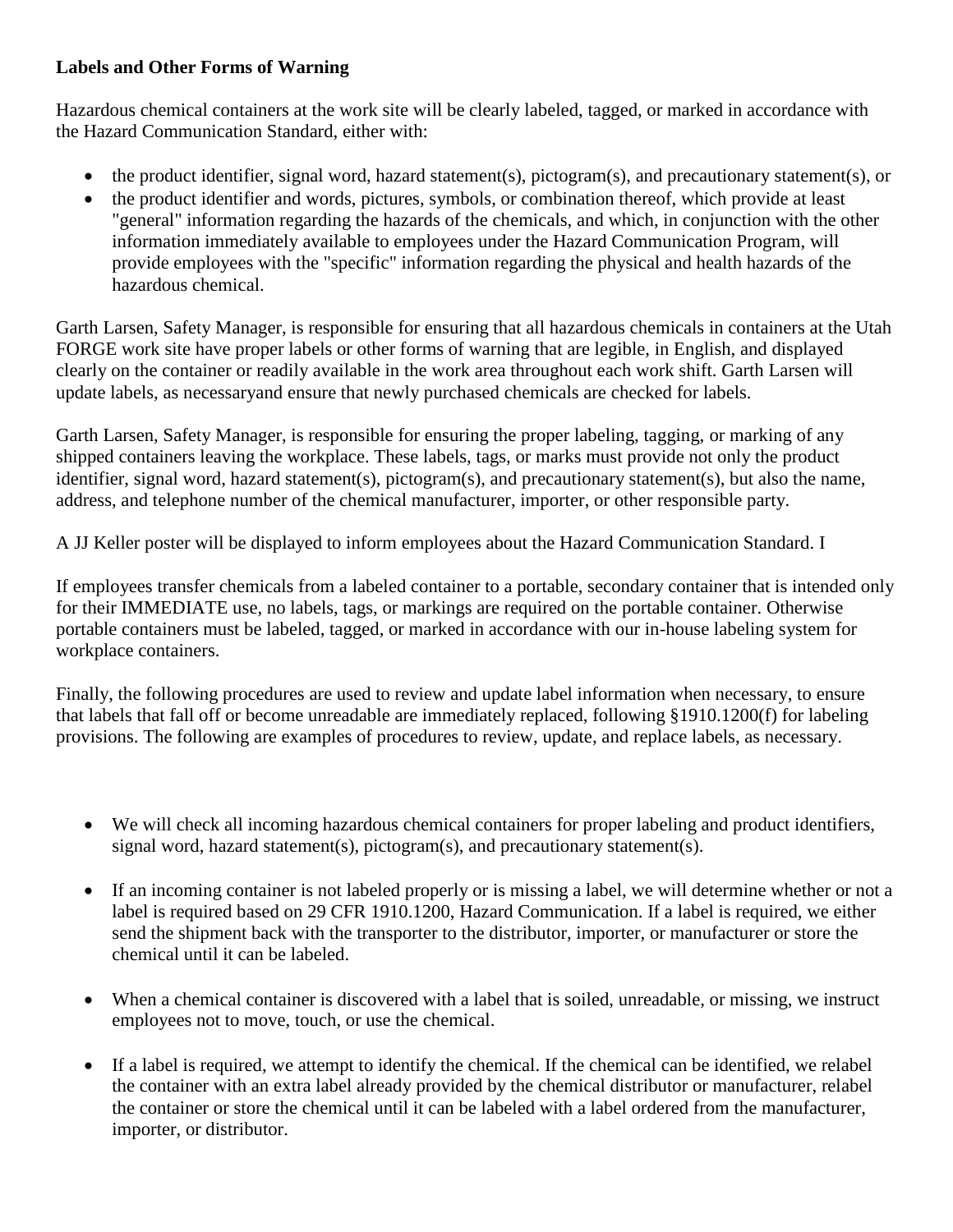**Labels and Other Forms of Warning**

Hazardous chemical containers at the work site will be clearly labeled, tagged, or marked in accordance with the Hazard Communication Standard, either with:

- the product identifier, signal word, hazard statement(s), pictogram(s), and precautionary statement(s), or
- the product identifier and words, pictures, symbols, or combination thereof, which provide at least "general" information regarding the hazards of the chemicals, and which, in conjunction with the other information immediately available to employees under the Hazard Communication Program, will provide employees with the "specific" information regarding the physical and health hazards of the hazardous chemical.

Garth Larsen, Safety Manager, is responsible for ensuring that all hazardous chemicals in containers at the Utah FORGE work site have proper labels or other forms of warning that are legible, in English, and displayed clearly on the container or readily available in the work area throughout each work shift. Garth Larsen will update labels, as necessaryand ensure that newly purchased chemicals are checked for labels.

Garth Larsen, Safety Manager, is responsible for ensuring the proper labeling, tagging, or marking of any shipped containers leaving the workplace. These labels, tags, or marks must provide not only the product identifier, signal word, hazard statement(s), pictogram(s), and precautionary statement(s), but also the name, address, and telephone number of the chemical manufacturer, importer, or other responsible party.

A JJ Keller poster will be displayed to inform employees about the Hazard Communication Standard. I

If employees transfer chemicals from a labeled container to a portable, secondary container that is intended only for their IMMEDIATE use, no labels, tags, or markings are required on the portable container. Otherwise portable containers must be labeled, tagged, or marked in accordance with our in-house labeling system for workplace containers.

Finally, the following procedures are used to review and update label information when necessary, to ensure that labels that fall off or become unreadable are immediately replaced, following §1910.1200(f) for labeling provisions. The following are examples of procedures to review, update, and replace labels, as necessary.

- We will check all incoming hazardous chemical containers for proper labeling and product identifiers, signal word, hazard statement(s), pictogram(s), and precautionary statement(s).

- If an incoming container is not labeled properly or is missing a label, we will determine whether or not a label is required based on 29 CFR 1910.1200, Hazard Communication. If a label is required, we either send the shipment back with the transporter to the distributor, importer, or manufacturer or store the chemical until it can be labeled.

- When a chemical container is discovered with a label that is soiled, unreadable, or missing, we instruct employees not to move, touch, or use the chemical.

- If a label is required, we attempt to identify the chemical. If the chemical can be identified, we relabel the container with an extra label already provided by the chemical distributor or manufacturer, relabel the container or store the chemical until it can be labeled with a label ordered from the manufacturer, importer, or distributor.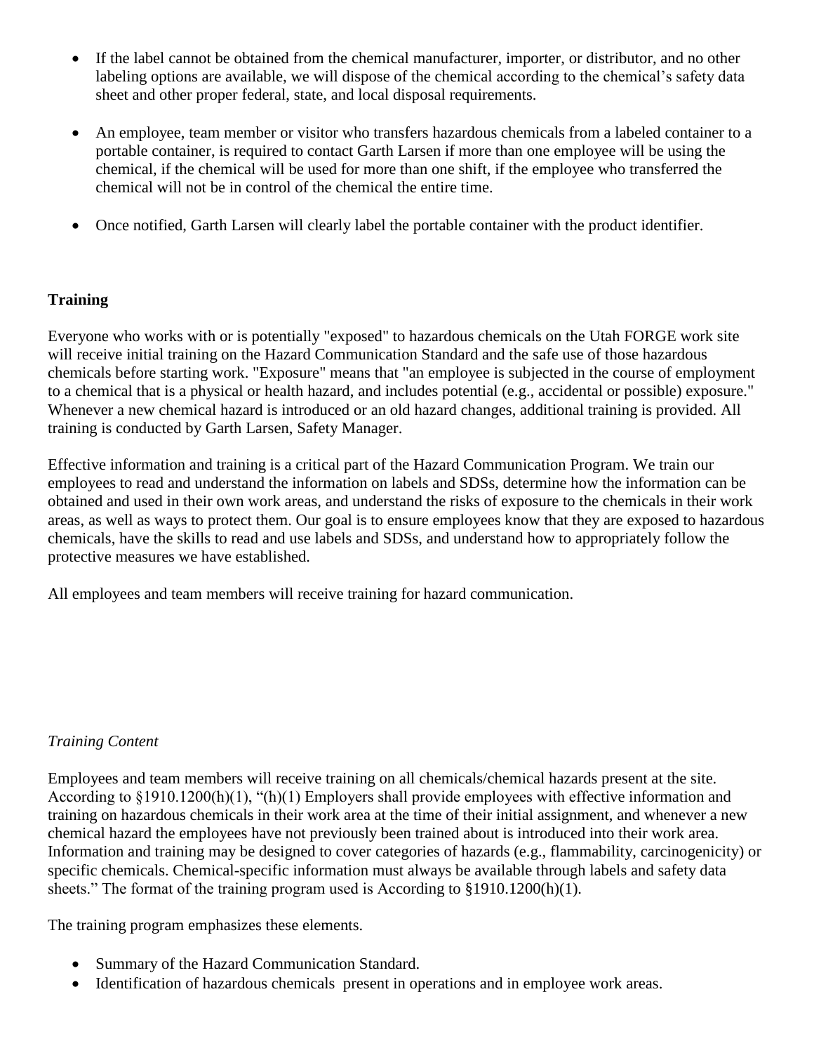- If the label cannot be obtained from the chemical manufacturer, importer, or distributor, and no other labeling options are available, we will dispose of the chemical according to the chemical's safety data sheet and other proper federal, state, and local disposal requirements.

- An employee, team member or visitor who transfers hazardous chemicals from a labeled container to a portable container, is required to contact Garth Larsen if more than one employee will be using the chemical, if the chemical will be used for more than one shift, if the employee who transferred the chemical will not be in control of the chemical the entire time.

- Once notified, Garth Larsen will clearly label the portable container with the product identifier.

**Training**

Everyone who works with or is potentially "exposed" to hazardous chemicals on the Utah FORGE work site will receive initial training on the Hazard Communication Standard and the safe use of those hazardous chemicals before starting work. "Exposure" means that "an employee is subjected in the course of employment to a chemical that is a physical or health hazard, and includes potential (e.g., accidental or possible) exposure." Whenever a new chemical hazard is introduced or an old hazard changes, additional training is provided. All training is conducted by Garth Larsen, Safety Manager.

Effective information and training is a critical part of the Hazard Communication Program. We train our employees to read and understand the information on labels and SDSs, determine how the information can be obtained and used in their own work areas, and understand the risks of exposure to the chemicals in their work areas, as well as ways to protect them. Our goal is to ensure employees know that they are exposed to hazardous chemicals, have the skills to read and use labels and SDSs, and understand how to appropriately follow the protective measures we have established.

All employees and team members will receive training for hazard communication.

*Training Content*

Employees and team members will receive training on all chemicals/chemical hazards present at the site. According to §1910.1200(h)(1), "(h)(1) Employers shall provide employees with effective information and training on hazardous chemicals in their work area at the time of their initial assignment, and whenever a new chemical hazard the employees have not previously been trained about is introduced into their work area. Information and training may be designed to cover categories of hazards (e.g., flammability, carcinogenicity) or specific chemicals. Chemical-specific information must always be available through labels and safety data sheets." The format of the training program used is According to §1910.1200(h)(1).

The training program emphasizes these elements.

- Summary of the Hazard Communication Standard.
- Identification of hazardous chemicals present in operations and in employee work areas.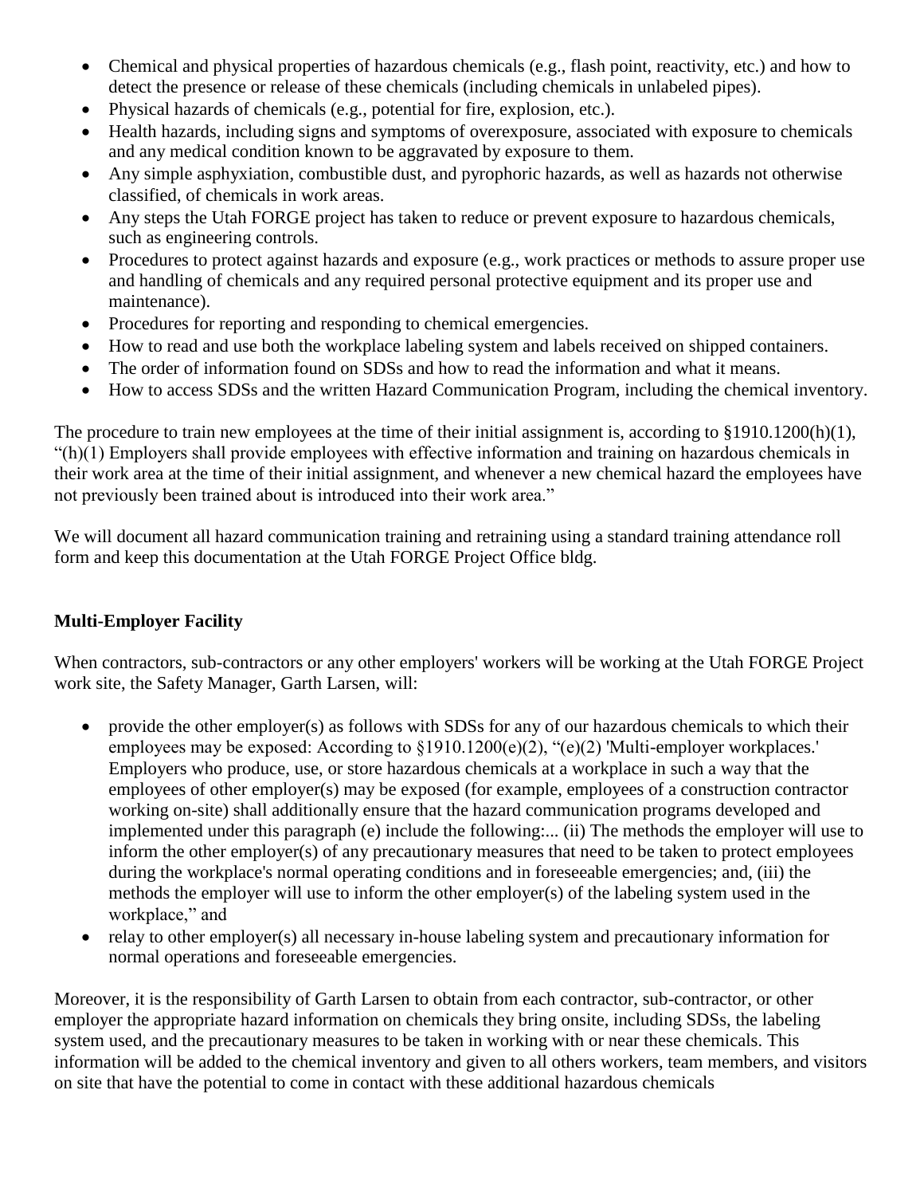- Chemical and physical properties of hazardous chemicals (e.g., flash point, reactivity, etc.) and how to detect the presence or release of these chemicals (including chemicals in unlabeled pipes).
- Physical hazards of chemicals (e.g., potential for fire, explosion, etc.).
- Health hazards, including signs and symptoms of overexposure, associated with exposure to chemicals and any medical condition known to be aggravated by exposure to them.
- Any simple asphyxiation, combustible dust, and pyrophoric hazards, as well as hazards not otherwise classified, of chemicals in work areas.
- Any steps the Utah FORGE project has taken to reduce or prevent exposure to hazardous chemicals, such as engineering controls.
- Procedures to protect against hazards and exposure (e.g., work practices or methods to assure proper use and handling of chemicals and any required personal protective equipment and its proper use and maintenance).
- Procedures for reporting and responding to chemical emergencies.
- How to read and use both the workplace labeling system and labels received on shipped containers.
- The order of information found on SDSs and how to read the information and what it means.
- How to access SDSs and the written Hazard Communication Program, including the chemical inventory.

The procedure to train new employees at the time of their initial assignment is, according to §1910.1200(h)(1), "(h)(1) Employers shall provide employees with effective information and training on hazardous chemicals in their work area at the time of their initial assignment, and whenever a new chemical hazard the employees have not previously been trained about is introduced into their work area."

We will document all hazard communication training and retraining using a standard training attendance roll form and keep this documentation at the Utah FORGE Project Office bldg.

**Multi-Employer Facility**

When contractors, sub-contractors or any other employers' workers will be working at the Utah FORGE Project work site, the Safety Manager, Garth Larsen, will:

- provide the other employer(s) as follows with SDSs for any of our hazardous chemicals to which their employees may be exposed: According to §1910.1200(e)(2), "(e)(2) 'Multi-employer workplaces.' Employers who produce, use, or store hazardous chemicals at a workplace in such a way that the employees of other employer(s) may be exposed (for example, employees of a construction contractor working on-site) shall additionally ensure that the hazard communication programs developed and implemented under this paragraph (e) include the following:... (ii) The methods the employer will use to inform the other employer(s) of any precautionary measures that need to be taken to protect employees during the workplace's normal operating conditions and in foreseeable emergencies; and, (iii) the methods the employer will use to inform the other employer(s) of the labeling system used in the workplace," and
- relay to other employer(s) all necessary in-house labeling system and precautionary information for normal operations and foreseeable emergencies.

Moreover, it is the responsibility of Garth Larsen to obtain from each contractor, sub-contractor, or other employer the appropriate hazard information on chemicals they bring onsite, including SDSs, the labeling system used, and the precautionary measures to be taken in working with or near these chemicals. This information will be added to the chemical inventory and given to all others workers, team members, and visitors on site that have the potential to come in contact with these additional hazardous chemicals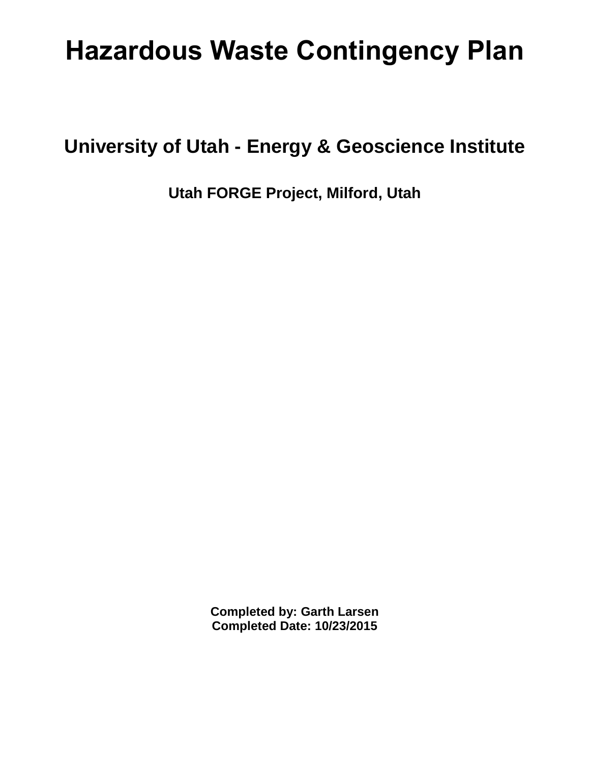# Hazardous Waste Contingency Plan

## University of Utah - Energy & Geoscience Institute

### Utah FORGE Project, Milford, Utah

**Completed by: Garth Larsen**
**Completed Date: 10/23/2015**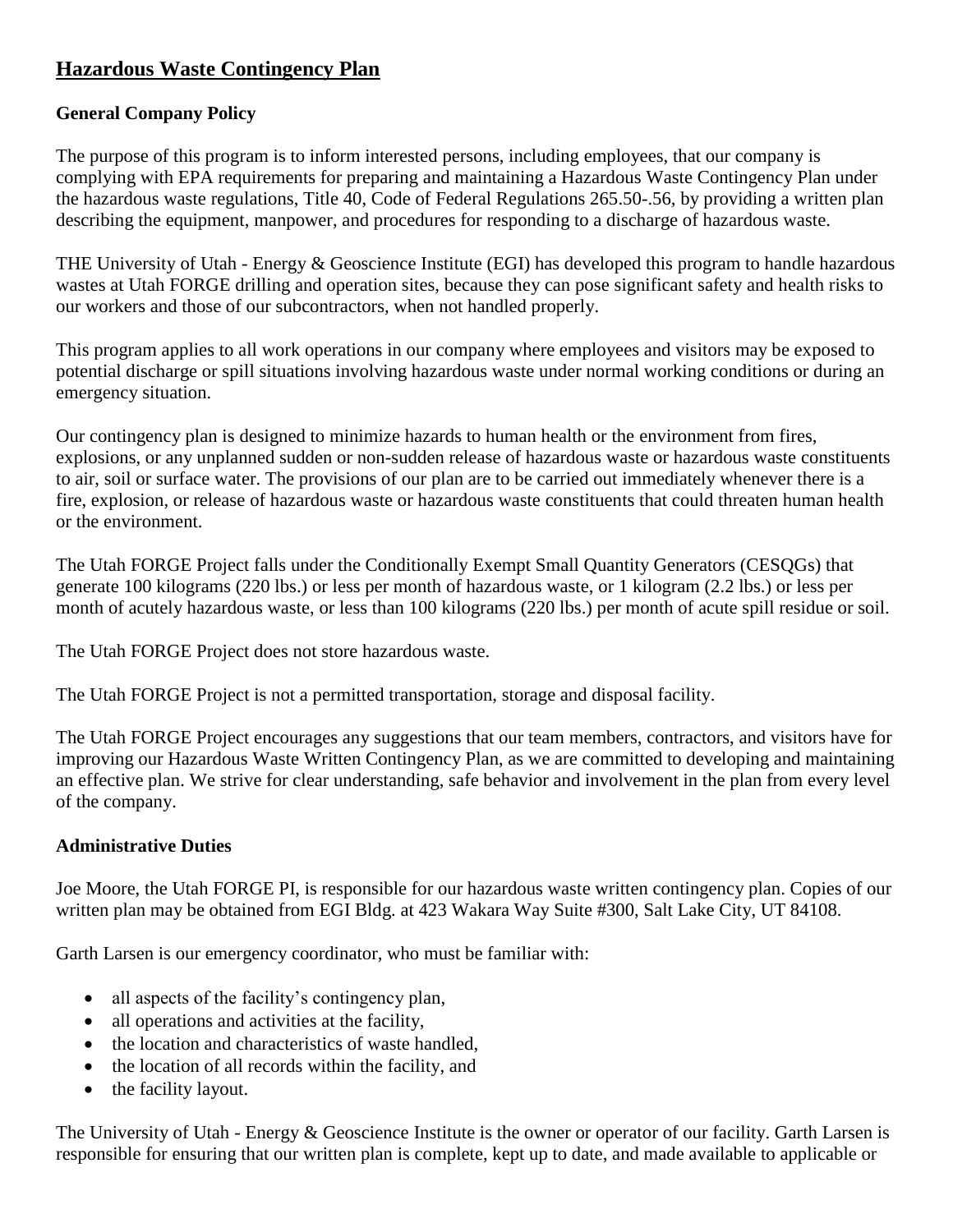## Hazardous Waste Contingency Plan

### General Company Policy

The purpose of this program is to inform interested persons, including employees, that our company is complying with EPA requirements for preparing and maintaining a Hazardous Waste Contingency Plan under the hazardous waste regulations, Title 40, Code of Federal Regulations 265.50-.56, by providing a written plan describing the equipment, manpower, and procedures for responding to a discharge of hazardous waste.

THE University of Utah - Energy & Geoscience Institute (EGI) has developed this program to handle hazardous wastes at Utah FORGE drilling and operation sites, because they can pose significant safety and health risks to our workers and those of our subcontractors, when not handled properly.

This program applies to all work operations in our company where employees and visitors may be exposed to potential discharge or spill situations involving hazardous waste under normal working conditions or during an emergency situation.

Our contingency plan is designed to minimize hazards to human health or the environment from fires, explosions, or any unplanned sudden or non-sudden release of hazardous waste or hazardous waste constituents to air, soil or surface water. The provisions of our plan are to be carried out immediately whenever there is a fire, explosion, or release of hazardous waste or hazardous waste constituents that could threaten human health or the environment.

The Utah FORGE Project falls under the Conditionally Exempt Small Quantity Generators (CESQGs) that generate 100 kilograms (220 lbs.) or less per month of hazardous waste, or 1 kilogram (2.2 lbs.) or less per month of acutely hazardous waste, or less than 100 kilograms (220 lbs.) per month of acute spill residue or soil.

The Utah FORGE Project does not store hazardous waste.

The Utah FORGE Project is not a permitted transportation, storage and disposal facility.

The Utah FORGE Project encourages any suggestions that our team members, contractors, and visitors have for improving our Hazardous Waste Written Contingency Plan, as we are committed to developing and maintaining an effective plan. We strive for clear understanding, safe behavior and involvement in the plan from every level of the company.

### Administrative Duties

Joe Moore, the Utah FORGE PI, is responsible for our hazardous waste written contingency plan. Copies of our written plan may be obtained from EGI Bldg. at 423 Wakara Way Suite #300, Salt Lake City, UT 84108.

Garth Larsen is our emergency coordinator, who must be familiar with:

- all aspects of the facility's contingency plan,
- all operations and activities at the facility,
- the location and characteristics of waste handled,
- the location of all records within the facility, and
- the facility layout.

The University of Utah - Energy & Geoscience Institute is the owner or operator of our facility. Garth Larsen is responsible for ensuring that our written plan is complete, kept up to date, and made available to applicable or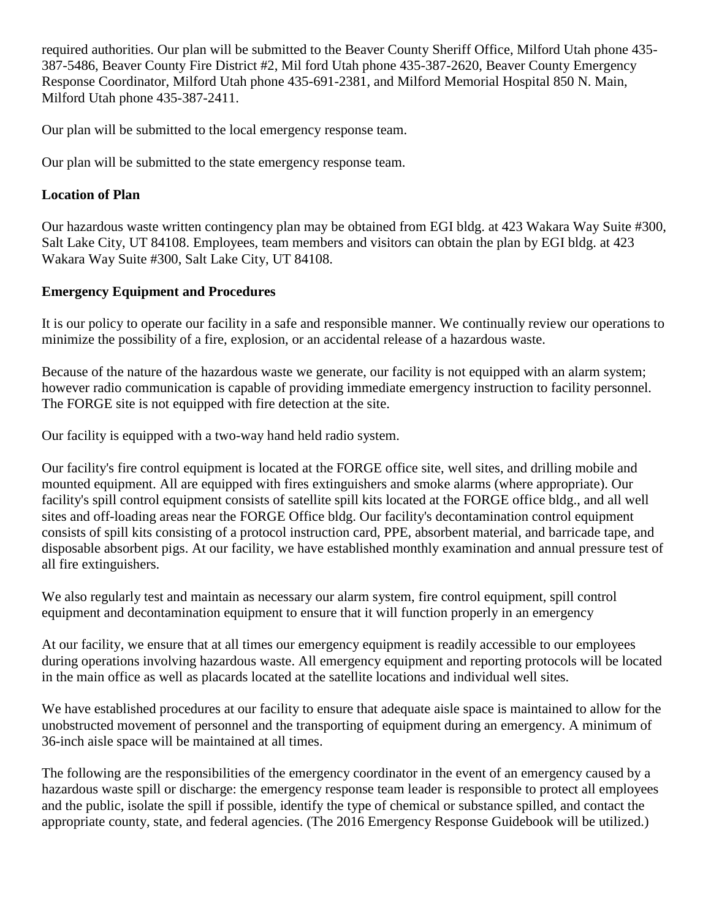required authorities. Our plan will be submitted to the Beaver County Sheriff Office, Milford Utah phone 435-387-5486, Beaver County Fire District #2, Mil ford Utah phone 435-387-2620, Beaver County Emergency Response Coordinator, Milford Utah phone 435-691-2381, and Milford Memorial Hospital 850 N. Main, Milford Utah phone 435-387-2411.

Our plan will be submitted to the local emergency response team.

Our plan will be submitted to the state emergency response team.

**Location of Plan**

Our hazardous waste written contingency plan may be obtained from EGI bldg. at 423 Wakara Way Suite #300, Salt Lake City, UT 84108. Employees, team members and visitors can obtain the plan by EGI bldg. at 423 Wakara Way Suite #300, Salt Lake City, UT 84108.

**Emergency Equipment and Procedures**

It is our policy to operate our facility in a safe and responsible manner. We continually review our operations to minimize the possibility of a fire, explosion, or an accidental release of a hazardous waste.

Because of the nature of the hazardous waste we generate, our facility is not equipped with an alarm system; however radio communication is capable of providing immediate emergency instruction to facility personnel. The FORGE site is not equipped with fire detection at the site.

Our facility is equipped with a two-way hand held radio system.

Our facility's fire control equipment is located at the FORGE office site, well sites, and drilling mobile and mounted equipment. All are equipped with fires extinguishers and smoke alarms (where appropriate). Our facility's spill control equipment consists of satellite spill kits located at the FORGE office bldg., and all well sites and off-loading areas near the FORGE Office bldg. Our facility's decontamination control equipment consists of spill kits consisting of a protocol instruction card, PPE, absorbent material, and barricade tape, and disposable absorbent pigs. At our facility, we have established monthly examination and annual pressure test of all fire extinguishers.

We also regularly test and maintain as necessary our alarm system, fire control equipment, spill control equipment and decontamination equipment to ensure that it will function properly in an emergency

At our facility, we ensure that at all times our emergency equipment is readily accessible to our employees during operations involving hazardous waste. All emergency equipment and reporting protocols will be located in the main office as well as placards located at the satellite locations and individual well sites.

We have established procedures at our facility to ensure that adequate aisle space is maintained to allow for the unobstructed movement of personnel and the transporting of equipment during an emergency. A minimum of 36-inch aisle space will be maintained at all times.

The following are the responsibilities of the emergency coordinator in the event of an emergency caused by a hazardous waste spill or discharge: the emergency response team leader is responsible to protect all employees and the public, isolate the spill if possible, identify the type of chemical or substance spilled, and contact the appropriate county, state, and federal agencies. (The 2016 Emergency Response Guidebook will be utilized.)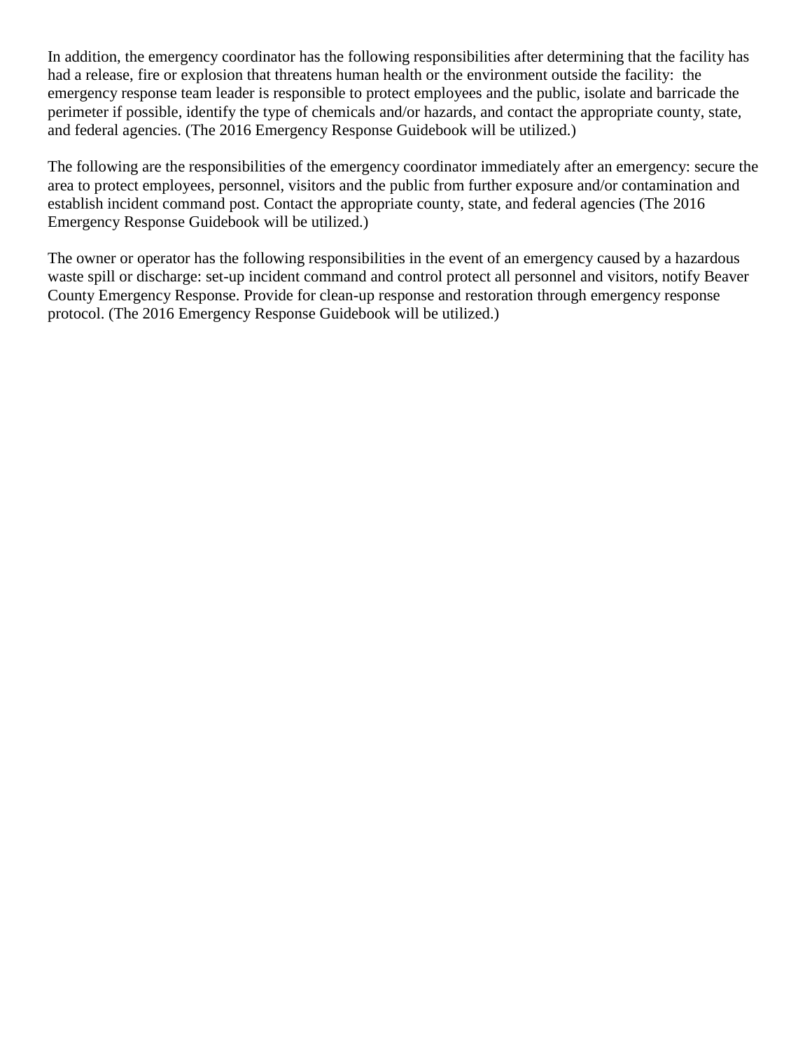In addition, the emergency coordinator has the following responsibilities after determining that the facility has had a release, fire or explosion that threatens human health or the environment outside the facility: the emergency response team leader is responsible to protect employees and the public, isolate and barricade the perimeter if possible, identify the type of chemicals and/or hazards, and contact the appropriate county, state, and federal agencies. (The 2016 Emergency Response Guidebook will be utilized.)

The following are the responsibilities of the emergency coordinator immediately after an emergency: secure the area to protect employees, personnel, visitors and the public from further exposure and/or contamination and establish incident command post. Contact the appropriate county, state, and federal agencies (The 2016 Emergency Response Guidebook will be utilized.)

The owner or operator has the following responsibilities in the event of an emergency caused by a hazardous waste spill or discharge: set-up incident command and control protect all personnel and visitors, notify Beaver County Emergency Response. Provide for clean-up response and restoration through emergency response protocol. (The 2016 Emergency Response Guidebook will be utilized.)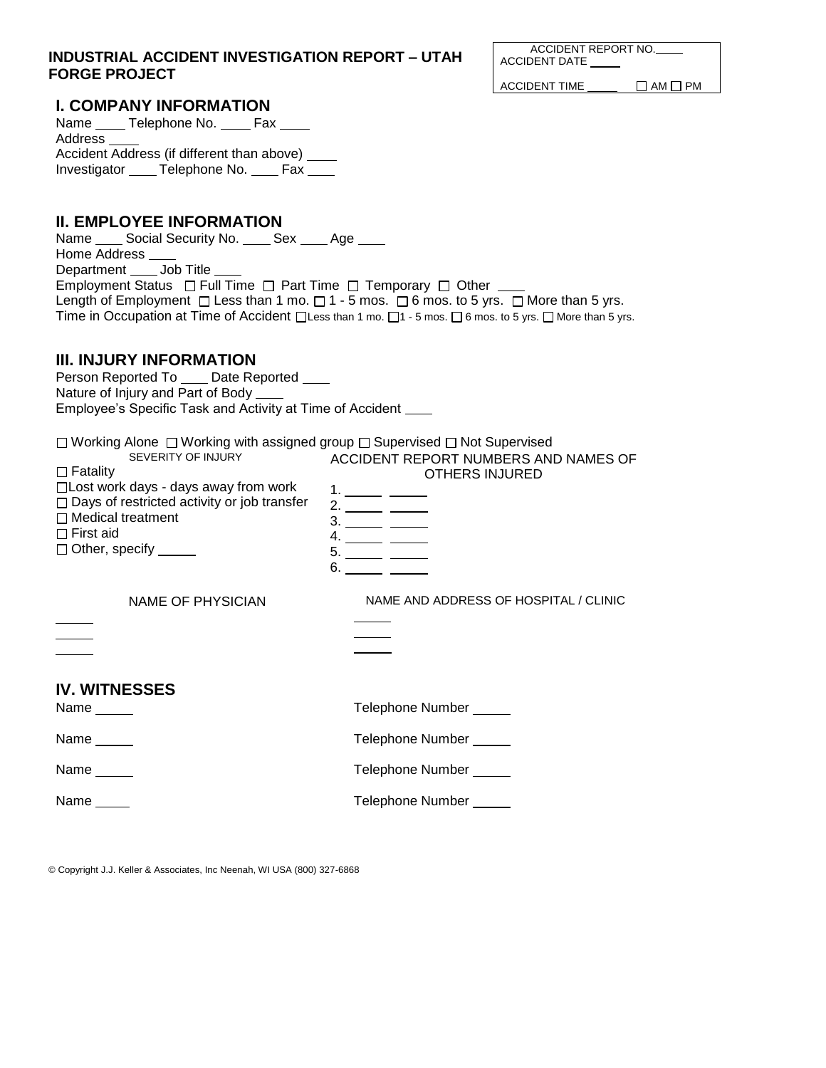**INDUSTRIAL ACCIDENT INVESTIGATION REPORT – UTAH FORGE PROJECT**

ACCIDENT REPORT NO.\_\_\_\_
ACCIDENT DATE \_\_\_\_
ACCIDENT TIME \_\_\_\_ ☐ AM ☐ PM

## I. COMPANY INFORMATION

Name \_\_\_\_ Telephone No. \_\_\_\_ Fax \_\_\_\_
Address \_\_\_\_
Accident Address (if different than above) \_\_\_\_
Investigator \_\_\_\_ Telephone No. \_\_\_\_ Fax \_\_\_\_

## II. EMPLOYEE INFORMATION

Name \_\_\_\_ Social Security No. \_\_\_\_ Sex \_\_\_\_ Age \_\_\_\_
Home Address \_\_\_\_
Department \_\_\_\_ Job Title \_\_\_\_
Employment Status ☐ Full Time ☐ Part Time ☐ Temporary ☐ Other \_\_\_\_
Length of Employment ☐ Less than 1 mo. ☐ 1 - 5 mos. ☐ 6 mos. to 5 yrs. ☐ More than 5 yrs.
Time in Occupation at Time of Accident ☐ Less than 1 mo. ☐ 1 - 5 mos. ☐ 6 mos. to 5 yrs. ☐ More than 5 yrs.

## III. INJURY INFORMATION

Person Reported To \_\_\_\_ Date Reported \_\_\_\_
Nature of Injury and Part of Body \_\_\_\_
Employee's Specific Task and Activity at Time of Accident \_\_\_\_

☐ Working Alone ☐ Working with assigned group ☐ Supervised ☐ Not Supervised

SEVERITY OF INJURY

☐ Fatality
☐ Lost work days - days away from work
☐ Days of restricted activity or job transfer
☐ Medical treatment
☐ First aid
☐ Other, specify \_\_\_\_

ACCIDENT REPORT NUMBERS AND NAMES OF OTHERS INJURED

1. \_\_\_\_ \_\_\_\_
2. \_\_\_\_ \_\_\_\_
3. \_\_\_\_ \_\_\_\_
4. \_\_\_\_ \_\_\_\_
5. \_\_\_\_ \_\_\_\_
6. \_\_\_\_ \_\_\_\_

| NAME OF PHYSICIAN | NAME AND ADDRESS OF HOSPITAL / CLINIC |
|---|---|
| \_\_\_\_ | \_\_\_\_ |
| \_\_\_\_ | \_\_\_\_ |
| \_\_\_\_ | \_\_\_\_ |

## IV. WITNESSES

| Name | Telephone Number |
|---|---|
| Name \_\_\_\_ | Telephone Number \_\_\_\_ |
| Name \_\_\_\_ | Telephone Number \_\_\_\_ |
| Name \_\_\_\_ | Telephone Number \_\_\_\_ |
| Name \_\_\_\_ | Telephone Number \_\_\_\_ |

© Copyright J.J. Keller & Associates, Inc Neenah, WI USA (800) 327-6868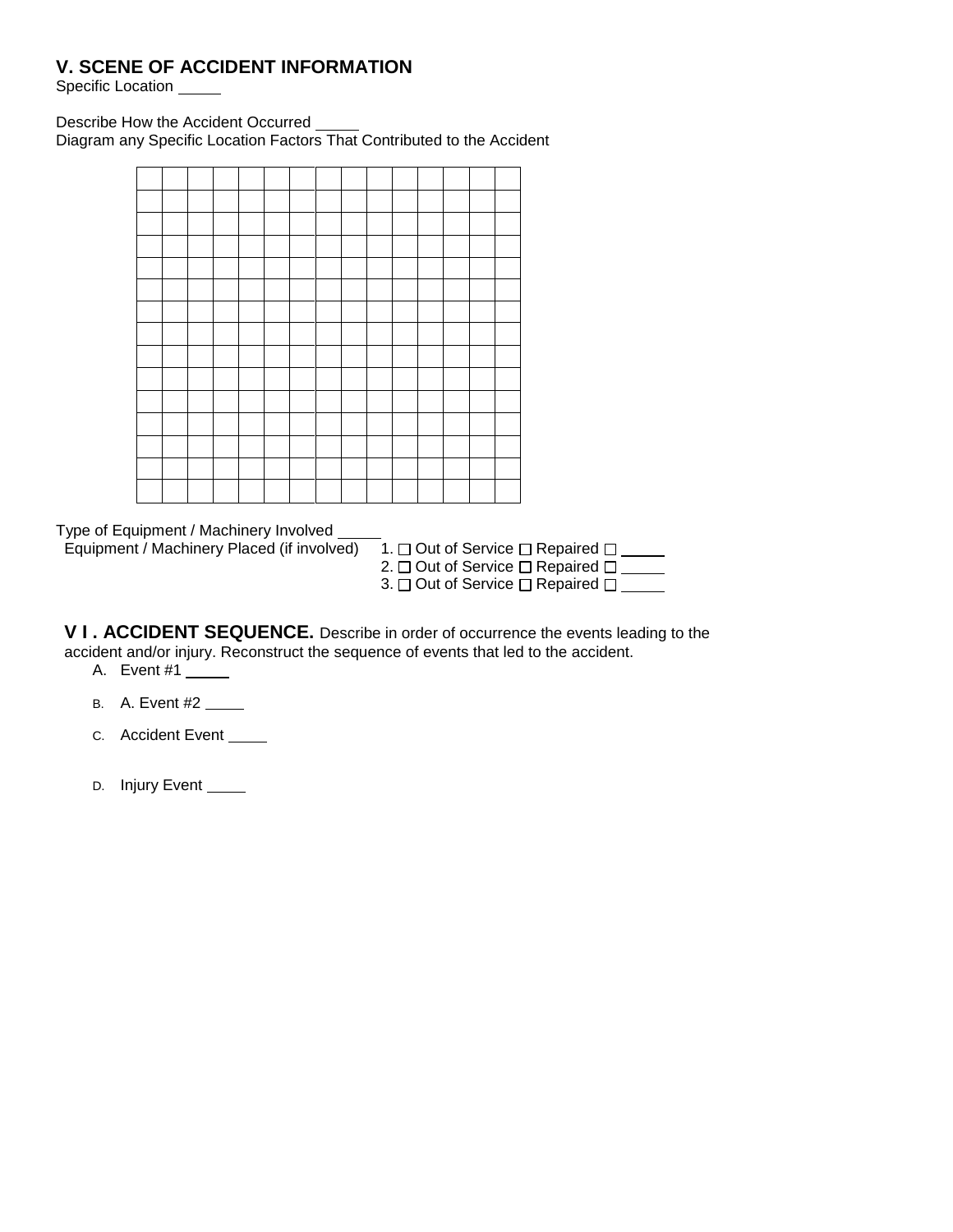## V. SCENE OF ACCIDENT INFORMATION

Specific Location _____

Describe How the Accident Occurred _____

Diagram any Specific Location Factors That Contributed to the Accident

| | | | | | | | | | | | | | | |
|---|---|---|---|---|---|---|---|---|---|---|---|---|---|---|
| | | | | | | | | | | | | | | |
| | | | | | | | | | | | | | | |
| | | | | | | | | | | | | | | |
| | | | | | | | | | | | | | | |
| | | | | | | | | | | | | | | |
| | | | | | | | | | | | | | | |
| | | | | | | | | | | | | | | |
| | | | | | | | | | | | | | | |
| | | | | | | | | | | | | | | |
| | | | | | | | | | | | | | | |
| | | | | | | | | | | | | | | |
| | | | | | | | | | | | | | | |
| | | | | | | | | | | | | | | |
| | | | | | | | | | | | | | | |

Type of Equipment / Machinery Involved _____

Equipment / Machinery Placed (if involved)
1. ☐ Out of Service ☐ Repaired ☐ _____
2. ☐ Out of Service ☐ Repaired ☐ _____
3. ☐ Out of Service ☐ Repaired ☐ _____

## V I . ACCIDENT SEQUENCE.

Describe in order of occurrence the events leading to the accident and/or injury. Reconstruct the sequence of events that led to the accident.

A. Event #1 _____

B. A. Event #2 _____

C. Accident Event _____

D. Injury Event _____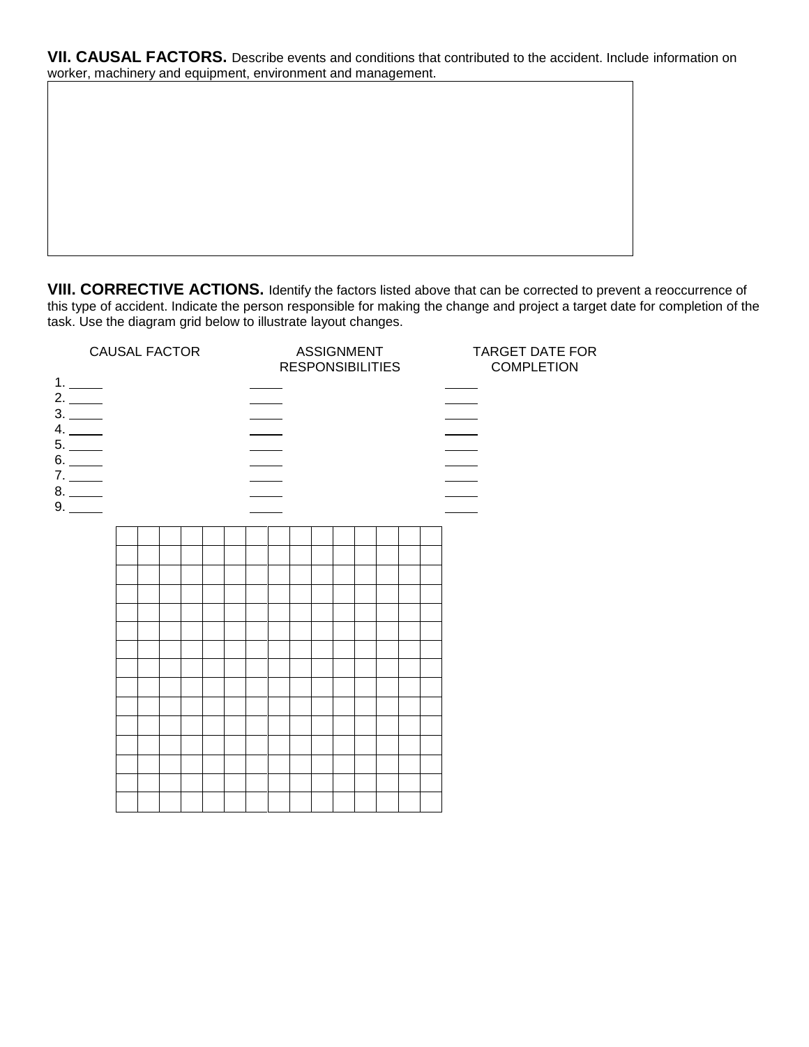**VII. CAUSAL FACTORS.** Describe events and conditions that contributed to the accident. Include information on worker, machinery and equipment, environment and management.

| |
|---|
| |

**VIII. CORRECTIVE ACTIONS.** Identify the factors listed above that can be corrected to prevent a reoccurrence of this type of accident. Indicate the person responsible for making the change and project a target date for completion of the task. Use the diagram grid below to illustrate layout changes.

| CAUSAL FACTOR | ASSIGNMENT RESPONSIBILITIES | TARGET DATE FOR COMPLETION |
|---|---|---|
| 1. _____ | _____ | _____ |
| 2. _____ | _____ | _____ |
| 3. _____ | _____ | _____ |
| 4. _____ | _____ | _____ |
| 5. _____ | _____ | _____ |
| 6. _____ | _____ | _____ |
| 7. _____ | _____ | _____ |
| 8. _____ | _____ | _____ |
| 9. _____ | _____ | _____ |

| | | | | | | | | | | | | | | |
|---|---|---|---|---|---|---|---|---|---|---|---|---|---|---|
| | | | | | | | | | | | | | | |
| | | | | | | | | | | | | | | |
| | | | | | | | | | | | | | | |
| | | | | | | | | | | | | | | |
| | | | | | | | | | | | | | | |
| | | | | | | | | | | | | | | |
| | | | | | | | | | | | | | | |
| | | | | | | | | | | | | | | |
| | | | | | | | | | | | | | | |
| | | | | | | | | | | | | | | |
| | | | | | | | | | | | | | | |
| | | | | | | | | | | | | | | |
| | | | | | | | | | | | | | | |
| | | | | | | | | | | | | | | |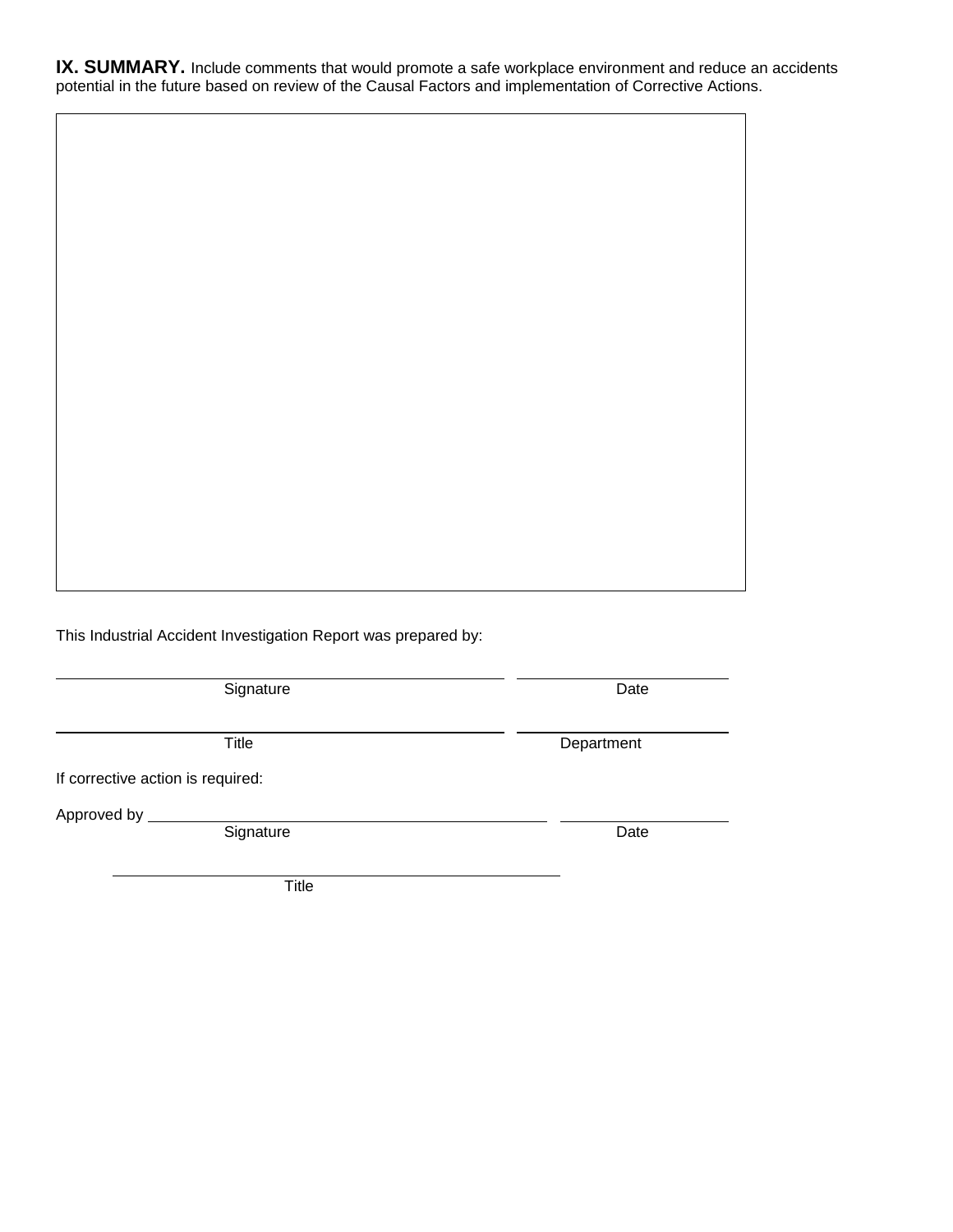**IX. SUMMARY.** Include comments that would promote a safe workplace environment and reduce an accidents potential in the future based on review of the Causal Factors and implementation of Corrective Actions.

| |
|---|
| |

This Industrial Accident Investigation Report was prepared by:

| Signature | Date |
|---|---|
| | |

| Title | Department |
|---|---|
| | |

If corrective action is required:

Approved by

| Signature | Date |
|---|---|
| | |

Title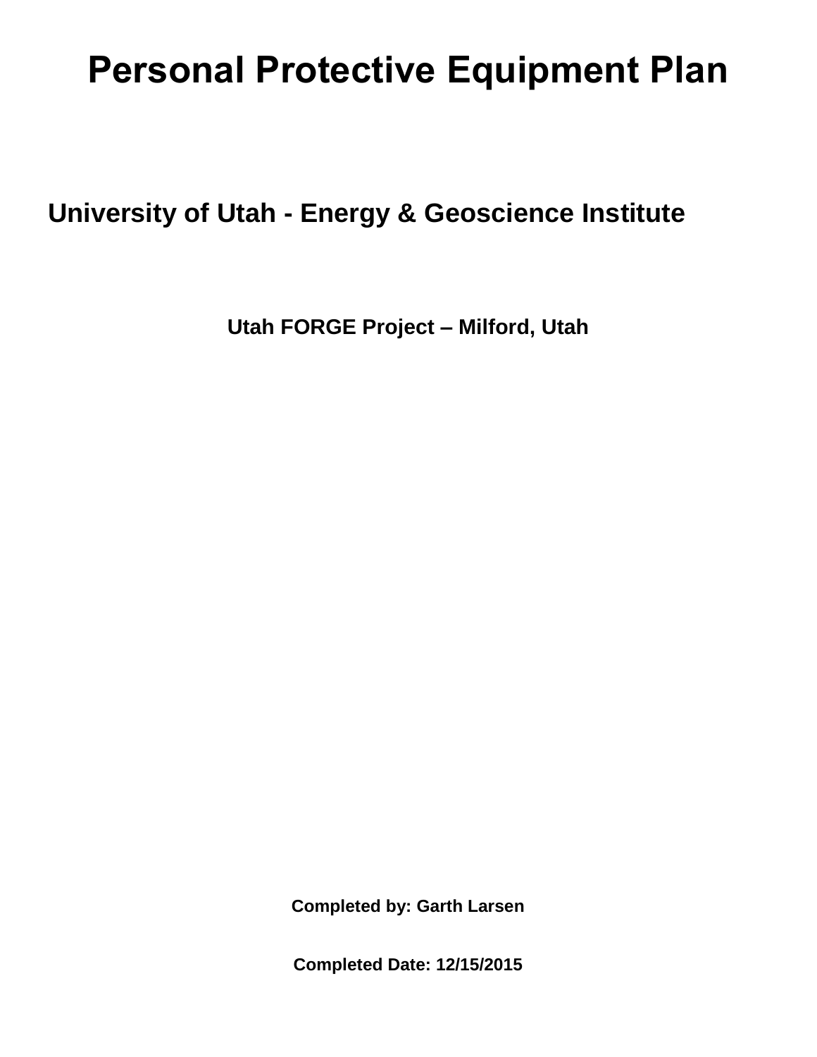# Personal Protective Equipment Plan

## University of Utah - Energy & Geoscience Institute

### Utah FORGE Project – Milford, Utah

**Completed by: Garth Larsen**

**Completed Date: 12/15/2015**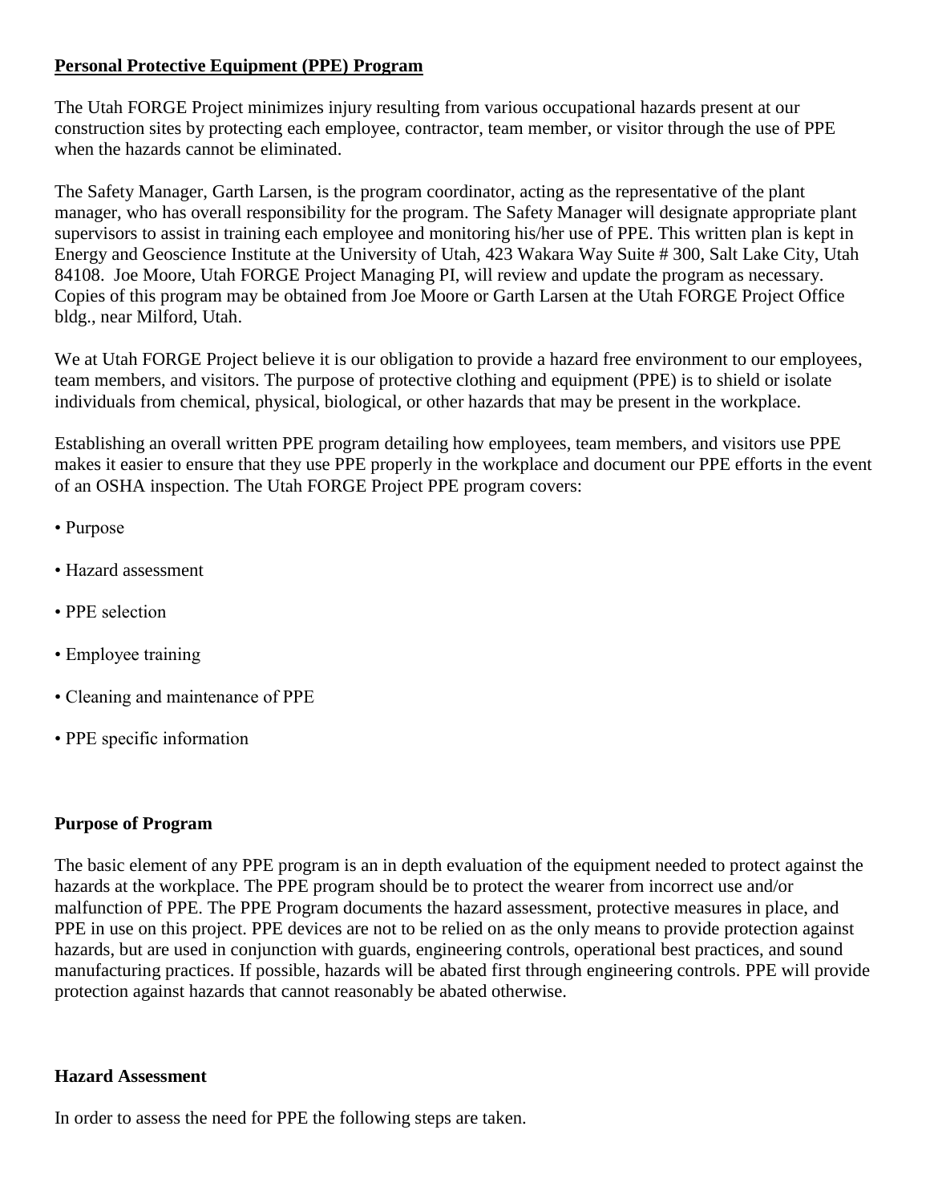**Personal Protective Equipment (PPE) Program**

The Utah FORGE Project minimizes injury resulting from various occupational hazards present at our construction sites by protecting each employee, contractor, team member, or visitor through the use of PPE when the hazards cannot be eliminated.

The Safety Manager, Garth Larsen, is the program coordinator, acting as the representative of the plant manager, who has overall responsibility for the program. The Safety Manager will designate appropriate plant supervisors to assist in training each employee and monitoring his/her use of PPE. This written plan is kept in Energy and Geoscience Institute at the University of Utah, 423 Wakara Way Suite # 300, Salt Lake City, Utah 84108. Joe Moore, Utah FORGE Project Managing PI, will review and update the program as necessary. Copies of this program may be obtained from Joe Moore or Garth Larsen at the Utah FORGE Project Office bldg., near Milford, Utah.

We at Utah FORGE Project believe it is our obligation to provide a hazard free environment to our employees, team members, and visitors. The purpose of protective clothing and equipment (PPE) is to shield or isolate individuals from chemical, physical, biological, or other hazards that may be present in the workplace.

Establishing an overall written PPE program detailing how employees, team members, and visitors use PPE makes it easier to ensure that they use PPE properly in the workplace and document our PPE efforts in the event of an OSHA inspection. The Utah FORGE Project PPE program covers:

- Purpose
- Hazard assessment
- PPE selection
- Employee training
- Cleaning and maintenance of PPE
- PPE specific information

**Purpose of Program**

The basic element of any PPE program is an in depth evaluation of the equipment needed to protect against the hazards at the workplace. The PPE program should be to protect the wearer from incorrect use and/or malfunction of PPE. The PPE Program documents the hazard assessment, protective measures in place, and PPE in use on this project. PPE devices are not to be relied on as the only means to provide protection against hazards, but are used in conjunction with guards, engineering controls, operational best practices, and sound manufacturing practices. If possible, hazards will be abated first through engineering controls. PPE will provide protection against hazards that cannot reasonably be abated otherwise.

**Hazard Assessment**

In order to assess the need for PPE the following steps are taken.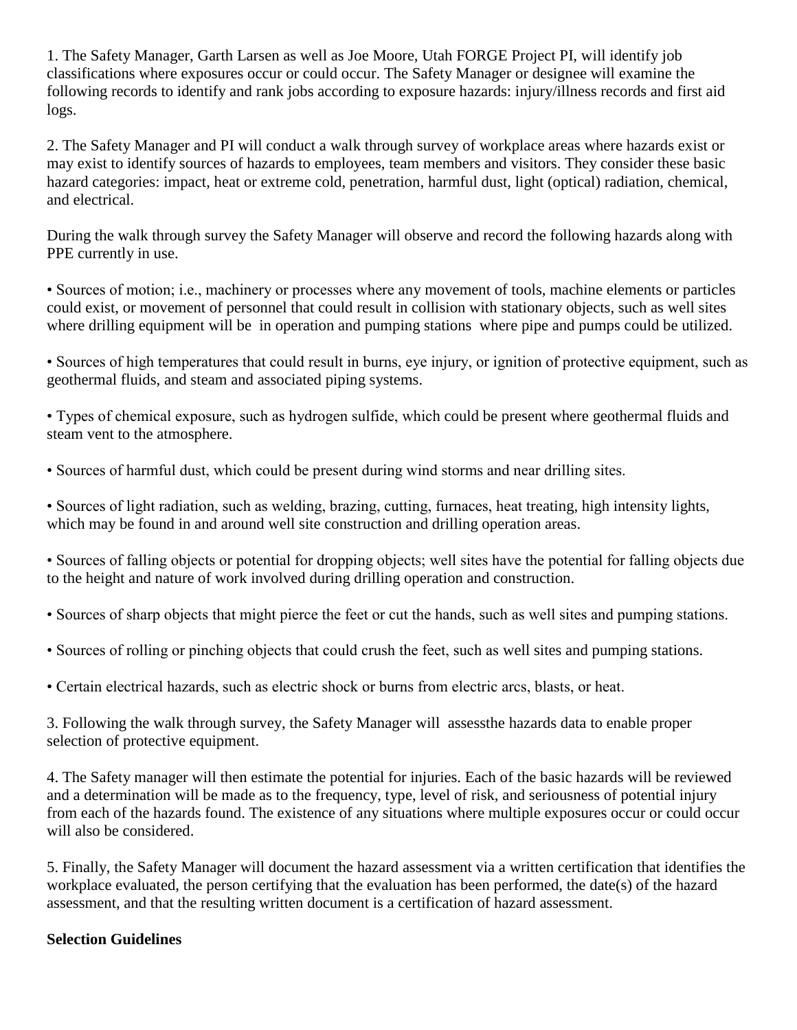1. The Safety Manager, Garth Larsen as well as Joe Moore, Utah FORGE Project PI, will identify job classifications where exposures occur or could occur. The Safety Manager or designee will examine the following records to identify and rank jobs according to exposure hazards: injury/illness records and first aid logs.

2. The Safety Manager and PI will conduct a walk through survey of workplace areas where hazards exist or may exist to identify sources of hazards to employees, team members and visitors. They consider these basic hazard categories: impact, heat or extreme cold, penetration, harmful dust, light (optical) radiation, chemical, and electrical.

During the walk through survey the Safety Manager will observe and record the following hazards along with PPE currently in use.

- Sources of motion; i.e., machinery or processes where any movement of tools, machine elements or particles could exist, or movement of personnel that could result in collision with stationary objects, such as well sites where drilling equipment will be in operation and pumping stations where pipe and pumps could be utilized.
- Sources of high temperatures that could result in burns, eye injury, or ignition of protective equipment, such as geothermal fluids, and steam and associated piping systems.
- Types of chemical exposure, such as hydrogen sulfide, which could be present where geothermal fluids and steam vent to the atmosphere.
- Sources of harmful dust, which could be present during wind storms and near drilling sites.
- Sources of light radiation, such as welding, brazing, cutting, furnaces, heat treating, high intensity lights, which may be found in and around well site construction and drilling operation areas.
- Sources of falling objects or potential for dropping objects; well sites have the potential for falling objects due to the height and nature of work involved during drilling operation and construction.
- Sources of sharp objects that might pierce the feet or cut the hands, such as well sites and pumping stations.
- Sources of rolling or pinching objects that could crush the feet, such as well sites and pumping stations.
- Certain electrical hazards, such as electric shock or burns from electric arcs, blasts, or heat.

3. Following the walk through survey, the Safety Manager will assessthe hazards data to enable proper selection of protective equipment.

4. The Safety manager will then estimate the potential for injuries. Each of the basic hazards will be reviewed and a determination will be made as to the frequency, type, level of risk, and seriousness of potential injury from each of the hazards found. The existence of any situations where multiple exposures occur or could occur will also be considered.

5. Finally, the Safety Manager will document the hazard assessment via a written certification that identifies the workplace evaluated, the person certifying that the evaluation has been performed, the date(s) of the hazard assessment, and that the resulting written document is a certification of hazard assessment.

**Selection Guidelines**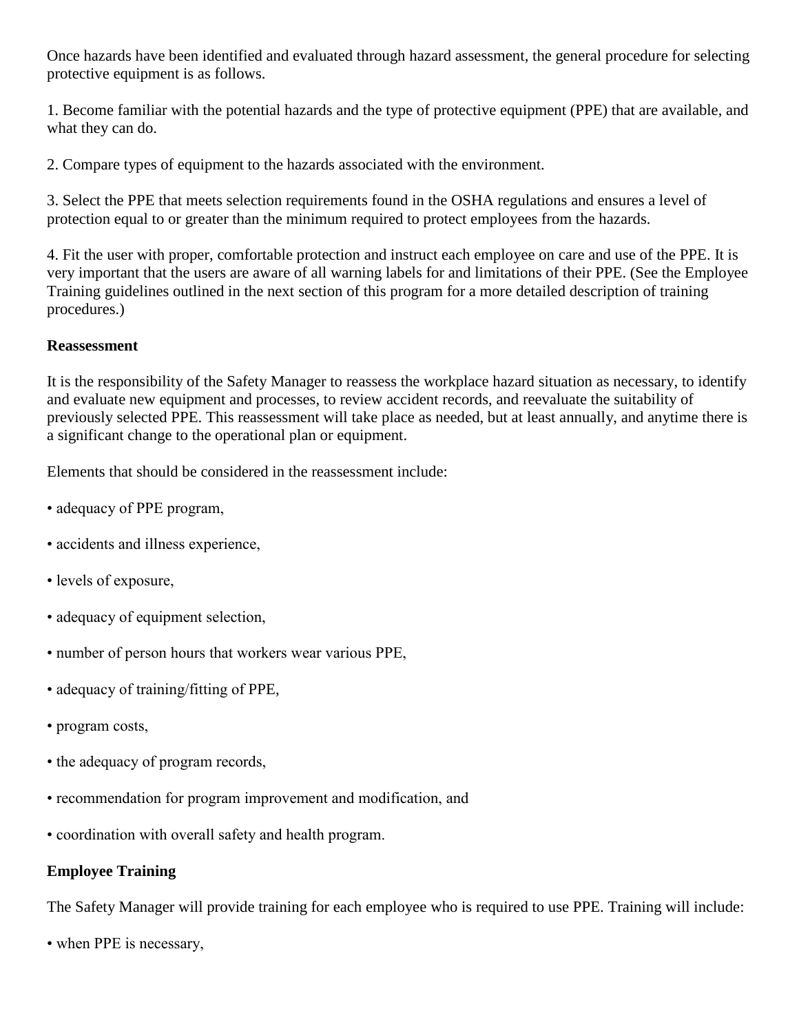Once hazards have been identified and evaluated through hazard assessment, the general procedure for selecting protective equipment is as follows.

1. Become familiar with the potential hazards and the type of protective equipment (PPE) that are available, and what they can do.

2. Compare types of equipment to the hazards associated with the environment.

3. Select the PPE that meets selection requirements found in the OSHA regulations and ensures a level of protection equal to or greater than the minimum required to protect employees from the hazards.

4. Fit the user with proper, comfortable protection and instruct each employee on care and use of the PPE. It is very important that the users are aware of all warning labels for and limitations of their PPE. (See the Employee Training guidelines outlined in the next section of this program for a more detailed description of training procedures.)

**Reassessment**

It is the responsibility of the Safety Manager to reassess the workplace hazard situation as necessary, to identify and evaluate new equipment and processes, to review accident records, and reevaluate the suitability of previously selected PPE. This reassessment will take place as needed, but at least annually, and anytime there is a significant change to the operational plan or equipment.

Elements that should be considered in the reassessment include:

• adequacy of PPE program,

• accidents and illness experience,

• levels of exposure,

• adequacy of equipment selection,

• number of person hours that workers wear various PPE,

• adequacy of training/fitting of PPE,

• program costs,

• the adequacy of program records,

• recommendation for program improvement and modification, and

• coordination with overall safety and health program.

**Employee Training**

The Safety Manager will provide training for each employee who is required to use PPE. Training will include:

• when PPE is necessary,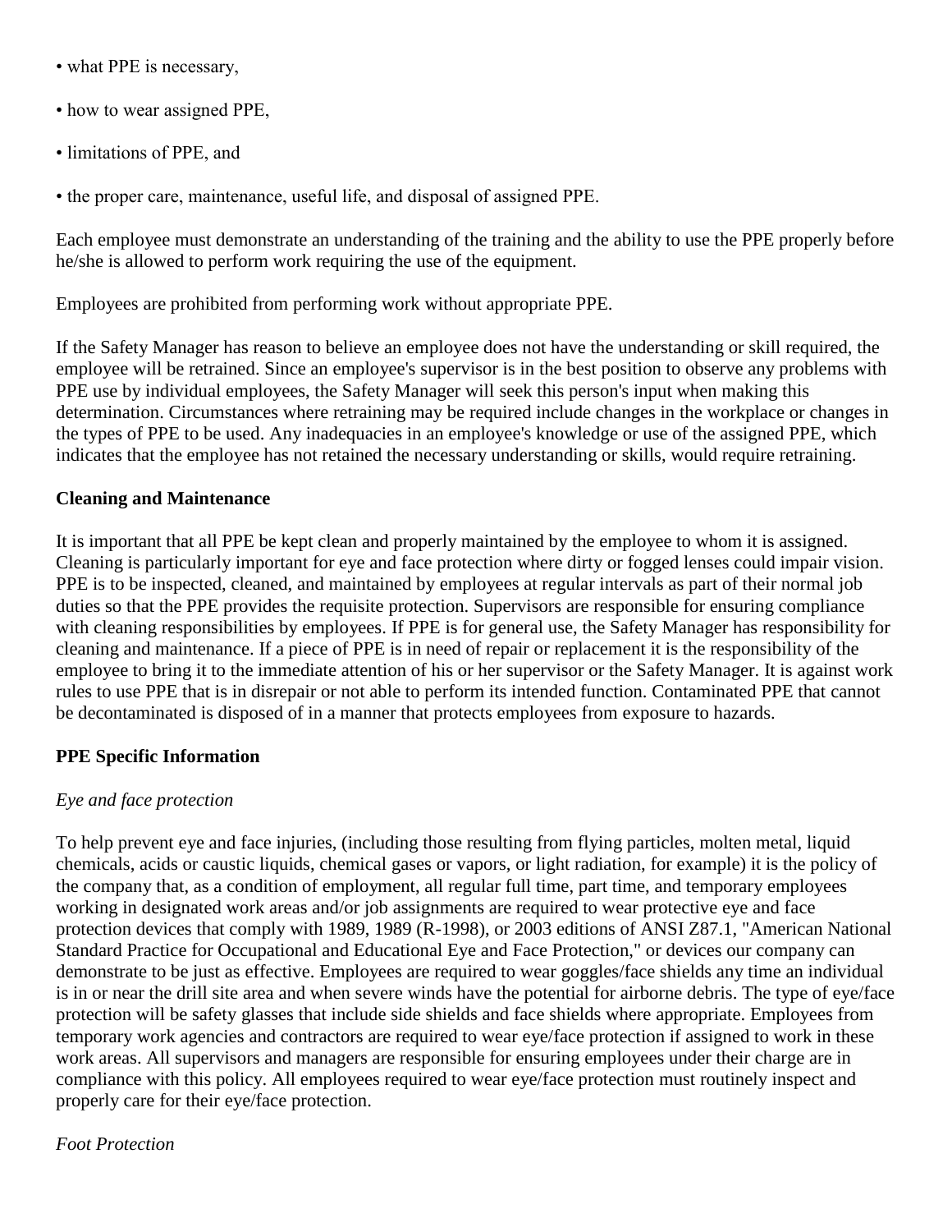- what PPE is necessary,
- how to wear assigned PPE,
- limitations of PPE, and
- the proper care, maintenance, useful life, and disposal of assigned PPE.

Each employee must demonstrate an understanding of the training and the ability to use the PPE properly before he/she is allowed to perform work requiring the use of the equipment.

Employees are prohibited from performing work without appropriate PPE.

If the Safety Manager has reason to believe an employee does not have the understanding or skill required, the employee will be retrained. Since an employee's supervisor is in the best position to observe any problems with PPE use by individual employees, the Safety Manager will seek this person's input when making this determination. Circumstances where retraining may be required include changes in the workplace or changes in the types of PPE to be used. Any inadequacies in an employee's knowledge or use of the assigned PPE, which indicates that the employee has not retained the necessary understanding or skills, would require retraining.

**Cleaning and Maintenance**

It is important that all PPE be kept clean and properly maintained by the employee to whom it is assigned. Cleaning is particularly important for eye and face protection where dirty or fogged lenses could impair vision. PPE is to be inspected, cleaned, and maintained by employees at regular intervals as part of their normal job duties so that the PPE provides the requisite protection. Supervisors are responsible for ensuring compliance with cleaning responsibilities by employees. If PPE is for general use, the Safety Manager has responsibility for cleaning and maintenance. If a piece of PPE is in need of repair or replacement it is the responsibility of the employee to bring it to the immediate attention of his or her supervisor or the Safety Manager. It is against work rules to use PPE that is in disrepair or not able to perform its intended function. Contaminated PPE that cannot be decontaminated is disposed of in a manner that protects employees from exposure to hazards.

**PPE Specific Information**

*Eye and face protection*

To help prevent eye and face injuries, (including those resulting from flying particles, molten metal, liquid chemicals, acids or caustic liquids, chemical gases or vapors, or light radiation, for example) it is the policy of the company that, as a condition of employment, all regular full time, part time, and temporary employees working in designated work areas and/or job assignments are required to wear protective eye and face protection devices that comply with 1989, 1989 (R-1998), or 2003 editions of ANSI Z87.1, "American National Standard Practice for Occupational and Educational Eye and Face Protection," or devices our company can demonstrate to be just as effective. Employees are required to wear goggles/face shields any time an individual is in or near the drill site area and when severe winds have the potential for airborne debris. The type of eye/face protection will be safety glasses that include side shields and face shields where appropriate. Employees from temporary work agencies and contractors are required to wear eye/face protection if assigned to work in these work areas. All supervisors and managers are responsible for ensuring employees under their charge are in compliance with this policy. All employees required to wear eye/face protection must routinely inspect and properly care for their eye/face protection.

*Foot Protection*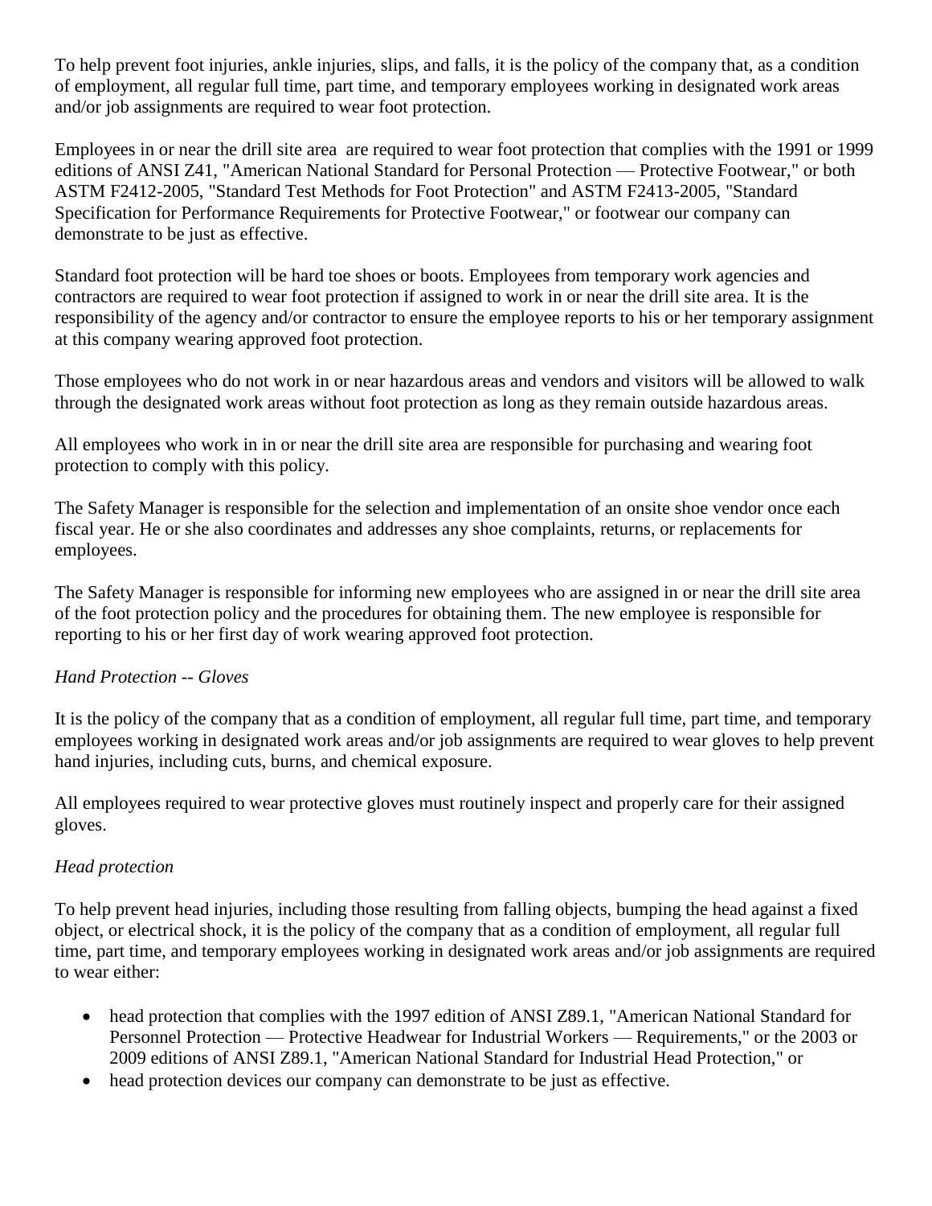To help prevent foot injuries, ankle injuries, slips, and falls, it is the policy of the company that, as a condition of employment, all regular full time, part time, and temporary employees working in designated work areas and/or job assignments are required to wear foot protection.

Employees in or near the drill site area are required to wear foot protection that complies with the 1991 or 1999 editions of ANSI Z41, "American National Standard for Personal Protection — Protective Footwear," or both ASTM F2412-2005, "Standard Test Methods for Foot Protection" and ASTM F2413-2005, "Standard Specification for Performance Requirements for Protective Footwear," or footwear our company can demonstrate to be just as effective.

Standard foot protection will be hard toe shoes or boots. Employees from temporary work agencies and contractors are required to wear foot protection if assigned to work in or near the drill site area. It is the responsibility of the agency and/or contractor to ensure the employee reports to his or her temporary assignment at this company wearing approved foot protection.

Those employees who do not work in or near hazardous areas and vendors and visitors will be allowed to walk through the designated work areas without foot protection as long as they remain outside hazardous areas.

All employees who work in in or near the drill site area are responsible for purchasing and wearing foot protection to comply with this policy.

The Safety Manager is responsible for the selection and implementation of an onsite shoe vendor once each fiscal year. He or she also coordinates and addresses any shoe complaints, returns, or replacements for employees.

The Safety Manager is responsible for informing new employees who are assigned in or near the drill site area of the foot protection policy and the procedures for obtaining them. The new employee is responsible for reporting to his or her first day of work wearing approved foot protection.

*Hand Protection -- Gloves*

It is the policy of the company that as a condition of employment, all regular full time, part time, and temporary employees working in designated work areas and/or job assignments are required to wear gloves to help prevent hand injuries, including cuts, burns, and chemical exposure.

All employees required to wear protective gloves must routinely inspect and properly care for their assigned gloves.

*Head protection*

To help prevent head injuries, including those resulting from falling objects, bumping the head against a fixed object, or electrical shock, it is the policy of the company that as a condition of employment, all regular full time, part time, and temporary employees working in designated work areas and/or job assignments are required to wear either:

- head protection that complies with the 1997 edition of ANSI Z89.1, "American National Standard for Personnel Protection — Protective Headwear for Industrial Workers — Requirements," or the 2003 or 2009 editions of ANSI Z89.1, "American National Standard for Industrial Head Protection," or
- head protection devices our company can demonstrate to be just as effective.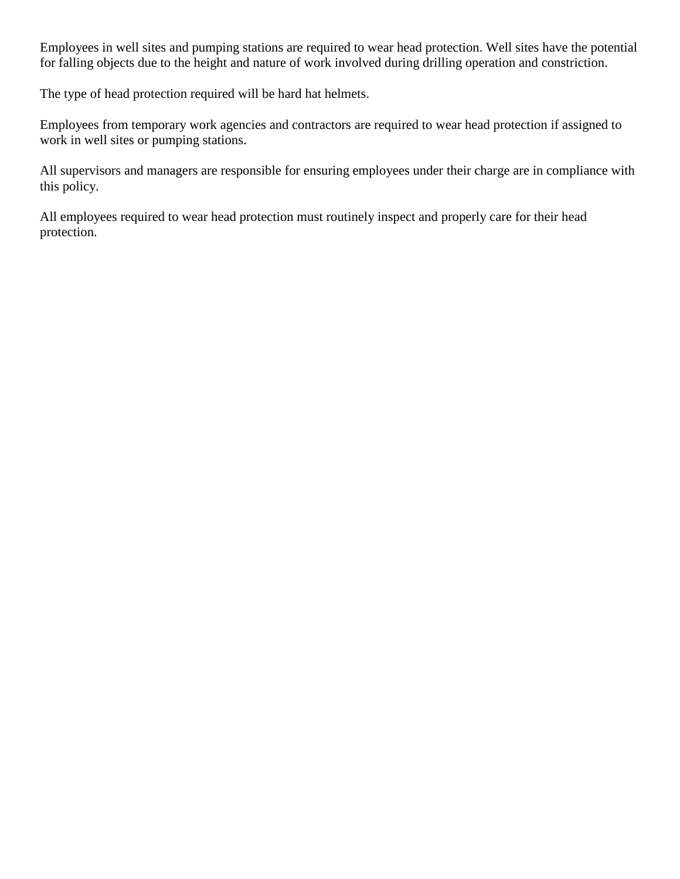Employees in well sites and pumping stations are required to wear head protection. Well sites have the potential for falling objects due to the height and nature of work involved during drilling operation and constriction.

The type of head protection required will be hard hat helmets.

Employees from temporary work agencies and contractors are required to wear head protection if assigned to work in well sites or pumping stations.

All supervisors and managers are responsible for ensuring employees under their charge are in compliance with this policy.

All employees required to wear head protection must routinely inspect and properly care for their head protection.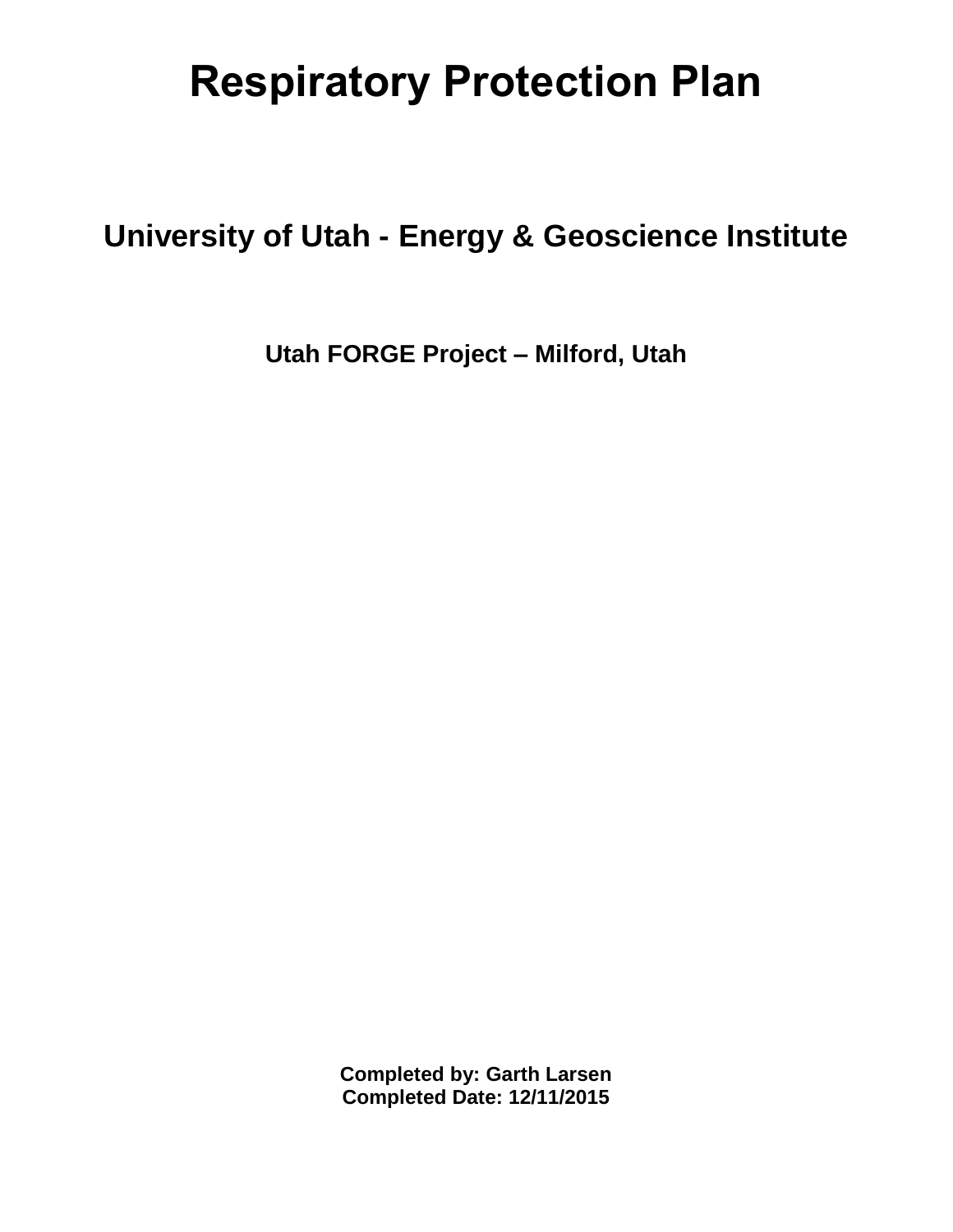# Respiratory Protection Plan

## University of Utah - Energy & Geoscience Institute

### Utah FORGE Project – Milford, Utah

**Completed by: Garth Larsen**
**Completed Date: 12/11/2015**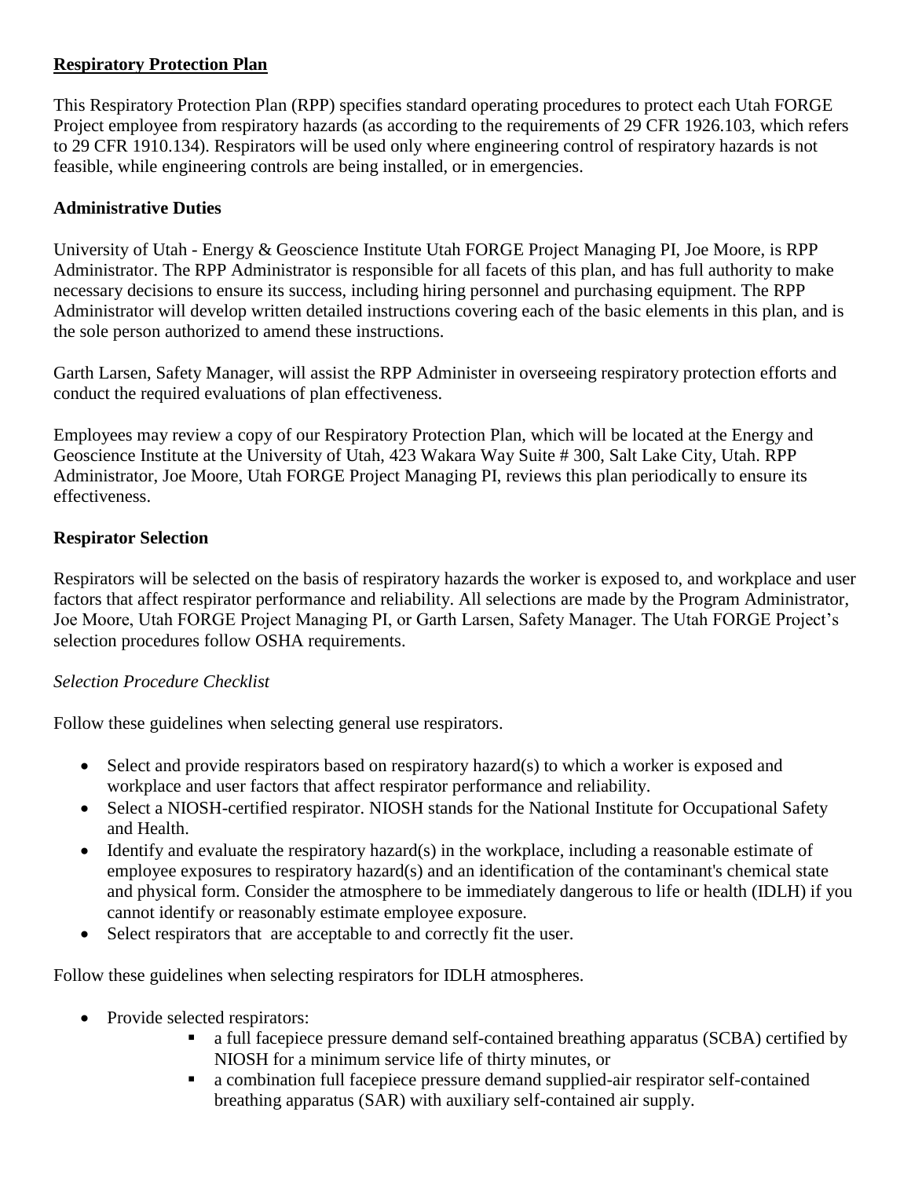**Respiratory Protection Plan**

This Respiratory Protection Plan (RPP) specifies standard operating procedures to protect each Utah FORGE Project employee from respiratory hazards (as according to the requirements of 29 CFR 1926.103, which refers to 29 CFR 1910.134). Respirators will be used only where engineering control of respiratory hazards is not feasible, while engineering controls are being installed, or in emergencies.

**Administrative Duties**

University of Utah - Energy & Geoscience Institute Utah FORGE Project Managing PI, Joe Moore, is RPP Administrator. The RPP Administrator is responsible for all facets of this plan, and has full authority to make necessary decisions to ensure its success, including hiring personnel and purchasing equipment. The RPP Administrator will develop written detailed instructions covering each of the basic elements in this plan, and is the sole person authorized to amend these instructions.

Garth Larsen, Safety Manager, will assist the RPP Administer in overseeing respiratory protection efforts and conduct the required evaluations of plan effectiveness.

Employees may review a copy of our Respiratory Protection Plan, which will be located at the Energy and Geoscience Institute at the University of Utah, 423 Wakara Way Suite # 300, Salt Lake City, Utah. RPP Administrator, Joe Moore, Utah FORGE Project Managing PI, reviews this plan periodically to ensure its effectiveness.

**Respirator Selection**

Respirators will be selected on the basis of respiratory hazards the worker is exposed to, and workplace and user factors that affect respirator performance and reliability. All selections are made by the Program Administrator, Joe Moore, Utah FORGE Project Managing PI, or Garth Larsen, Safety Manager. The Utah FORGE Project's selection procedures follow OSHA requirements.

*Selection Procedure Checklist*

Follow these guidelines when selecting general use respirators.

- Select and provide respirators based on respiratory hazard(s) to which a worker is exposed and workplace and user factors that affect respirator performance and reliability.
- Select a NIOSH-certified respirator. NIOSH stands for the National Institute for Occupational Safety and Health.
- Identify and evaluate the respiratory hazard(s) in the workplace, including a reasonable estimate of employee exposures to respiratory hazard(s) and an identification of the contaminant's chemical state and physical form. Consider the atmosphere to be immediately dangerous to life or health (IDLH) if you cannot identify or reasonably estimate employee exposure.
- Select respirators that are acceptable to and correctly fit the user.

Follow these guidelines when selecting respirators for IDLH atmospheres.

- Provide selected respirators:
    - a full facepiece pressure demand self-contained breathing apparatus (SCBA) certified by NIOSH for a minimum service life of thirty minutes, or
    - a combination full facepiece pressure demand supplied-air respirator self-contained breathing apparatus (SAR) with auxiliary self-contained air supply.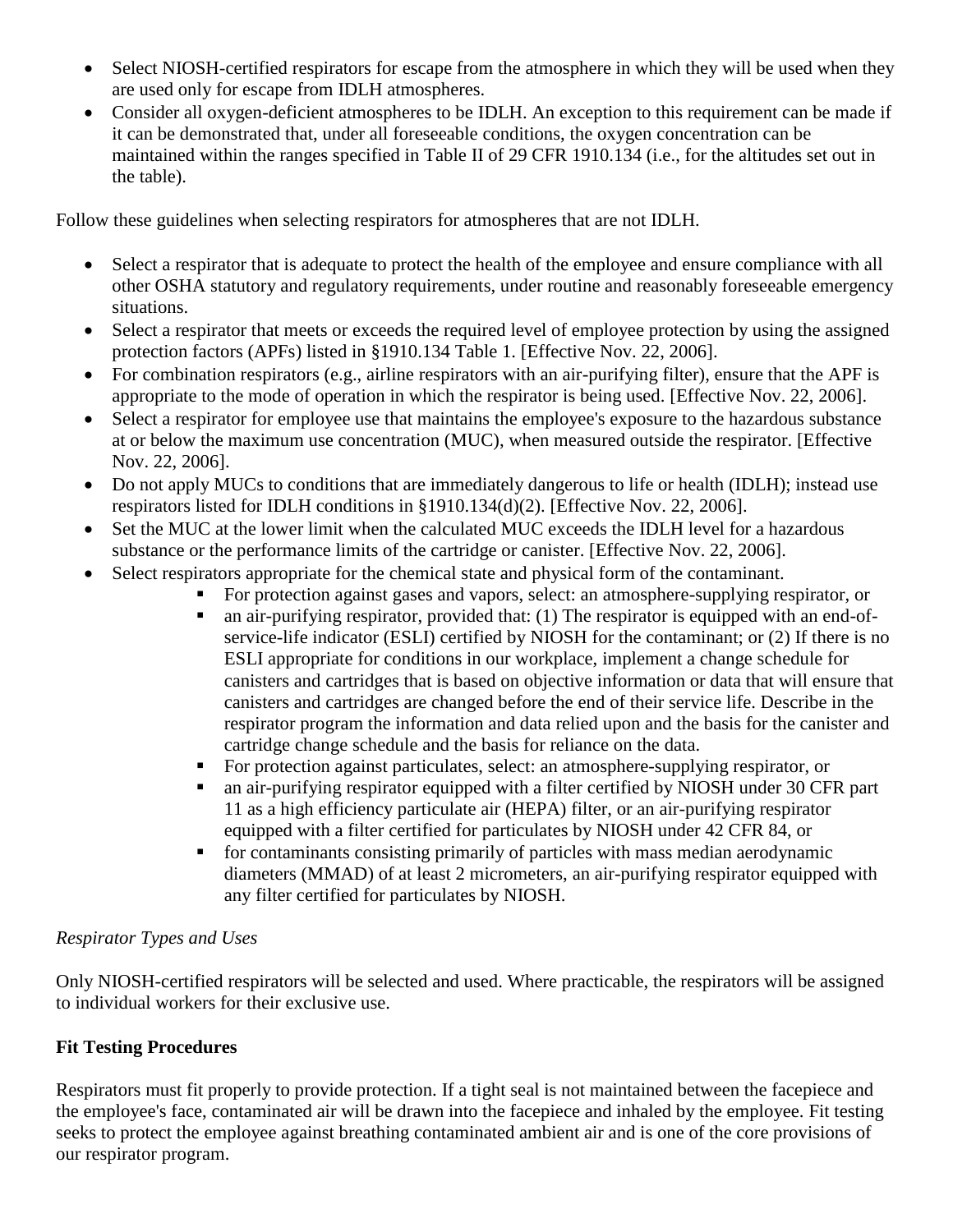- Select NIOSH-certified respirators for escape from the atmosphere in which they will be used when they are used only for escape from IDLH atmospheres.
- Consider all oxygen-deficient atmospheres to be IDLH. An exception to this requirement can be made if it can be demonstrated that, under all foreseeable conditions, the oxygen concentration can be maintained within the ranges specified in Table II of 29 CFR 1910.134 (i.e., for the altitudes set out in the table).

Follow these guidelines when selecting respirators for atmospheres that are not IDLH.

- Select a respirator that is adequate to protect the health of the employee and ensure compliance with all other OSHA statutory and regulatory requirements, under routine and reasonably foreseeable emergency situations.
- Select a respirator that meets or exceeds the required level of employee protection by using the assigned protection factors (APFs) listed in §1910.134 Table 1. [Effective Nov. 22, 2006].
- For combination respirators (e.g., airline respirators with an air-purifying filter), ensure that the APF is appropriate to the mode of operation in which the respirator is being used. [Effective Nov. 22, 2006].
- Select a respirator for employee use that maintains the employee's exposure to the hazardous substance at or below the maximum use concentration (MUC), when measured outside the respirator. [Effective Nov. 22, 2006].
- Do not apply MUCs to conditions that are immediately dangerous to life or health (IDLH); instead use respirators listed for IDLH conditions in §1910.134(d)(2). [Effective Nov. 22, 2006].
- Set the MUC at the lower limit when the calculated MUC exceeds the IDLH level for a hazardous substance or the performance limits of the cartridge or canister. [Effective Nov. 22, 2006].
- Select respirators appropriate for the chemical state and physical form of the contaminant.
    - For protection against gases and vapors, select: an atmosphere-supplying respirator, or
    - an air-purifying respirator, provided that: (1) The respirator is equipped with an end-of-service-life indicator (ESLI) certified by NIOSH for the contaminant; or (2) If there is no ESLI appropriate for conditions in our workplace, implement a change schedule for canisters and cartridges that is based on objective information or data that will ensure that canisters and cartridges are changed before the end of their service life. Describe in the respirator program the information and data relied upon and the basis for the canister and cartridge change schedule and the basis for reliance on the data.
    - For protection against particulates, select: an atmosphere-supplying respirator, or
    - an air-purifying respirator equipped with a filter certified by NIOSH under 30 CFR part 11 as a high efficiency particulate air (HEPA) filter, or an air-purifying respirator equipped with a filter certified for particulates by NIOSH under 42 CFR 84, or
    - for contaminants consisting primarily of particles with mass median aerodynamic diameters (MMAD) of at least 2 micrometers, an air-purifying respirator equipped with any filter certified for particulates by NIOSH.

*Respirator Types and Uses*

Only NIOSH-certified respirators will be selected and used. Where practicable, the respirators will be assigned to individual workers for their exclusive use.

**Fit Testing Procedures**

Respirators must fit properly to provide protection. If a tight seal is not maintained between the facepiece and the employee's face, contaminated air will be drawn into the facepiece and inhaled by the employee. Fit testing seeks to protect the employee against breathing contaminated ambient air and is one of the core provisions of our respirator program.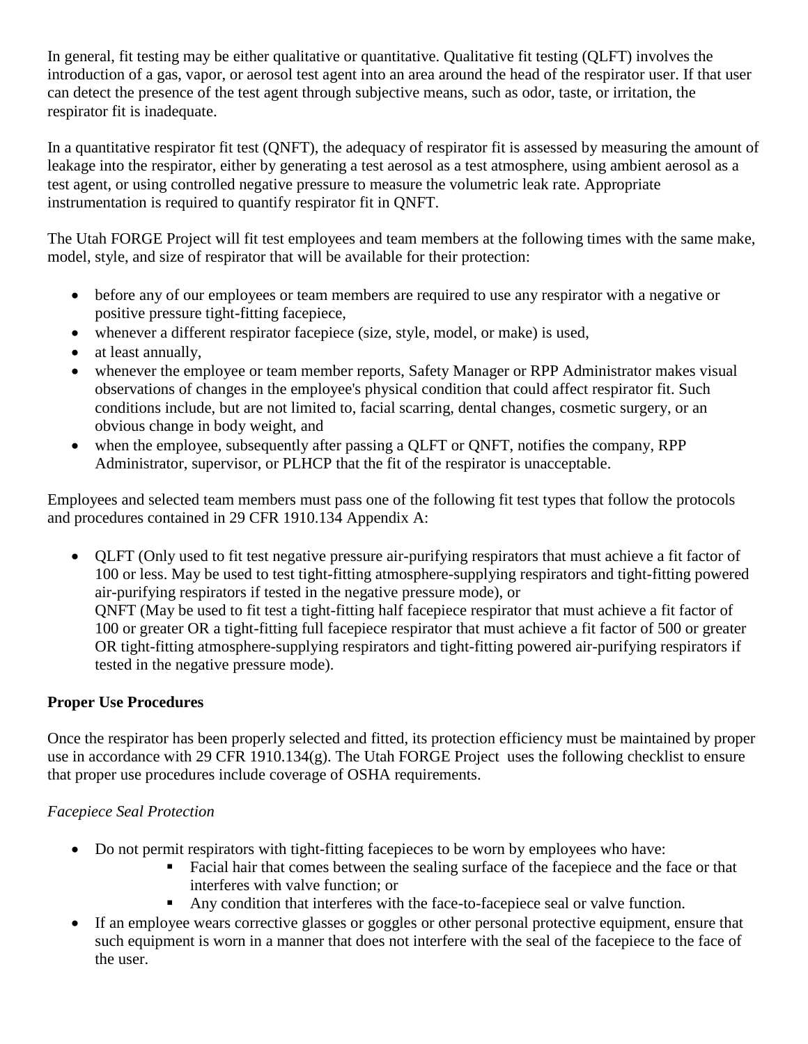In general, fit testing may be either qualitative or quantitative. Qualitative fit testing (QLFT) involves the introduction of a gas, vapor, or aerosol test agent into an area around the head of the respirator user. If that user can detect the presence of the test agent through subjective means, such as odor, taste, or irritation, the respirator fit is inadequate.

In a quantitative respirator fit test (QNFT), the adequacy of respirator fit is assessed by measuring the amount of leakage into the respirator, either by generating a test aerosol as a test atmosphere, using ambient aerosol as a test agent, or using controlled negative pressure to measure the volumetric leak rate. Appropriate instrumentation is required to quantify respirator fit in QNFT.

The Utah FORGE Project will fit test employees and team members at the following times with the same make, model, style, and size of respirator that will be available for their protection:

- before any of our employees or team members are required to use any respirator with a negative or positive pressure tight-fitting facepiece,
- whenever a different respirator facepiece (size, style, model, or make) is used,
- at least annually,
- whenever the employee or team member reports, Safety Manager or RPP Administrator makes visual observations of changes in the employee's physical condition that could affect respirator fit. Such conditions include, but are not limited to, facial scarring, dental changes, cosmetic surgery, or an obvious change in body weight, and
- when the employee, subsequently after passing a QLFT or QNFT, notifies the company, RPP Administrator, supervisor, or PLHCP that the fit of the respirator is unacceptable.

Employees and selected team members must pass one of the following fit test types that follow the protocols and procedures contained in 29 CFR 1910.134 Appendix A:

- QLFT (Only used to fit test negative pressure air-purifying respirators that must achieve a fit factor of 100 or less. May be used to test tight-fitting atmosphere-supplying respirators and tight-fitting powered air-purifying respirators if tested in the negative pressure mode), or
  QNFT (May be used to fit test a tight-fitting half facepiece respirator that must achieve a fit factor of 100 or greater OR a tight-fitting full facepiece respirator that must achieve a fit factor of 500 or greater OR tight-fitting atmosphere-supplying respirators and tight-fitting powered air-purifying respirators if tested in the negative pressure mode).

**Proper Use Procedures**

Once the respirator has been properly selected and fitted, its protection efficiency must be maintained by proper use in accordance with 29 CFR 1910.134(g). The Utah FORGE Project uses the following checklist to ensure that proper use procedures include coverage of OSHA requirements.

*Facepiece Seal Protection*

- Do not permit respirators with tight-fitting facepieces to be worn by employees who have:
  - Facial hair that comes between the sealing surface of the facepiece and the face or that interferes with valve function; or
  - Any condition that interferes with the face-to-facepiece seal or valve function.
- If an employee wears corrective glasses or goggles or other personal protective equipment, ensure that such equipment is worn in a manner that does not interfere with the seal of the facepiece to the face of the user.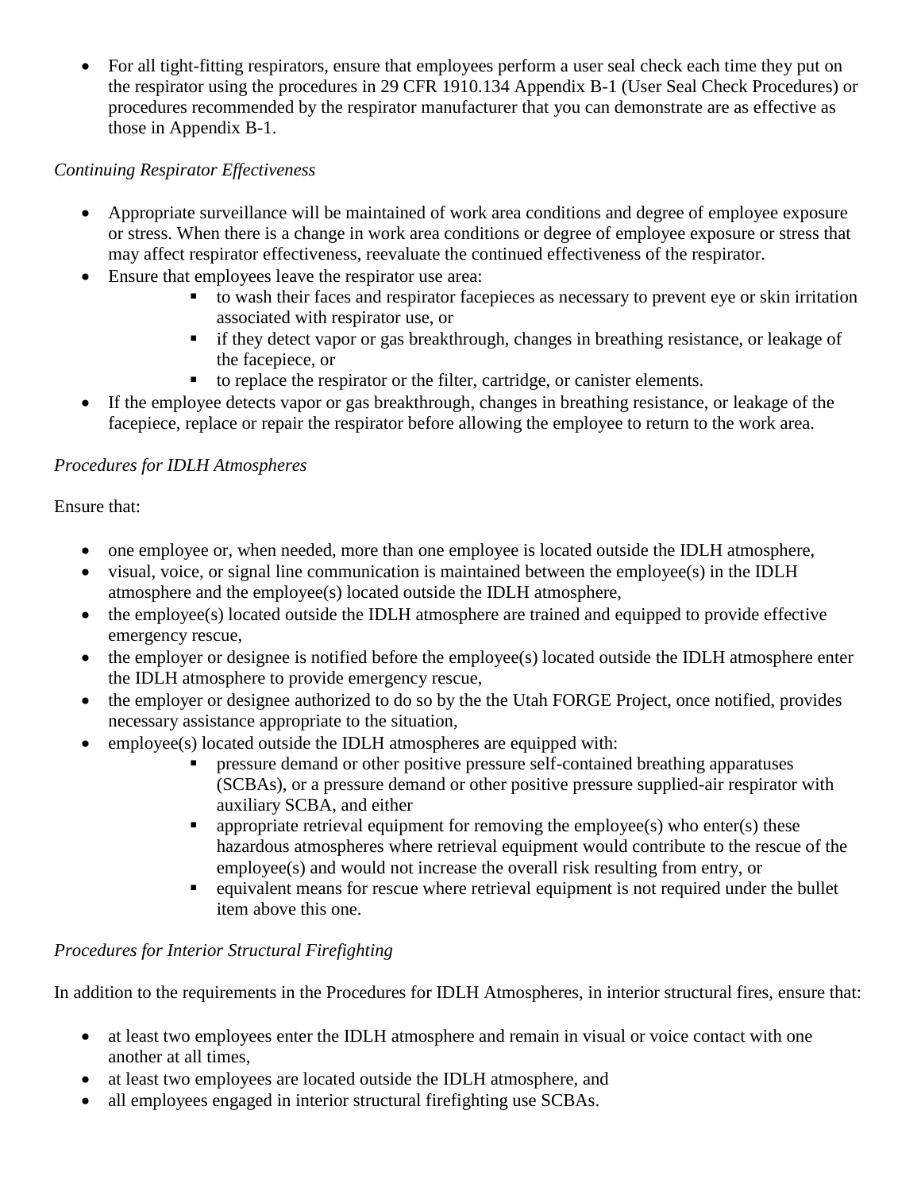- For all tight-fitting respirators, ensure that employees perform a user seal check each time they put on the respirator using the procedures in 29 CFR 1910.134 Appendix B-1 (User Seal Check Procedures) or procedures recommended by the respirator manufacturer that you can demonstrate are as effective as those in Appendix B-1.

*Continuing Respirator Effectiveness*

- Appropriate surveillance will be maintained of work area conditions and degree of employee exposure or stress. When there is a change in work area conditions or degree of employee exposure or stress that may affect respirator effectiveness, reevaluate the continued effectiveness of the respirator.
- Ensure that employees leave the respirator use area:
  - to wash their faces and respirator facepieces as necessary to prevent eye or skin irritation associated with respirator use, or
  - if they detect vapor or gas breakthrough, changes in breathing resistance, or leakage of the facepiece, or
  - to replace the respirator or the filter, cartridge, or canister elements.
- If the employee detects vapor or gas breakthrough, changes in breathing resistance, or leakage of the facepiece, replace or repair the respirator before allowing the employee to return to the work area.

*Procedures for IDLH Atmospheres*

Ensure that:

- one employee or, when needed, more than one employee is located outside the IDLH atmosphere,
- visual, voice, or signal line communication is maintained between the employee(s) in the IDLH atmosphere and the employee(s) located outside the IDLH atmosphere,
- the employee(s) located outside the IDLH atmosphere are trained and equipped to provide effective emergency rescue,
- the employer or designee is notified before the employee(s) located outside the IDLH atmosphere enter the IDLH atmosphere to provide emergency rescue,
- the employer or designee authorized to do so by the the Utah FORGE Project, once notified, provides necessary assistance appropriate to the situation,
- employee(s) located outside the IDLH atmospheres are equipped with:
  - pressure demand or other positive pressure self-contained breathing apparatuses (SCBAs), or a pressure demand or other positive pressure supplied-air respirator with auxiliary SCBA, and either
  - appropriate retrieval equipment for removing the employee(s) who enter(s) these hazardous atmospheres where retrieval equipment would contribute to the rescue of the employee(s) and would not increase the overall risk resulting from entry, or
  - equivalent means for rescue where retrieval equipment is not required under the bullet item above this one.

*Procedures for Interior Structural Firefighting*

In addition to the requirements in the Procedures for IDLH Atmospheres, in interior structural fires, ensure that:

- at least two employees enter the IDLH atmosphere and remain in visual or voice contact with one another at all times,
- at least two employees are located outside the IDLH atmosphere, and
- all employees engaged in interior structural firefighting use SCBAs.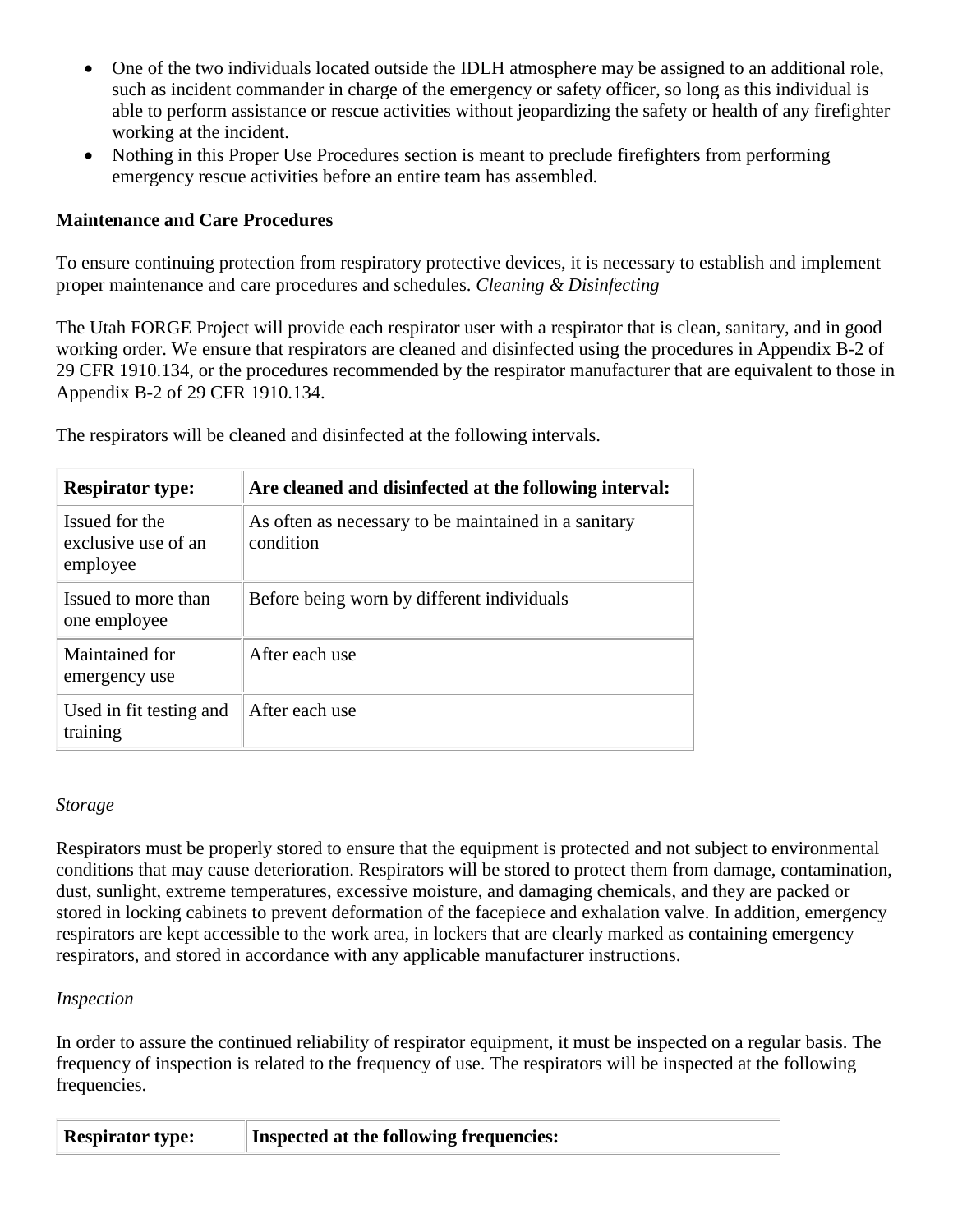- One of the two individuals located outside the IDLH atmosphere may be assigned to an additional role, such as incident commander in charge of the emergency or safety officer, so long as this individual is able to perform assistance or rescue activities without jeopardizing the safety or health of any firefighter working at the incident.
- Nothing in this Proper Use Procedures section is meant to preclude firefighters from performing emergency rescue activities before an entire team has assembled.

**Maintenance and Care Procedures**

To ensure continuing protection from respiratory protective devices, it is necessary to establish and implement proper maintenance and care procedures and schedules. *Cleaning & Disinfecting*

The Utah FORGE Project will provide each respirator user with a respirator that is clean, sanitary, and in good working order. We ensure that respirators are cleaned and disinfected using the procedures in Appendix B-2 of 29 CFR 1910.134, or the procedures recommended by the respirator manufacturer that are equivalent to those in Appendix B-2 of 29 CFR 1910.134.

The respirators will be cleaned and disinfected at the following intervals.

| **Respirator type:** | **Are cleaned and disinfected at the following interval:** |
|---|---|
| Issued for the exclusive use of an employee | As often as necessary to be maintained in a sanitary condition |
| Issued to more than one employee | Before being worn by different individuals |
| Maintained for emergency use | After each use |
| Used in fit testing and training | After each use |

*Storage*

Respirators must be properly stored to ensure that the equipment is protected and not subject to environmental conditions that may cause deterioration. Respirators will be stored to protect them from damage, contamination, dust, sunlight, extreme temperatures, excessive moisture, and damaging chemicals, and they are packed or stored in locking cabinets to prevent deformation of the facepiece and exhalation valve. In addition, emergency respirators are kept accessible to the work area, in lockers that are clearly marked as containing emergency respirators, and stored in accordance with any applicable manufacturer instructions.

*Inspection*

In order to assure the continued reliability of respirator equipment, it must be inspected on a regular basis. The frequency of inspection is related to the frequency of use. The respirators will be inspected at the following frequencies.

| **Respirator type:** | **Inspected at the following frequencies:** |
|---|---|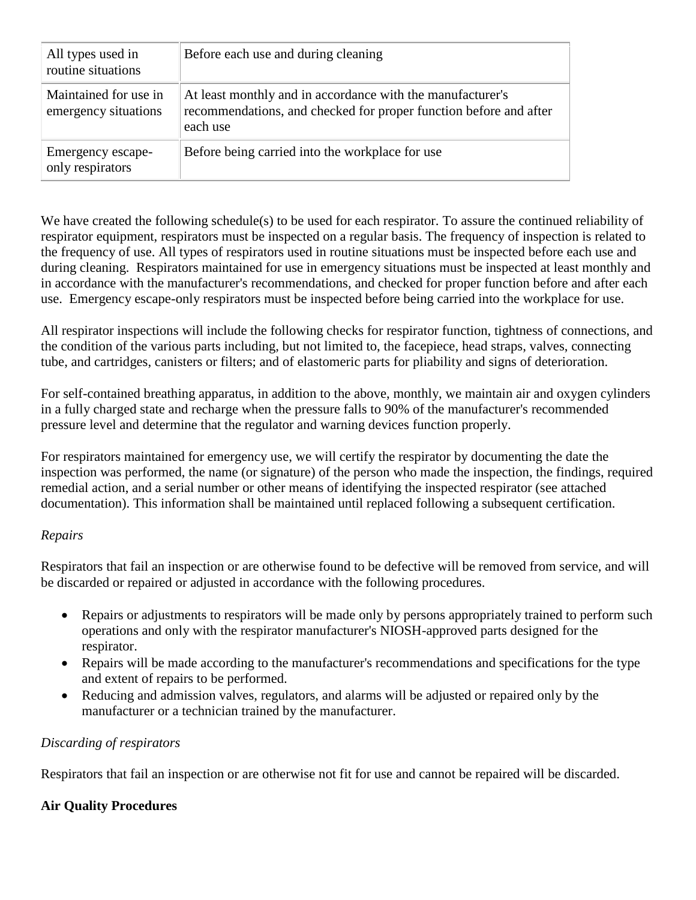| All types used in routine situations | Before each use and during cleaning |
|---|---|
| Maintained for use in emergency situations | At least monthly and in accordance with the manufacturer's recommendations, and checked for proper function before and after each use |
| Emergency escape-only respirators | Before being carried into the workplace for use |

We have created the following schedule(s) to be used for each respirator. To assure the continued reliability of respirator equipment, respirators must be inspected on a regular basis. The frequency of inspection is related to the frequency of use. All types of respirators used in routine situations must be inspected before each use and during cleaning. Respirators maintained for use in emergency situations must be inspected at least monthly and in accordance with the manufacturer's recommendations, and checked for proper function before and after each use. Emergency escape-only respirators must be inspected before being carried into the workplace for use.

All respirator inspections will include the following checks for respirator function, tightness of connections, and the condition of the various parts including, but not limited to, the facepiece, head straps, valves, connecting tube, and cartridges, canisters or filters; and of elastomeric parts for pliability and signs of deterioration.

For self-contained breathing apparatus, in addition to the above, monthly, we maintain air and oxygen cylinders in a fully charged state and recharge when the pressure falls to 90% of the manufacturer's recommended pressure level and determine that the regulator and warning devices function properly.

For respirators maintained for emergency use, we will certify the respirator by documenting the date the inspection was performed, the name (or signature) of the person who made the inspection, the findings, required remedial action, and a serial number or other means of identifying the inspected respirator (see attached documentation). This information shall be maintained until replaced following a subsequent certification.

*Repairs*

Respirators that fail an inspection or are otherwise found to be defective will be removed from service, and will be discarded or repaired or adjusted in accordance with the following procedures.

- Repairs or adjustments to respirators will be made only by persons appropriately trained to perform such operations and only with the respirator manufacturer's NIOSH-approved parts designed for the respirator.
- Repairs will be made according to the manufacturer's recommendations and specifications for the type and extent of repairs to be performed.
- Reducing and admission valves, regulators, and alarms will be adjusted or repaired only by the manufacturer or a technician trained by the manufacturer.

*Discarding of respirators*

Respirators that fail an inspection or are otherwise not fit for use and cannot be repaired will be discarded.

**Air Quality Procedures**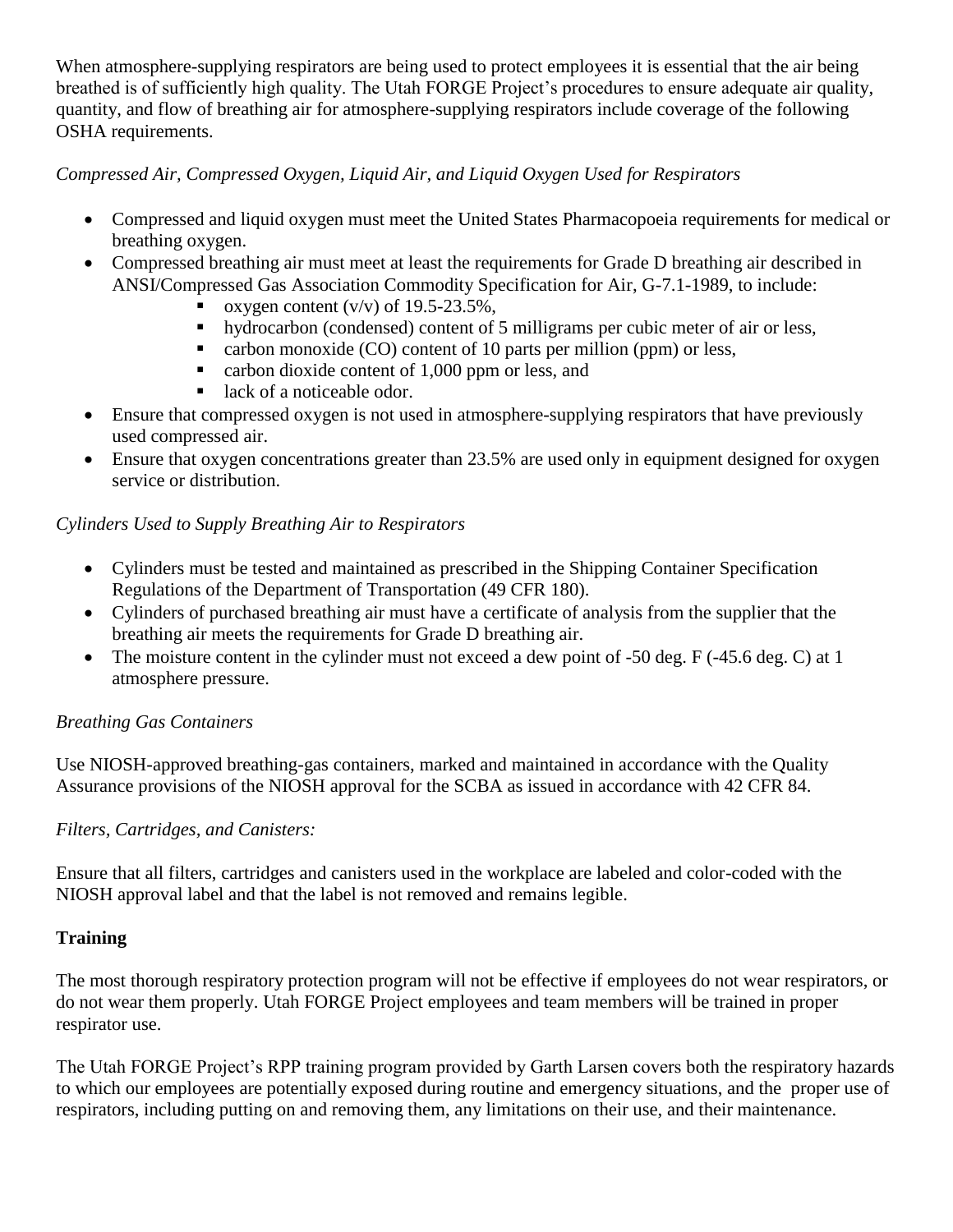When atmosphere-supplying respirators are being used to protect employees it is essential that the air being breathed is of sufficiently high quality. The Utah FORGE Project's procedures to ensure adequate air quality, quantity, and flow of breathing air for atmosphere-supplying respirators include coverage of the following OSHA requirements.

*Compressed Air, Compressed Oxygen, Liquid Air, and Liquid Oxygen Used for Respirators*

- Compressed and liquid oxygen must meet the United States Pharmacopoeia requirements for medical or breathing oxygen.
- Compressed breathing air must meet at least the requirements for Grade D breathing air described in ANSI/Compressed Gas Association Commodity Specification for Air, G-7.1-1989, to include:
  - oxygen content (v/v) of 19.5-23.5%,
  - hydrocarbon (condensed) content of 5 milligrams per cubic meter of air or less,
  - carbon monoxide (CO) content of 10 parts per million (ppm) or less,
  - carbon dioxide content of 1,000 ppm or less, and
  - lack of a noticeable odor.
- Ensure that compressed oxygen is not used in atmosphere-supplying respirators that have previously used compressed air.
- Ensure that oxygen concentrations greater than 23.5% are used only in equipment designed for oxygen service or distribution.

*Cylinders Used to Supply Breathing Air to Respirators*

- Cylinders must be tested and maintained as prescribed in the Shipping Container Specification Regulations of the Department of Transportation (49 CFR 180).
- Cylinders of purchased breathing air must have a certificate of analysis from the supplier that the breathing air meets the requirements for Grade D breathing air.
- The moisture content in the cylinder must not exceed a dew point of -50 deg. F (-45.6 deg. C) at 1 atmosphere pressure.

*Breathing Gas Containers*

Use NIOSH-approved breathing-gas containers, marked and maintained in accordance with the Quality Assurance provisions of the NIOSH approval for the SCBA as issued in accordance with 42 CFR 84.

*Filters, Cartridges, and Canisters:*

Ensure that all filters, cartridges and canisters used in the workplace are labeled and color-coded with the NIOSH approval label and that the label is not removed and remains legible.

**Training**

The most thorough respiratory protection program will not be effective if employees do not wear respirators, or do not wear them properly. Utah FORGE Project employees and team members will be trained in proper respirator use.

The Utah FORGE Project's RPP training program provided by Garth Larsen covers both the respiratory hazards to which our employees are potentially exposed during routine and emergency situations, and the proper use of respirators, including putting on and removing them, any limitations on their use, and their maintenance.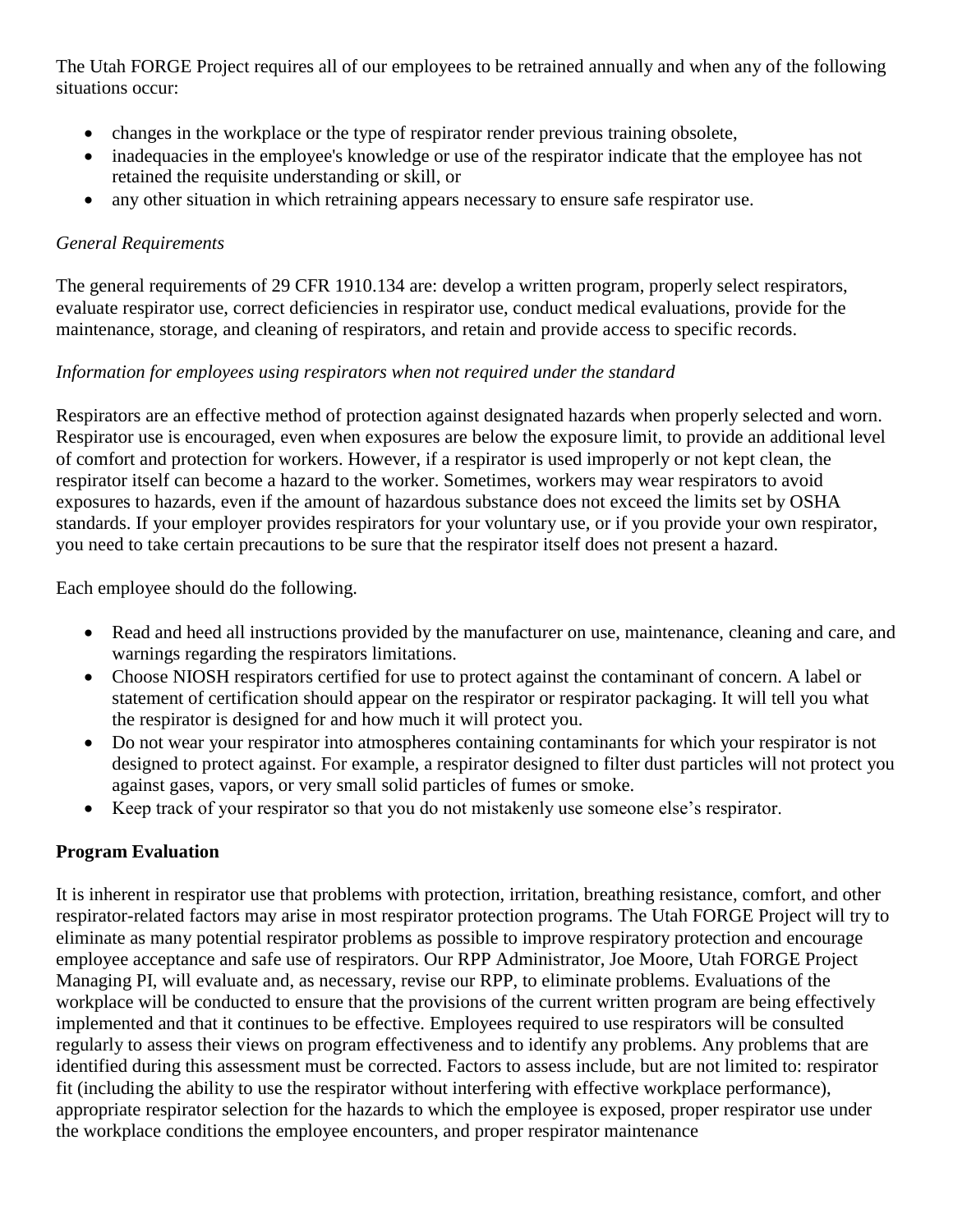The Utah FORGE Project requires all of our employees to be retrained annually and when any of the following situations occur:

- changes in the workplace or the type of respirator render previous training obsolete,
- inadequacies in the employee's knowledge or use of the respirator indicate that the employee has not retained the requisite understanding or skill, or
- any other situation in which retraining appears necessary to ensure safe respirator use.

*General Requirements*

The general requirements of 29 CFR 1910.134 are: develop a written program, properly select respirators, evaluate respirator use, correct deficiencies in respirator use, conduct medical evaluations, provide for the maintenance, storage, and cleaning of respirators, and retain and provide access to specific records.

*Information for employees using respirators when not required under the standard*

Respirators are an effective method of protection against designated hazards when properly selected and worn. Respirator use is encouraged, even when exposures are below the exposure limit, to provide an additional level of comfort and protection for workers. However, if a respirator is used improperly or not kept clean, the respirator itself can become a hazard to the worker. Sometimes, workers may wear respirators to avoid exposures to hazards, even if the amount of hazardous substance does not exceed the limits set by OSHA standards. If your employer provides respirators for your voluntary use, or if you provide your own respirator, you need to take certain precautions to be sure that the respirator itself does not present a hazard.

Each employee should do the following.

- Read and heed all instructions provided by the manufacturer on use, maintenance, cleaning and care, and warnings regarding the respirators limitations.
- Choose NIOSH respirators certified for use to protect against the contaminant of concern. A label or statement of certification should appear on the respirator or respirator packaging. It will tell you what the respirator is designed for and how much it will protect you.
- Do not wear your respirator into atmospheres containing contaminants for which your respirator is not designed to protect against. For example, a respirator designed to filter dust particles will not protect you against gases, vapors, or very small solid particles of fumes or smoke.
- Keep track of your respirator so that you do not mistakenly use someone else's respirator.

**Program Evaluation**

It is inherent in respirator use that problems with protection, irritation, breathing resistance, comfort, and other respirator-related factors may arise in most respirator protection programs. The Utah FORGE Project will try to eliminate as many potential respirator problems as possible to improve respiratory protection and encourage employee acceptance and safe use of respirators. Our RPP Administrator, Joe Moore, Utah FORGE Project Managing PI, will evaluate and, as necessary, revise our RPP, to eliminate problems. Evaluations of the workplace will be conducted to ensure that the provisions of the current written program are being effectively implemented and that it continues to be effective. Employees required to use respirators will be consulted regularly to assess their views on program effectiveness and to identify any problems. Any problems that are identified during this assessment must be corrected. Factors to assess include, but are not limited to: respirator fit (including the ability to use the respirator without interfering with effective workplace performance), appropriate respirator selection for the hazards to which the employee is exposed, proper respirator use under the workplace conditions the employee encounters, and proper respirator maintenance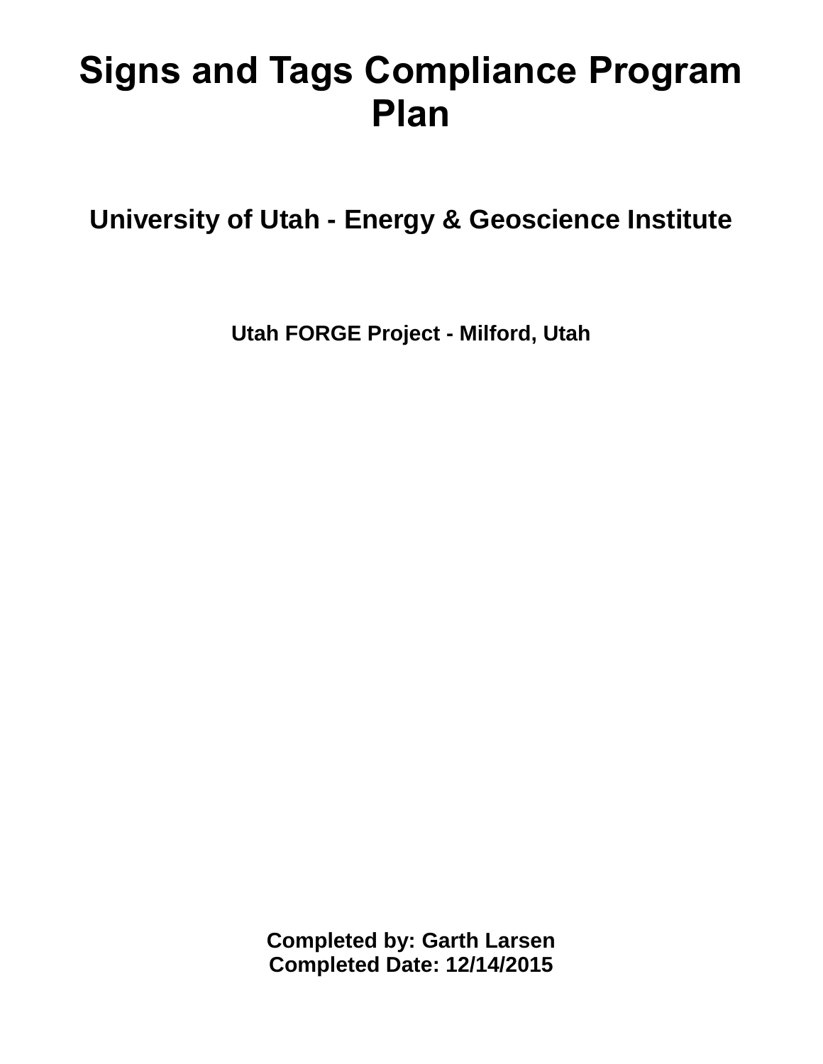# Signs and Tags Compliance Program Plan

## University of Utah - Energy & Geoscience Institute

### Utah FORGE Project - Milford, Utah

**Completed by: Garth Larsen**
**Completed Date: 12/14/2015**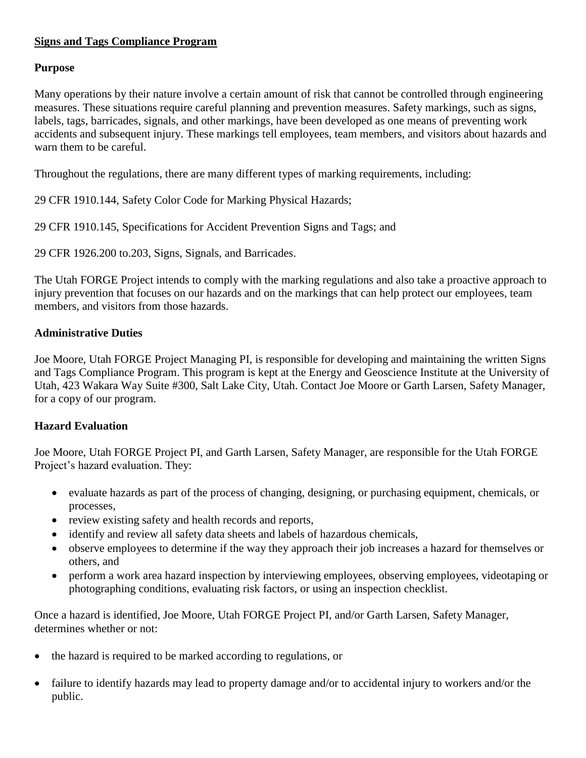## Signs and Tags Compliance Program

### Purpose

Many operations by their nature involve a certain amount of risk that cannot be controlled through engineering measures. These situations require careful planning and prevention measures. Safety markings, such as signs, labels, tags, barricades, signals, and other markings, have been developed as one means of preventing work accidents and subsequent injury. These markings tell employees, team members, and visitors about hazards and warn them to be careful.

Throughout the regulations, there are many different types of marking requirements, including:

29 CFR 1910.144, Safety Color Code for Marking Physical Hazards;

29 CFR 1910.145, Specifications for Accident Prevention Signs and Tags; and

29 CFR 1926.200 to.203, Signs, Signals, and Barricades.

The Utah FORGE Project intends to comply with the marking regulations and also take a proactive approach to injury prevention that focuses on our hazards and on the markings that can help protect our employees, team members, and visitors from those hazards.

### Administrative Duties

Joe Moore, Utah FORGE Project Managing PI, is responsible for developing and maintaining the written Signs and Tags Compliance Program. This program is kept at the Energy and Geoscience Institute at the University of Utah, 423 Wakara Way Suite #300, Salt Lake City, Utah. Contact Joe Moore or Garth Larsen, Safety Manager, for a copy of our program.

### Hazard Evaluation

Joe Moore, Utah FORGE Project PI, and Garth Larsen, Safety Manager, are responsible for the Utah FORGE Project's hazard evaluation. They:

- evaluate hazards as part of the process of changing, designing, or purchasing equipment, chemicals, or processes,
- review existing safety and health records and reports,
- identify and review all safety data sheets and labels of hazardous chemicals,
- observe employees to determine if the way they approach their job increases a hazard for themselves or others, and
- perform a work area hazard inspection by interviewing employees, observing employees, videotaping or photographing conditions, evaluating risk factors, or using an inspection checklist.

Once a hazard is identified, Joe Moore, Utah FORGE Project PI, and/or Garth Larsen, Safety Manager, determines whether or not:

- the hazard is required to be marked according to regulations, or
- failure to identify hazards may lead to property damage and/or to accidental injury to workers and/or the public.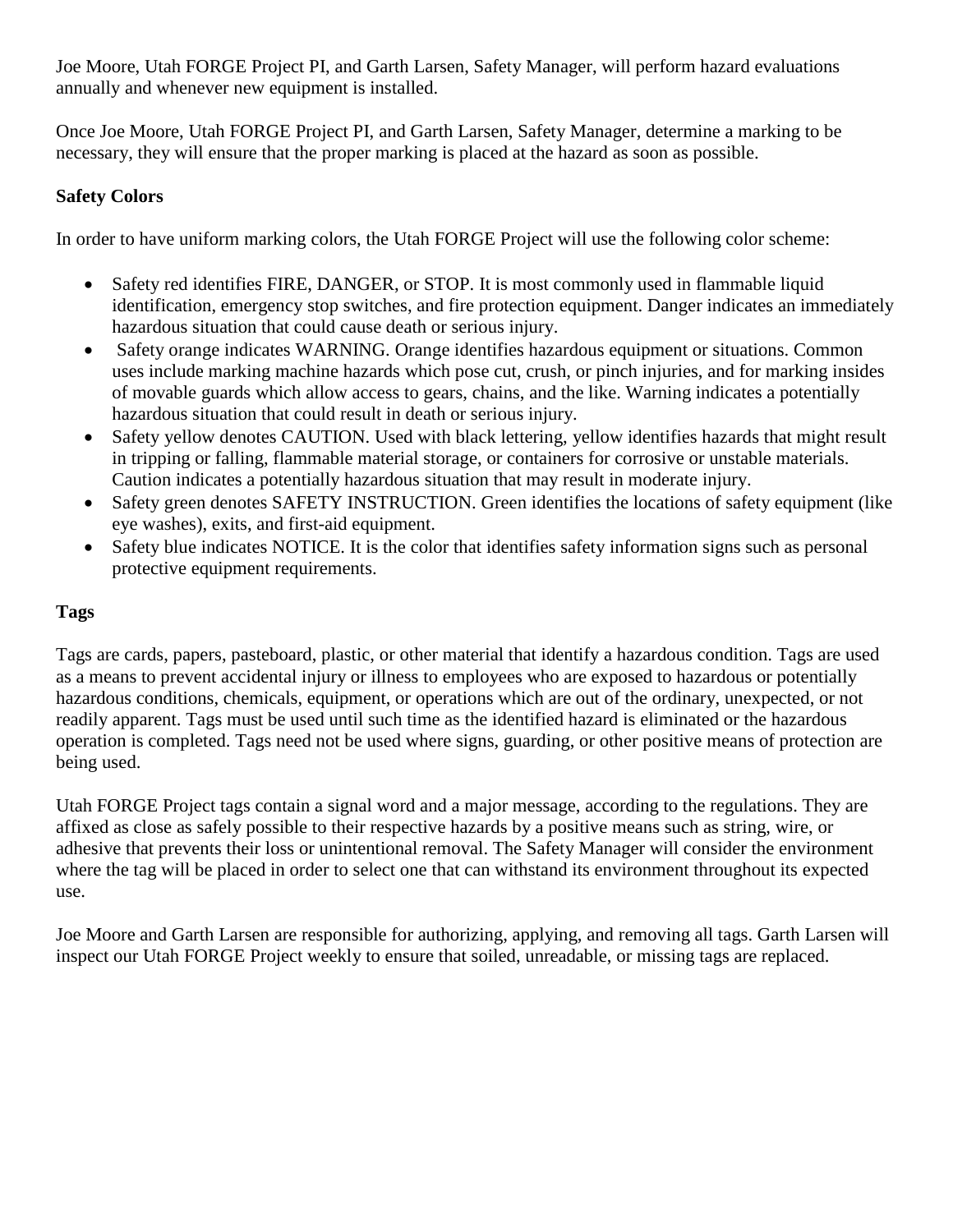Joe Moore, Utah FORGE Project PI, and Garth Larsen, Safety Manager, will perform hazard evaluations annually and whenever new equipment is installed.

Once Joe Moore, Utah FORGE Project PI, and Garth Larsen, Safety Manager, determine a marking to be necessary, they will ensure that the proper marking is placed at the hazard as soon as possible.

**Safety Colors**

In order to have uniform marking colors, the Utah FORGE Project will use the following color scheme:

- Safety red identifies FIRE, DANGER, or STOP. It is most commonly used in flammable liquid identification, emergency stop switches, and fire protection equipment. Danger indicates an immediately hazardous situation that could cause death or serious injury.
- Safety orange indicates WARNING. Orange identifies hazardous equipment or situations. Common uses include marking machine hazards which pose cut, crush, or pinch injuries, and for marking insides of movable guards which allow access to gears, chains, and the like. Warning indicates a potentially hazardous situation that could result in death or serious injury.
- Safety yellow denotes CAUTION. Used with black lettering, yellow identifies hazards that might result in tripping or falling, flammable material storage, or containers for corrosive or unstable materials. Caution indicates a potentially hazardous situation that may result in moderate injury.
- Safety green denotes SAFETY INSTRUCTION. Green identifies the locations of safety equipment (like eye washes), exits, and first-aid equipment.
- Safety blue indicates NOTICE. It is the color that identifies safety information signs such as personal protective equipment requirements.

**Tags**

Tags are cards, papers, pasteboard, plastic, or other material that identify a hazardous condition. Tags are used as a means to prevent accidental injury or illness to employees who are exposed to hazardous or potentially hazardous conditions, chemicals, equipment, or operations which are out of the ordinary, unexpected, or not readily apparent. Tags must be used until such time as the identified hazard is eliminated or the hazardous operation is completed. Tags need not be used where signs, guarding, or other positive means of protection are being used.

Utah FORGE Project tags contain a signal word and a major message, according to the regulations. They are affixed as close as safely possible to their respective hazards by a positive means such as string, wire, or adhesive that prevents their loss or unintentional removal. The Safety Manager will consider the environment where the tag will be placed in order to select one that can withstand its environment throughout its expected use.

Joe Moore and Garth Larsen are responsible for authorizing, applying, and removing all tags. Garth Larsen will inspect our Utah FORGE Project weekly to ensure that soiled, unreadable, or missing tags are replaced.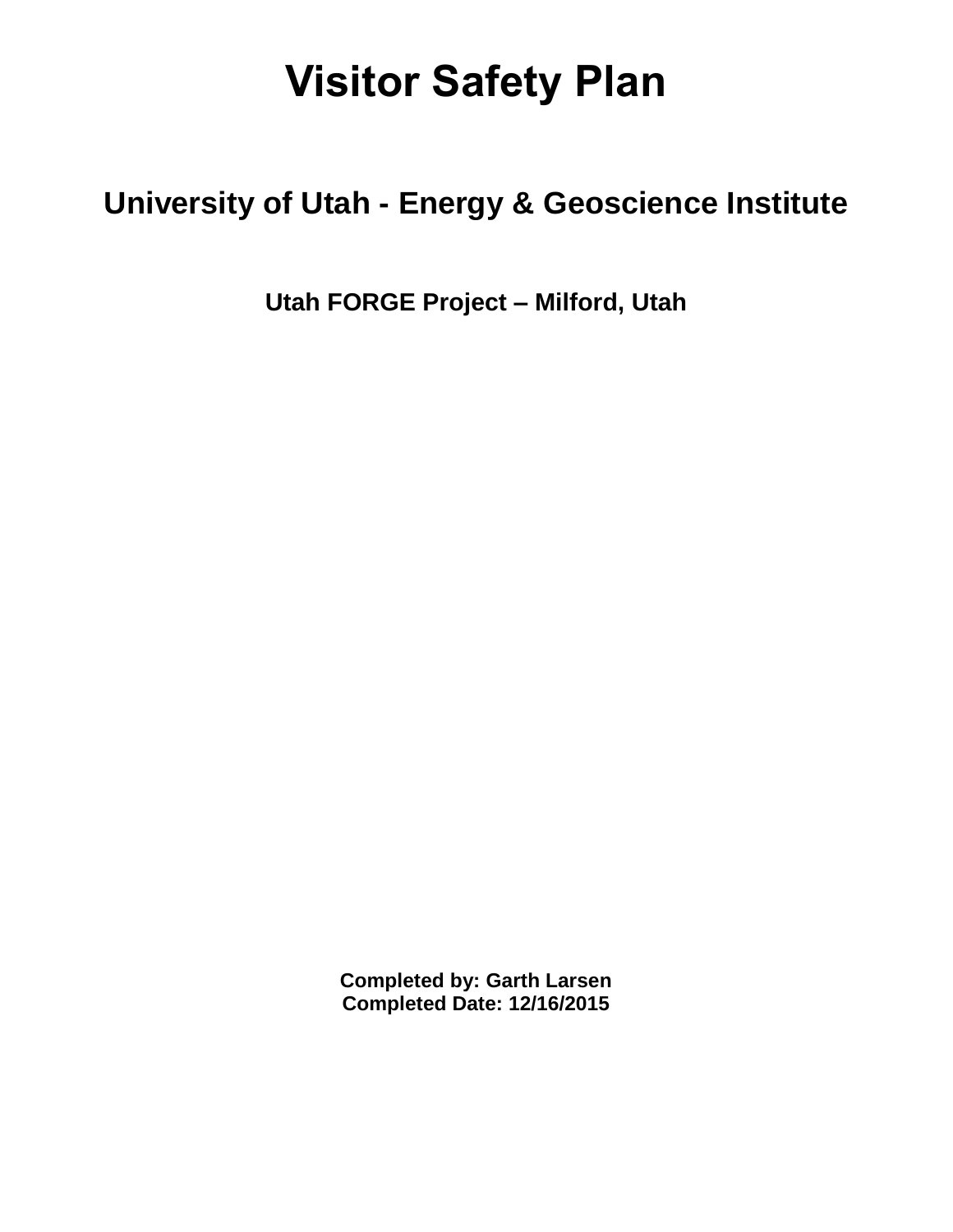# Visitor Safety Plan

## University of Utah - Energy & Geoscience Institute

### Utah FORGE Project – Milford, Utah

**Completed by: Garth Larsen**
**Completed Date: 12/16/2015**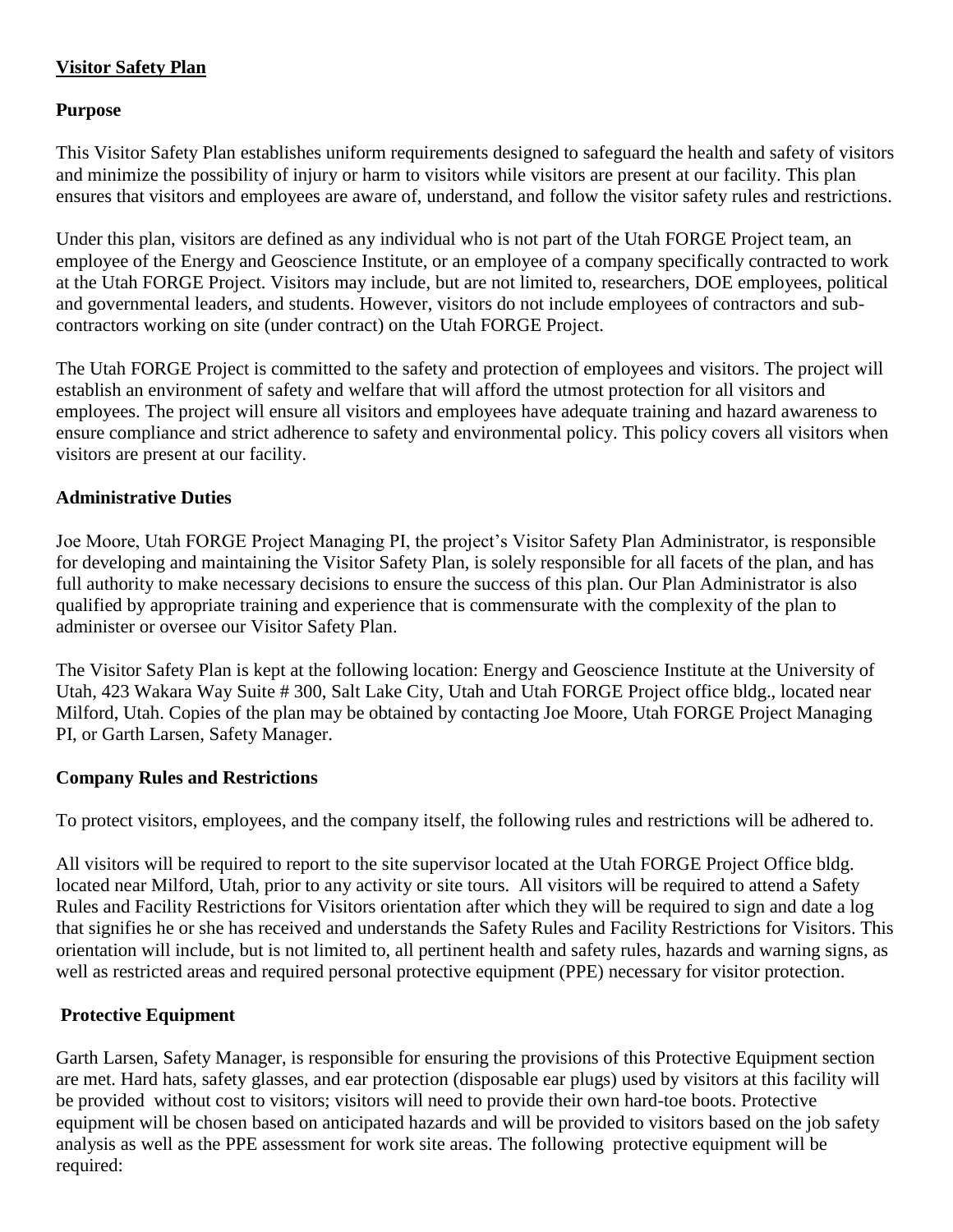## **Visitor Safety Plan**

### Purpose

This Visitor Safety Plan establishes uniform requirements designed to safeguard the health and safety of visitors and minimize the possibility of injury or harm to visitors while visitors are present at our facility. This plan ensures that visitors and employees are aware of, understand, and follow the visitor safety rules and restrictions.

Under this plan, visitors are defined as any individual who is not part of the Utah FORGE Project team, an employee of the Energy and Geoscience Institute, or an employee of a company specifically contracted to work at the Utah FORGE Project. Visitors may include, but are not limited to, researchers, DOE employees, political and governmental leaders, and students. However, visitors do not include employees of contractors and sub-contractors working on site (under contract) on the Utah FORGE Project.

The Utah FORGE Project is committed to the safety and protection of employees and visitors. The project will establish an environment of safety and welfare that will afford the utmost protection for all visitors and employees. The project will ensure all visitors and employees have adequate training and hazard awareness to ensure compliance and strict adherence to safety and environmental policy. This policy covers all visitors when visitors are present at our facility.

### Administrative Duties

Joe Moore, Utah FORGE Project Managing PI, the project's Visitor Safety Plan Administrator, is responsible for developing and maintaining the Visitor Safety Plan, is solely responsible for all facets of the plan, and has full authority to make necessary decisions to ensure the success of this plan. Our Plan Administrator is also qualified by appropriate training and experience that is commensurate with the complexity of the plan to administer or oversee our Visitor Safety Plan.

The Visitor Safety Plan is kept at the following location: Energy and Geoscience Institute at the University of Utah, 423 Wakara Way Suite # 300, Salt Lake City, Utah and Utah FORGE Project office bldg., located near Milford, Utah. Copies of the plan may be obtained by contacting Joe Moore, Utah FORGE Project Managing PI, or Garth Larsen, Safety Manager.

### Company Rules and Restrictions

To protect visitors, employees, and the company itself, the following rules and restrictions will be adhered to.

All visitors will be required to report to the site supervisor located at the Utah FORGE Project Office bldg. located near Milford, Utah, prior to any activity or site tours. All visitors will be required to attend a Safety Rules and Facility Restrictions for Visitors orientation after which they will be required to sign and date a log that signifies he or she has received and understands the Safety Rules and Facility Restrictions for Visitors. This orientation will include, but is not limited to, all pertinent health and safety rules, hazards and warning signs, as well as restricted areas and required personal protective equipment (PPE) necessary for visitor protection.

### Protective Equipment

Garth Larsen, Safety Manager, is responsible for ensuring the provisions of this Protective Equipment section are met. Hard hats, safety glasses, and ear protection (disposable ear plugs) used by visitors at this facility will be provided without cost to visitors; visitors will need to provide their own hard-toe boots. Protective equipment will be chosen based on anticipated hazards and will be provided to visitors based on the job safety analysis as well as the PPE assessment for work site areas. The following protective equipment will be required: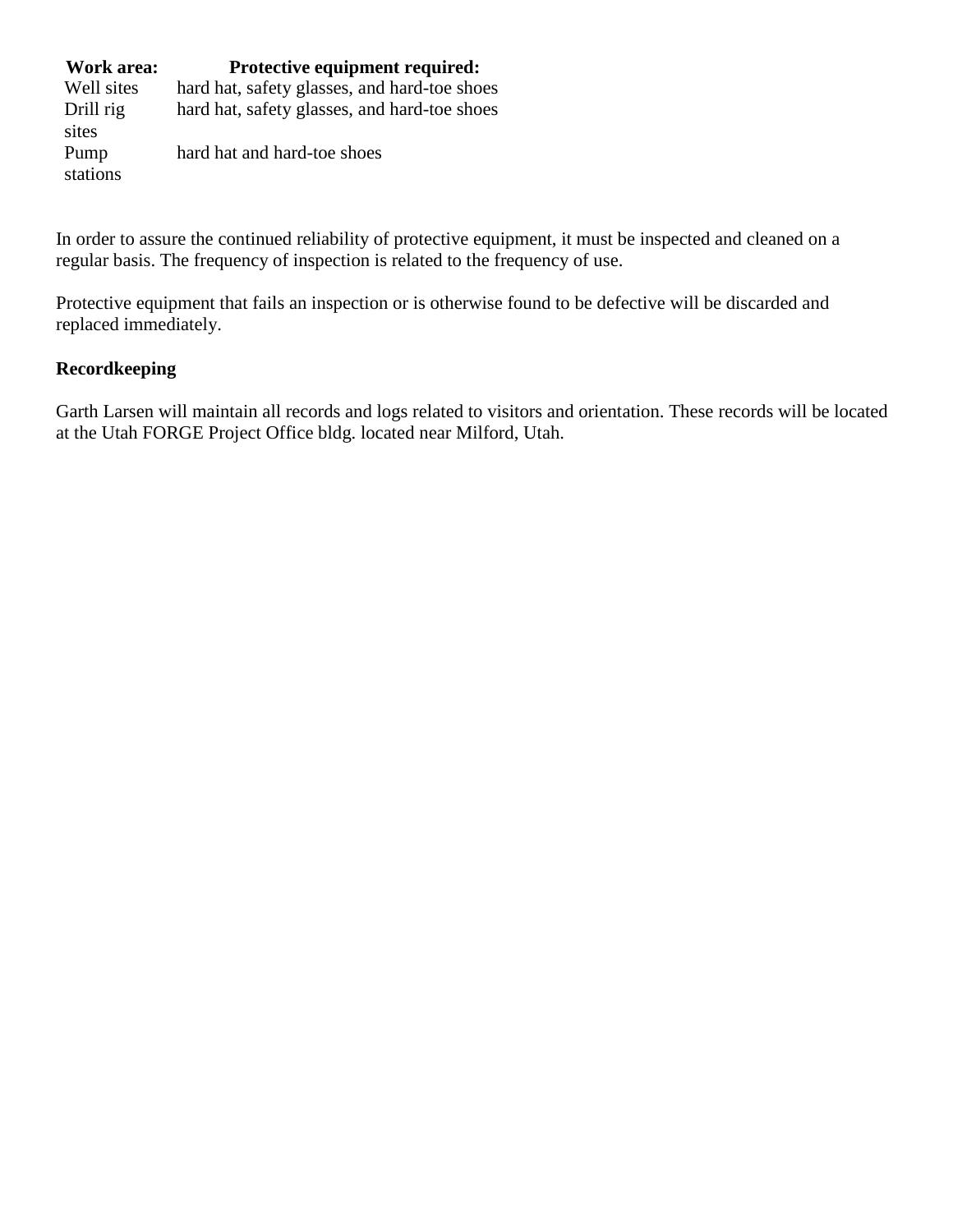| Work area: | Protective equipment required: |
|---|---|
| Well sites | hard hat, safety glasses, and hard-toe shoes |
| Drill rig sites | hard hat, safety glasses, and hard-toe shoes |
| Pump stations | hard hat and hard-toe shoes |

In order to assure the continued reliability of protective equipment, it must be inspected and cleaned on a regular basis. The frequency of inspection is related to the frequency of use.

Protective equipment that fails an inspection or is otherwise found to be defective will be discarded and replaced immediately.

**Recordkeeping**

Garth Larsen will maintain all records and logs related to visitors and orientation. These records will be located at the Utah FORGE Project Office bldg. located near Milford, Utah.